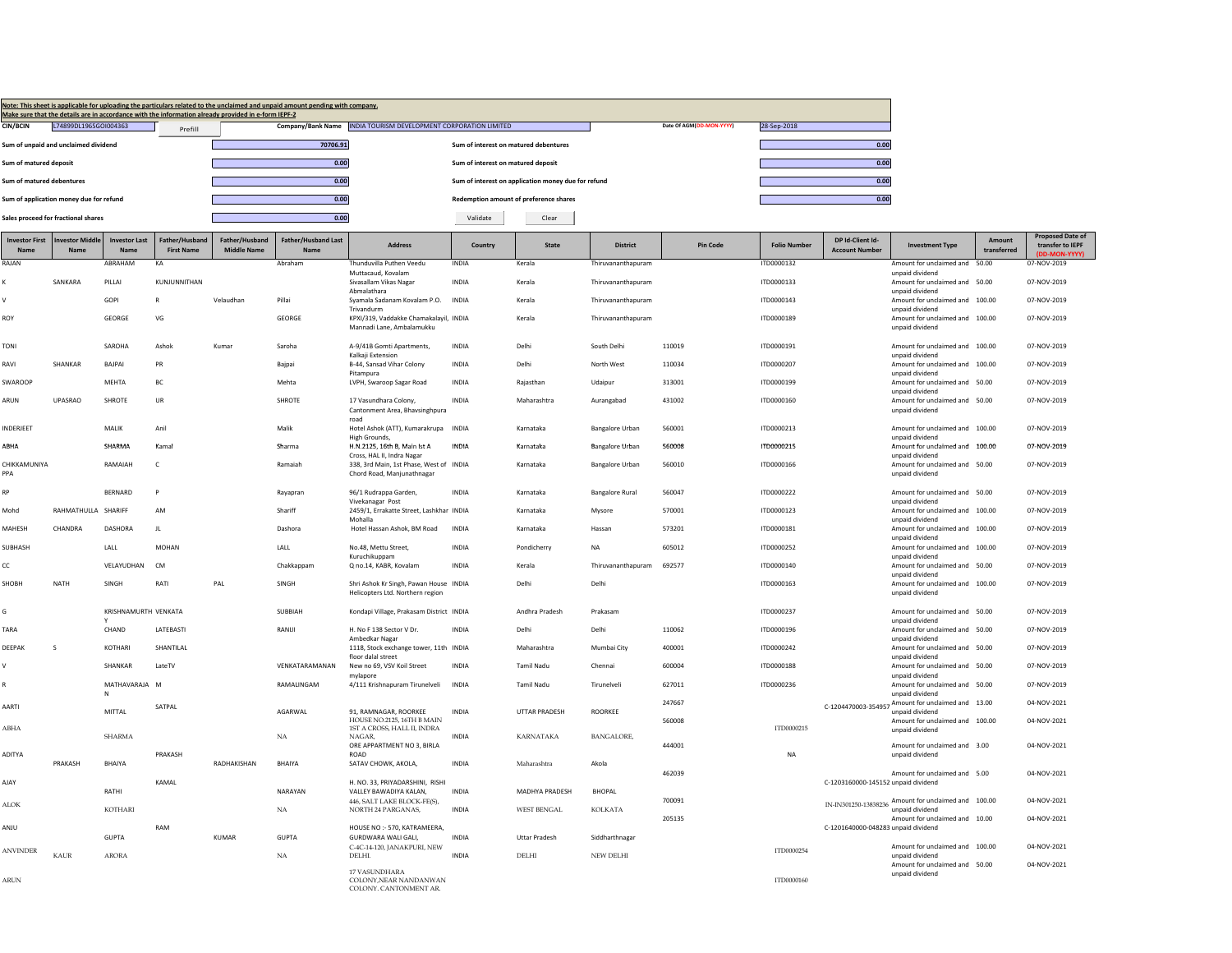**Note: This sheet is applicable for uploading the particulars related to the unclaimed and unpaid amount pending with company.**
**Make sure that the details are in accordance with the information already provided in e-form IEPF-2**

| | | | | | |
|---|---|---|---|---|---|
| CIN/BCIN | L74899DL1965GOI004363 | Prefill | Company/Bank Name | INDIA TOURISM DEVELOPMENT CORPORATION LIMITED | Date Of AGM(DD-MON-YYYY): 28-Sep-2018 |

| | | | |
|---|---|---|---|
| Sum of unpaid and unclaimed dividend | 70706.91 | Sum of interest on matured debentures | 0.00 |
| Sum of matured deposit | 0.00 | Sum of interest on matured deposit | 0.00 |
| Sum of matured debentures | 0.00 | Sum of interest on application money due for refund | 0.00 |
| Sum of application money due for refund | 0.00 | Redemption amount of preference shares | 0.00 |
| Sales proceed for fractional shares | 0.00 | Validate | Clear |

| Investor First Name | Investor Middle Name | Investor Last Name | Father/Husband First Name | Father/Husband Middle Name | Father/Husband Last Name | Address | Country | State | District | Pin Code | Folio Number | DP Id-Client Id-Account Number | Investment Type | Amount transferred | Proposed Date of transfer to IEPF (DD-MON-YYYY) |
|---|---|---|---|---|---|---|---|---|---|---|---|---|---|---|---|
| RAJAN | | ABRAHAM | KA | | Abraham | Thunduvilla Puthen Veedu Muttacaud, Kovalam | INDIA | Kerala | Thiruvananthapuram | | ITD0000132 | | Amount for unclaimed and unpaid dividend | 50.00 | 07-NOV-2019 |
| K | SANKARA | PILLAI | KUNJUNNITHAN | | | Sivasailam Vikas Nagar Abmalathara | INDIA | Kerala | Thiruvananthapuram | | ITD0000133 | | Amount for unclaimed and unpaid dividend | 50.00 | 07-NOV-2019 |
| V | | GOPI | R | Velaudhan | Pillai | Syamala Sadanam Kovalam P.O. Trivandurm | INDIA | Kerala | Thiruvananthapuram | | ITD0000143 | | Amount for unclaimed and unpaid dividend | 100.00 | 07-NOV-2019 |
| ROY | | GEORGE | VG | | GEORGE | KPXI/319, Vaddakke Chamakalayil, Mannadi Lane, Ambalamukku | INDIA | Kerala | Thiruvananthapuram | | ITD0000189 | | Amount for unclaimed and unpaid dividend | 100.00 | 07-NOV-2019 |
| TONI | | SAROHA | Ashok | Kumar | Saroha | A-9/41B Gomti Apartments, Kalkaji Extension | INDIA | Delhi | South Delhi | 110019 | ITD0000191 | | Amount for unclaimed and unpaid dividend | 100.00 | 07-NOV-2019 |
| RAVI | SHANKAR | BAJPAI | PR | | Bajpai | B-44, Sansad Vihar Colony Pitampura | INDIA | Delhi | North West | 110034 | ITD0000207 | | Amount for unclaimed and unpaid dividend | 100.00 | 07-NOV-2019 |
| SWAROOP | | MEHTA | BC | | Mehta | LVPH, Swaroop Sagar Road | INDIA | Rajasthan | Udaipur | 313001 | ITD0000199 | | Amount for unclaimed and unpaid dividend | 50.00 | 07-NOV-2019 |
| ARUN | UPASRAO | SHROTE | UR | | SHROTE | 17 Vasundhara Colony, Cantonment Area, Bhavsinghpura road | INDIA | Maharashtra | Aurangabad | 431002 | ITD0000160 | | Amount for unclaimed and unpaid dividend | 50.00 | 07-NOV-2019 |
| INDERJEET | | MALIK | Anil | | Malik | Hotel Ashok (ATT), Kumarakrupa High Grounds, | INDIA | Karnataka | Bangalore Urban | 560001 | ITD0000213 | | Amount for unclaimed and unpaid dividend | 100.00 | 07-NOV-2019 |
| ABHA | | SHARMA | Kamal | | Sharma | H.N.2125, 16th B, Main Ist A Cross, HAL II, Indra Nagar | INDIA | Karnataka | Bangalore Urban | 560008 | ITD0000215 | | Amount for unclaimed and unpaid dividend | 100.00 | 07-NOV-2019 |
| CHIKKAMUNIYAPPA | | RAMAIAH | C | | Ramaiah | 338, 3rd Main, 1st Phase, West of Chord Road, Manjunathnagar | INDIA | Karnataka | Bangalore Urban | 560010 | ITD0000166 | | Amount for unclaimed and unpaid dividend | 50.00 | 07-NOV-2019 |
| RP | | BERNARD | P | | Rayapran | 96/1 Rudrappa Garden, Vivekanagar Post | INDIA | Karnataka | Bangalore Rural | 560047 | ITD0000222 | | Amount for unclaimed and unpaid dividend | 50.00 | 07-NOV-2019 |
| Mohd | RAHMATHULLA | SHARIFF | AM | | Shariff | 2459/1, Errakatte Street, Lashkhar Mohalla | INDIA | Karnataka | Mysore | 570001 | ITD0000123 | | Amount for unclaimed and unpaid dividend | 100.00 | 07-NOV-2019 |
| MAHESH | CHANDRA | DASHORA | JL | | Dashora | Hotel Hassan Ashok, BM Road | INDIA | Karnataka | Hassan | 573201 | ITD0000181 | | Amount for unclaimed and unpaid dividend | 100.00 | 07-NOV-2019 |
| SUBHASH | | LALL | MOHAN | | LALL | No.48, Mettu Street, Kuruchikuppam | INDIA | Pondicherry | NA | 605012 | ITD0000252 | | Amount for unclaimed and unpaid dividend | 100.00 | 07-NOV-2019 |
| CC | | VELAYUDHAN | CM | | Chakkappam | Q no.14, KABR, Kovalam | INDIA | Kerala | Thiruvananthapuram | 692577 | ITD0000140 | | Amount for unclaimed and unpaid dividend | 50.00 | 07-NOV-2019 |
| SHOBH | NATH | SINGH | RATI | PAL | SINGH | Shri Ashok Kr Singh, Pawan House Helicopters Ltd. Northern region | INDIA | Delhi | Delhi | | ITD0000163 | | Amount for unclaimed and unpaid dividend | 100.00 | 07-NOV-2019 |
| G | | KRISHNAMURTHY | VENKATA | | SUBBIAH | Kondapi Village, Prakasam District | INDIA | Andhra Pradesh | Prakasam | | ITD0000237 | | Amount for unclaimed and unpaid dividend | 50.00 | 07-NOV-2019 |
| TARA | | CHAND | LATEBASTI | | RANIJI | H. No F 138 Sector V Dr. Ambedkar Nagar | INDIA | Delhi | Delhi | 110062 | ITD0000196 | | Amount for unclaimed and unpaid dividend | 50.00 | 07-NOV-2019 |
| DEEPAK | S | KOTHARI | SHANTILAL | | | 1118, Stock exchange tower, 11th floor dalal street | INDIA | Maharashtra | Mumbai City | 400001 | ITD0000242 | | Amount for unclaimed and unpaid dividend | 50.00 | 07-NOV-2019 |
| V | | SHANKAR | LateTV | | VENKATARAMANAN | New no 69, VSV Koil Street mylapore | INDIA | Tamil Nadu | Chennai | 600004 | ITD0000188 | | Amount for unclaimed and unpaid dividend | 50.00 | 07-NOV-2019 |
| R | | MATHAVARAJAN | M | | RAMALINGAM | 4/111 Krishnapuram Tirunelveli | INDIA | Tamil Nadu | Tirunelveli | 627011 | ITD0000236 | | Amount for unclaimed and unpaid dividend | 50.00 | 07-NOV-2019 |
| AARTI | | MITTAL | SATPAL | | AGARWAL | 91, RAMNAGAR, ROORKEE | INDIA | UTTAR PRADESH | ROORKEE | 247667 | | C-1204470003-354957 | Amount for unclaimed and unpaid dividend | 13.00 | 04-NOV-2021 |
| ABHA | | SHARMA | | | NA | HOUSE NO.2125, 16TH B MAIN 1ST A CROSS, HALL II, INDRA NAGAR, | INDIA | KARNATAKA | BANGALORE, | 560008 | ITD0000215 | | Amount for unclaimed and unpaid dividend | 100.00 | 04-NOV-2021 |
| ADITYA | PRAKASH | BHAIYA | PRAKASH | RADHAKISHAN | BHAIYA | ORE APPARTMENT NO 3, BIRLA ROAD SATAV CHOWK, AKOLA, | INDIA | Maharashtra | Akola | 444001 | NA | | Amount for unclaimed and unpaid dividend | 3.00 | 04-NOV-2021 |
| AJAY | | RATHI | KAMAL | | NARAYAN | H. NO. 33, PRIYADARSHINI, RISHI VALLEY BAWADIYA KALAN, | INDIA | MADHYA PRADESH | BHOPAL | 462039 | | C-1203160000-145152 | Amount for unclaimed and unpaid dividend | 5.00 | 04-NOV-2021 |
| ALOK | | KOTHARI | | | NA | 446, SALT LAKE BLOCK-FE(S), NORTH 24 PARGANAS, | INDIA | WEST BENGAL | KOLKATA | 700091 | | IN-IN301250-13838236 | Amount for unclaimed and unpaid dividend | 100.00 | 04-NOV-2021 |
| ANJU | | GUPTA | RAM | KUMAR | GUPTA | HOUSE NO :- 570, KATRAMEERA, GURDWARA WALI GALI, | INDIA | Uttar Pradesh | Siddharthnagar | 205135 | | C-1201640000-048283 | Amount for unclaimed and unpaid dividend | 10.00 | 04-NOV-2021 |
| ANVINDER | KAUR | ARORA | | | NA | C-4C-14-120, JANAKPURI, NEW DELHI. | INDIA | DELHI | NEW DELHI | | ITD0000254 | | Amount for unclaimed and unpaid dividend | 100.00 | 04-NOV-2021 |
| ARUN | | | | | | 17 VASUNDHARA COLONY,NEAR NANDANWAN COLONY. CANTONMENT AR. | | | | | ITD0000160 | | Amount for unclaimed and unpaid dividend | 50.00 | 04-NOV-2021 |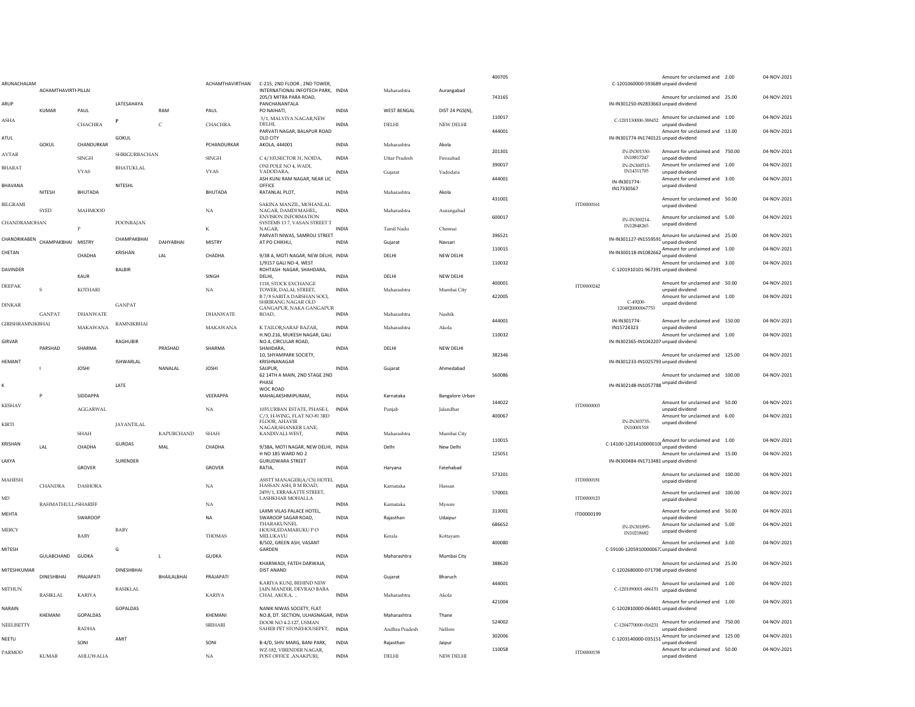| | | | | | | | | | | | | | | | | |
|---|---|---|---|---|---|---|---|---|---|---|---|---|---|---|---|---|
| ARUNACHALAM | ACHAMTHAVIRTHPILLAI | | | | ACHAMTHAVIRTHAN | C-215, 2ND FLOOR , 2ND TOWER, INTERNATIONAL INFOTECH PARK, | INDIA | Maharashtra | Aurangabad | 400705 | | C-1201060000-593689 | Amount for unclaimed and unpaid dividend | 2.00 | 04-NOV-2021 |
| ARUP | KUMAR | PAUL | LATESAHAYA | RAM | PAUL | 205/3 MITRA PARA ROAD, PANCHANANTALA PO NAIHATI, | INDIA | WEST BENGAL | DIST 24 PGS(N), | 743165 | | IN-IN301250-IN2833663 | Amount for unclaimed and unpaid dividend | 25.00 | 04-NOV-2021 |
| ASHA | | CHACHRA | P | C | CHACHRA | 3/1, MALVIYA NAGAR,NEW DELHI, | INDIA | DELHI | NEW DELHI | 110017 | | C-1201130000-388452 | Amount for unclaimed and unpaid dividend | 1.00 | 04-NOV-2021 |
| ATUL | GOKUL | CHANDURKAR | GOKUL | | PCHANDURKAR | PARVATI NAGAR, BALAPUR ROAD OLD CITY AKOLA, 444001 | INDIA | Maharashtra | Akola | 444001 | | IN-IN301774-IN1740121 | Amount for unclaimed and unpaid dividend | 13.00 | 04-NOV-2021 |
| AVTAR | | SINGH | SHRIGURBACHAN | | SINGH | C 4/103,SECTOR 31, NOIDA, | INDIA | Uttar Pradesh | Firozabad | 201301 | | IN-IN301330-IN18817247 | Amount for unclaimed and unpaid dividend | 750.00 | 04-NOV-2021 |
| BHARAT | | VYAS | BHATUKLAL | | VYAS | ONI POLE NO 4, WADI, VADODARA, | INDIA | Gujarat | Vadodara | 390017 | | IN-IN300513-IN14311705 | Amount for unclaimed and unpaid dividend | 1.00 | 04-NOV-2021 |
| BHAVANA | NITESH | BHUTADA | NITESHL | | BHUTADA | ASH KUNJ RAM NAGAR, NEAR LIC OFFICE RATANLAL PLOT, | INDIA | Maharashtra | Akola | 444001 | | IN-IN301774-IN17330567 | Amount for unclaimed and unpaid dividend | 3.00 | 04-NOV-2021 |
| BILGRAMI | SYED | MAHMOOD | | | NA | SAKINA MANZIL, MOHANLAL NAGAR, DAMDI MAHEL, | INDIA | Maharashtra | Aurangabad | 431001 | ITD0000161 | | Amount for unclaimed and unpaid dividend | 50.00 | 04-NOV-2021 |
| CHANDRAMOHAN | | P | POONRAJAN | | K | ENVISION INFORMATION SYSTEMS 13 7, VASAN STREET T NAGAR, | INDIA | Tamil Nadu | Chennai | 600017 | | IN-IN300214-IN12848265 | Amount for unclaimed and unpaid dividend | 5.00 | 04-NOV-2021 |
| CHANDRIKABEN | CHAMPAKBHAI | MISTRY | CHAMPAKBHAI | DAHYABHAI | MISTRY | PARVATI NIWAS, SAMROLI STREET AT PO CHIKHLI, | INDIA | Gujarat | Navsari | 396521 | | IN-IN301127-IN1559591 | Amount for unclaimed and unpaid dividend | 25.00 | 04-NOV-2021 |
| CHETAN | | CHADHA | KRISHAN | LAL | CHADHA | 9/38 A, MOTI NAGAR, NEW DELHI, | INDIA | DELHI | NEW DELHI | 110015 | | IN-IN300118-IN1082662 | Amount for unclaimed and unpaid dividend | 1.00 | 04-NOV-2021 |
| DAVINDER | | KAUR | BALBIR | | SINGH | 1/9157 GALI NO-4, WEST ROHTASH NAGAR, SHAHDARA, DELHI, | INDIA | DELHI | NEW DELHI | 110032 | | C-1201910101-967391 | Amount for unclaimed and unpaid dividend | 3.00 | 04-NOV-2021 |
| DEEPAK | S | KOTHARI | | | NA | 1118, STOCK EXCHANGE TOWER, DALAL STREET, | INDIA | Maharashtra | Mumbai City | 400001 | ITD0000242 | | Amount for unclaimed and unpaid dividend | 50.00 | 04-NOV-2021 |
| DINKAR | GANPAT | DHANWATE | GANPAT | | DHANWATE | B 7/8 SARITA DARSHAN SOCI, SHRIRANG NAGAR OLD GANGAPUR, NAKA GANGAPUR ROAD, | INDIA | Maharashtra | Nashik | 422005 | | C-49200-1204920000067753 | Amount for unclaimed and unpaid dividend | 1.00 | 04-NOV-2021 |
| GIRISHRAMNIKBHAI | | MAKAWANA | RAMNIKBHAI | | MAKAWANA | K TAILOR,SARAF BAZAR, | INDIA | Maharashtra | Akola | 444001 | | IN-IN301774-IN15724323 | Amount for unclaimed and unpaid dividend | 150.00 | 04-NOV-2021 |
| GIRVAR | PARSHAD | SHARMA | RAGHUBIR | PRASHAD | SHARMA | H.NO.216, MUKESH NAGAR, GALI NO.4, CIRCULAR ROAD, SHAHDARA, | INDIA | DELHI | NEW DELHI | 110032 | | IN-IN302365-IN1042207 | Amount for unclaimed and unpaid dividend | 1.00 | 04-NOV-2021 |
| HEMANT | I | JOSHI | ISHWARLAL | NANALAL | JOSHI | 10, SHYAMPARK SOCIETY, KRISHNANAGAR SAIJPUR, | INDIA | Gujarat | Ahmedabad | 382346 | | IN-IN301233-IN1025793 | Amount for unclaimed and unpaid dividend | 125.00 | 04-NOV-2021 |
| K | P | SIDDAPPA | LATE | | VEERAPPA | 62 14TH A MAIN, 2ND STAGE 2ND PHASE WOC ROAD MAHALAKSHMIPURAM, | INDIA | Karnataka | Bangalore Urban | 560086 | | IN-IN302148-IN1057788 | Amount for unclaimed and unpaid dividend | 100.00 | 04-NOV-2021 |
| KESHAV | | AGGARWAL | | | NA | 1035,URBAN ESTATE, PHASE-I, | INDIA | Punjab | Jalandhar | 144022 | ITD0000003 | | Amount for unclaimed and unpaid dividend | 50.00 | 04-NOV-2021 |
| KIRTI | | SHAH | JAYANTILAL | KAPURCHAND | SHAH | C/3, H-WING, FLAT NO-81 3RD FLOOR, AHAVIR NAGAR,SHANKER LANE, KANDIVALI-WEST, | INDIA | Maharashtra | Mumbai City | 400067 | | IN-IN303735-IN10001518 | Amount for unclaimed and unpaid dividend | 6.00 | 04-NOV-2021 |
| KRISHAN | LAL | CHADHA | GURDAS | MAL | CHADHA | 9/38A, MOTI NAGAR, NEW DELHI, | INDIA | Delhi | New Delhi | 110015 | | C-14100-1201410000010 | Amount for unclaimed and unpaid dividend | 1.00 | 04-NOV-2021 |
| LAXYA | | GROVER | SURENDER | | GROVER | H NO 185 WARD NO 2 GURUDWARA STREET RATIA, | INDIA | Haryana | Fatehabad | 125051 | | IN-IN300484-IN1713481 | Amount for unclaimed and unpaid dividend | 15.00 | 04-NOV-2021 |
| MAHESH | CHANDRA | DASHORA | | | NA | ASSTT MANAGER(A/CS) HOTEL HASSAN ASH, B M ROAD, | INDIA | Karnataka | Hassan | 573201 | ITD0000181 | | Amount for unclaimed and unpaid dividend | 100.00 | 04-NOV-2021 |
| MD | RAHMATHULLA | SHARIFF | | | NA | 2459/1, ERRAKATTE STREET, LASHKHAR MOHALLA | INDIA | Karnataka | Mysore | 570001 | ITD0000123 | | Amount for unclaimed and unpaid dividend | 100.00 | 04-NOV-2021 |
| MEHTA | | SWAROOP | | | NA | LAXMI VILAS PALACE HOTEL, SWAROOP SAGAR ROAD, | INDIA | Rajasthan | Udaipur | 313001 | ITD0000199 | | Amount for unclaimed and unpaid dividend | 50.00 | 04-NOV-2021 |
| MERCY | | BABY | BABY | | THOMAS | THARAKUNNEL HOUSE,EDAMARUKU P O MELUKAVU | INDIA | Kerala | Kottayam | 686652 | | IN-IN301895-IN10218682 | Amount for unclaimed and unpaid dividend | 5.00 | 04-NOV-2021 |
| MITESH | GULABCHAND | GUDKA | G | L | GUDKA | B/502, GREEN ASH, VASANT GARDEN | INDIA | Maharashtra | Mumbai City | 400080 | | C-59100-1205910000067 | Amount for unclaimed and unpaid dividend | 3.00 | 04-NOV-2021 |
| MITESHKUMAR | DINESHBHAI | PRAJAPATI | DINESHBHAI | BHAILALBHAI | PRAJAPATI | KHARIWADI, FATEH DARWAJA, DIST ANAND | INDIA | Gujarat | Bharuch | 388620 | | C-1202680000-071798 | Amount for unclaimed and unpaid dividend | 25.00 | 04-NOV-2021 |
| MITHUN | RASIKLAL | KARIYA | RASIKLAL | | KARIYA | KARIYA KUNJ, BEHIND NEW JAIN MANDIR, DEVRAO BABA CHAL AKOLA, , | INDIA | Maharashtra | Akola | 444001 | | C-1201090001-686151 | Amount for unclaimed and unpaid dividend | 1.00 | 04-NOV-2021 |
| NARAIN | KHEMANI | GOPALDAS | GOPALDAS | | KHEMANI | NANIK NIWAS SOCIETY, FLAT NO.8, DT. SECTION, ULHASNAGAR, | INDIA | Maharashtra | Thane | 421004 | | C-1202810000-064401 | Amount for unclaimed and unpaid dividend | 1.00 | 04-NOV-2021 |
| NEELISETTY | | RADHA | | | SRIHARI | DOOR NO 4-2-127, USMAN SAHEB PET STONEHOUSEPET, | INDIA | Andhra Pradesh | Nellore | 524002 | | C-1204770000-016231 | Amount for unclaimed and unpaid dividend | 750.00 | 04-NOV-2021 |
| NEETU | | SONI | AMIT | | SONI | B-4/D, SHIV MARG, BANI PARK, | INDIA | Rajasthan | Jaipur | 302006 | | C-1203140000-035151 | Amount for unclaimed and unpaid dividend | 125.00 | 04-NOV-2021 |
| PARMOD | KUMAR | AHLUWALIA | | | NA | WZ-182, VIRENDER NAGAR, POST OFFICE ,ANAKPURI, | INDIA | DELHI | NEW DELHI | 110058 | ITD0000158 | | Amount for unclaimed and unpaid dividend | 50.00 | 04-NOV-2021 |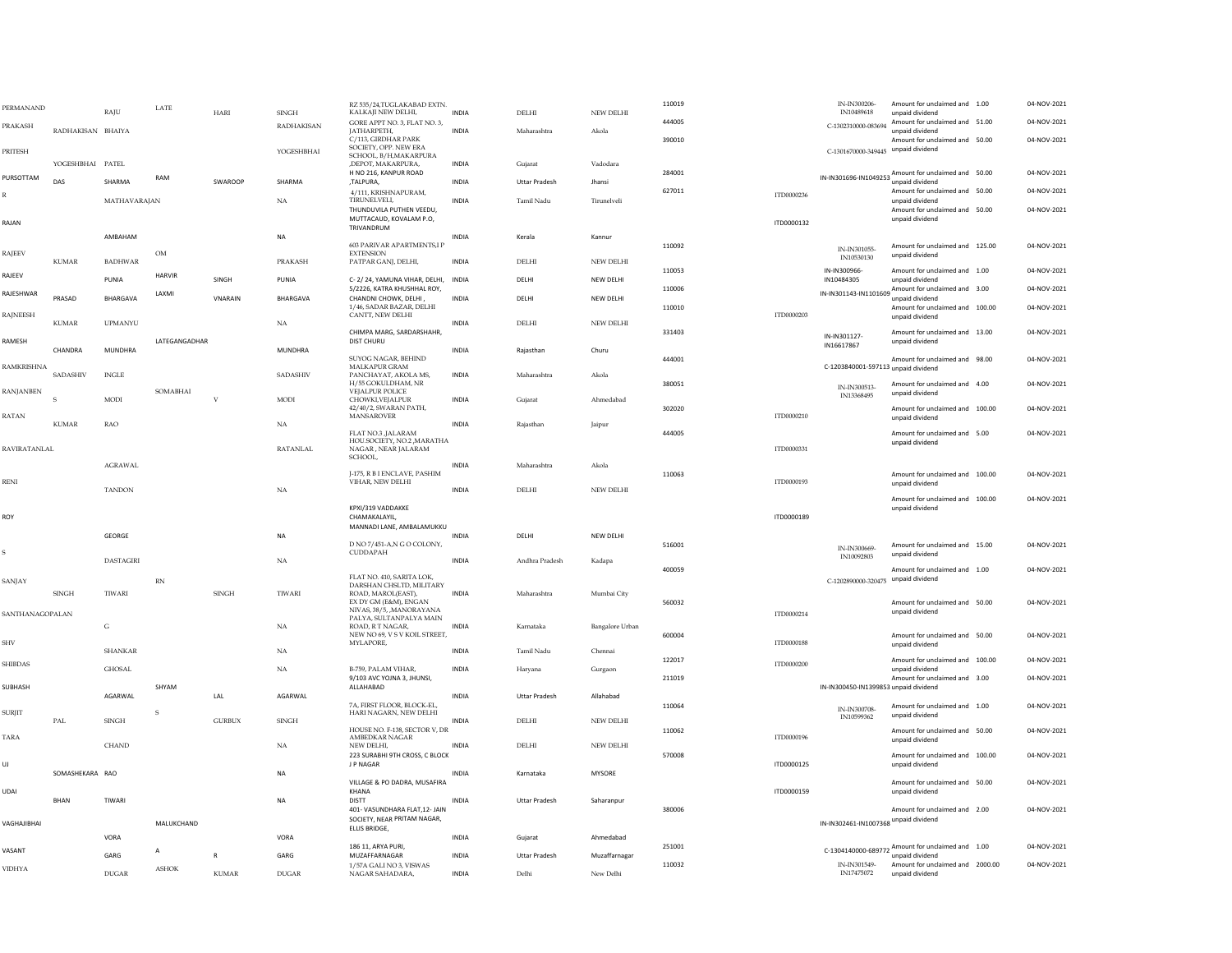| | | | | | | | | | | | | | | | |
|---|---|---|---|---|---|---|---|---|---|---|---|---|---|---|---|
| PERMANAND | | RAJU | LATE | HARI | SINGH | RZ 535/24,TUGLAKABAD EXTN. KALKAJI NEW DELHI, | INDIA | DELHI | NEW DELHI | 110019 | | IN-IN300206-IN10489618 | Amount for unclaimed and unpaid dividend | 1.00 | 04-NOV-2021 |
| PRAKASH | RADHAKISAN | BHAIYA | | | RADHAKISAN | GORE APPT NO. 3, FLAT NO. 3, JATHARPETH, | INDIA | Maharashtra | Akola | 444005 | | C-1302310000-083694 | Amount for unclaimed and unpaid dividend | 51.00 | 04-NOV-2021 |
| PRITESH | YOGESHBHAI | PATEL | | | YOGESHBHAI | C/113, GIRDHAR PARK SOCIETY, OPP. NEW ERA SCHOOL, B/H,MAKARPURA ,DEPOT, MAKARPURA, | INDIA | Gujarat | Vadodara | 390010 | | C-1301670000-349445 | Amount for unclaimed and unpaid dividend | 50.00 | 04-NOV-2021 |
| PURSOTTAM | DAS | SHARMA | RAM | SWAROOP | SHARMA | H NO 216, KANPUR ROAD ,TALPURA, | INDIA | Uttar Pradesh | Jhansi | 284001 | | IN-IN301696-IN1049253 | Amount for unclaimed and unpaid dividend | 50.00 | 04-NOV-2021 |
| R | | MATHAVARAJAN | | | NA | 4/111, KRISHNAPURAM, TIRUNELVELI, | INDIA | Tamil Nadu | Tirunelveli | 627011 | ITD0000236 | | Amount for unclaimed and unpaid dividend | 50.00 | 04-NOV-2021 |
| RAJAN | | AMBAHAM | | | NA | THUNDUVILA PUTHEN VEEDU, MUTTACAUD, KOVALAM P.O, TRIVANDRUM | INDIA | Kerala | Kannur | | ITD0000132 | | Amount for unclaimed and unpaid dividend | 50.00 | 04-NOV-2021 |
| RAJEEV | KUMAR | BADHWAR | OM | | PRAKASH | 603 PARIVAR APARTMENTS,I P EXTENSION PATPAR GANJ, DELHI, | INDIA | DELHI | NEW DELHI | 110092 | | IN-IN301055-IN10530130 | Amount for unclaimed and unpaid dividend | 125.00 | 04-NOV-2021 |
| RAJEEV | | PUNIA | HARVIR | SINGH | PUNIA | C- 2/ 24, YAMUNA VIHAR, DELHI, | INDIA | DELHI | NEW DELHI | 110053 | | IN-IN300966-IN10484305 | Amount for unclaimed and unpaid dividend | 1.00 | 04-NOV-2021 |
| RAJESHWAR | PRASAD | BHARGAVA | LAXMI | VNARAIN | BHARGAVA | 5/2226, KATRA KHUSHHAL ROY, CHANDNI CHOWK, DELHI , | INDIA | DELHI | NEW DELHI | 110006 | | IN-IN301143-IN1101609 | Amount for unclaimed and unpaid dividend | 3.00 | 04-NOV-2021 |
| RAJNEESH | KUMAR | UPMANYU | | | NA | 1/46, SADAR BAZAR, DELHI CANTT, NEW DELHI | INDIA | DELHI | NEW DELHI | 110010 | ITD0000203 | | Amount for unclaimed and unpaid dividend | 100.00 | 04-NOV-2021 |
| RAMESH | CHANDRA | MUNDHRA | LATEGANGADHAR | | MUNDHRA | CHIMPA MARG, SARDARSHAHR, DIST CHURU | INDIA | Rajasthan | Churu | 331403 | | IN-IN301127-IN16617867 | Amount for unclaimed and unpaid dividend | 13.00 | 04-NOV-2021 |
| RAMKRISHNA | SADASHIV | INGLE | | | SADASHIV | SUYOG NAGAR, BEHIND MALKAPUR GRAM PANCHAYAT, AKOLA MS, | INDIA | Maharashtra | Akola | 444001 | | C-1203840001-597113 | Amount for unclaimed and unpaid dividend | 98.00 | 04-NOV-2021 |
| RANJANBEN | S | MODI | SOMABHAI | V | MODI | H/55 GOKULDHAM, NR VEJALPUR POLICE CHOWKI,VEJALPUR | INDIA | Gujarat | Ahmedabad | 380051 | | IN-IN300513-IN13368495 | Amount for unclaimed and unpaid dividend | 4.00 | 04-NOV-2021 |
| RATAN | KUMAR | RAO | | | NA | 42/40/2, SWARAN PATH, MANSAROVER | INDIA | Rajasthan | Jaipur | 302020 | ITD0000210 | | Amount for unclaimed and unpaid dividend | 100.00 | 04-NOV-2021 |
| RAVIRATANLAL | | AGRAWAL | | | RATANLAL | FLAT NO.3 ,JALARAM HOU.SOCIETY, NO.2 ,MARATHA NAGAR , NEAR JALARAM SCHOOL, | INDIA | Maharashtra | Akola | 444005 | ITD0000331 | | Amount for unclaimed and unpaid dividend | 5.00 | 04-NOV-2021 |
| RENI | | TANDON | | | NA | J-175, R B I ENCLAVE, PASHIM VIHAR, NEW DELHI | INDIA | DELHI | NEW DELHI | 110063 | ITD0000193 | | Amount for unclaimed and unpaid dividend | 100.00 | 04-NOV-2021 |
| ROY | | GEORGE | | | NA | KPXI/319 VADDAKKE CHAMAKALAYIL, MANNADI LANE, AMBALAMUKKU | INDIA | DELHI | NEW DELHI | | ITD0000189 | | Amount for unclaimed and unpaid dividend | 100.00 | 04-NOV-2021 |
| S | | DASTAGIRI | | | NA | D NO 7/451-A,N G O COLONY, CUDDAPAH | INDIA | Andhra Pradesh | Kadapa | 516001 | | IN-IN300669-IN10092803 | Amount for unclaimed and unpaid dividend | 15.00 | 04-NOV-2021 |
| SANJAY | SINGH | TIWARI | RN | SINGH | TIWARI | FLAT NO. 410, SARITA LOK, DARSHAN CHSLTD, MILITARY ROAD, MAROL(EAST), | INDIA | Maharashtra | Mumbai City | 400059 | | C-1202890000-320475 | Amount for unclaimed and unpaid dividend | 1.00 | 04-NOV-2021 |
| SANTHANAGOPALAN | | G | | | NA | EX DY GM (E&M), ENGAN NIVAS, 38/5, ,MANORAYANA PALYA, SULTANPALYA MAIN ROAD, R T NAGAR, | INDIA | Karnataka | Bangalore Urban | 560032 | ITD0000214 | | Amount for unclaimed and unpaid dividend | 50.00 | 04-NOV-2021 |
| SHV | | SHANKAR | | | NA | NEW NO 69, V S V KOIL STREET, MYLAPORE, | INDIA | Tamil Nadu | Chennai | 600004 | ITD0000188 | | Amount for unclaimed and unpaid dividend | 50.00 | 04-NOV-2021 |
| SHIBDAS | | GHOSAL | | | NA | B-759, PALAM VIHAR, | INDIA | Haryana | Gurgaon | 122017 | ITD0000200 | | Amount for unclaimed and unpaid dividend | 100.00 | 04-NOV-2021 |
| SUBHASH | | AGARWAL | SHYAM | LAL | AGARWAL | 9/103 AVC YOJNA 3, JHUNSI, ALLAHABAD | INDIA | Uttar Pradesh | Allahabad | 211019 | | IN-IN300450-IN1399853 | Amount for unclaimed and unpaid dividend | 3.00 | 04-NOV-2021 |
| SURJIT | PAL | SINGH | S | GURBUX | SINGH | 7A, FIRST FLOOR, BLOCK-EL, HARI NAGARN, NEW DELHI | INDIA | DELHI | NEW DELHI | 110064 | | IN-IN300708-IN10599362 | Amount for unclaimed and unpaid dividend | 1.00 | 04-NOV-2021 |
| TARA | | CHAND | | | NA | HOUSE NO. F-138, SECTOR V, DR AMBEDKAR NAGAR NEW DELHI, | INDIA | DELHI | NEW DELHI | 110062 | ITD0000196 | | Amount for unclaimed and unpaid dividend | 50.00 | 04-NOV-2021 |
| UJ | SOMASHEKARA | RAO | | | NA | 223 SURABHI 9TH CROSS, C BLOCK J P NAGAR | INDIA | Karnataka | MYSORE | 570008 | ITD0000125 | | Amount for unclaimed and unpaid dividend | 100.00 | 04-NOV-2021 |
| UDAI | BHAN | TIWARI | | | NA | VILLAGE & PO DADRA, MUSAFIRA KHANA DISTT | INDIA | Uttar Pradesh | Saharanpur | | ITD0000159 | | Amount for unclaimed and unpaid dividend | 50.00 | 04-NOV-2021 |
| VAGHAJIBHAI | | VORA | MALUKCHAND | | VORA | 401- VASUNDHARA FLAT,12- JAIN SOCIETY, NEAR PRITAM NAGAR, ELLIS BRIDGE, | INDIA | Gujarat | Ahmedabad | 380006 | | IN-IN302461-IN1007368 | Amount for unclaimed and unpaid dividend | 2.00 | 04-NOV-2021 |
| VASANT | | GARG | A | R | GARG | 186 11, ARYA PURI, MUZAFFARNAGAR | INDIA | Uttar Pradesh | Muzaffarnagar | 251001 | | C-1304140000-689772 | Amount for unclaimed and unpaid dividend | 1.00 | 04-NOV-2021 |
| VIDHYA | | DUGAR | ASHOK | KUMAR | DUGAR | 1/57A GALI NO 3, VISWAS NAGAR SAHADARA, | INDIA | Delhi | New Delhi | 110032 | | IN-IN301549-IN17475072 | Amount for unclaimed and unpaid dividend | 2000.00 | 04-NOV-2021 |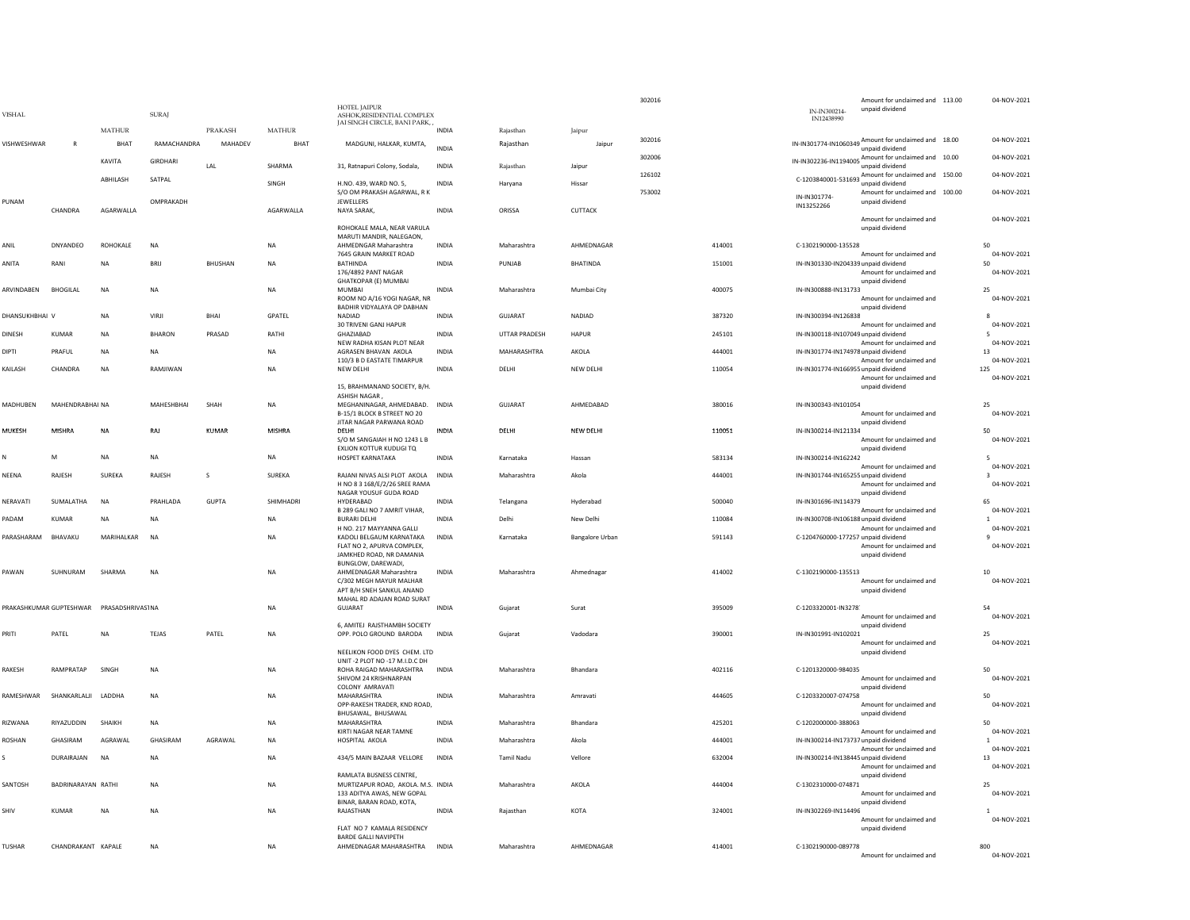| | | | | | | | | | | | | | | | |
|---|---|---|---|---|---|---|---|---|---|---|---|---|---|---|---|
| VISHAL | | MATHUR | SURAJ | PRAKASH | MATHUR | HOTEL JAIPUR ASHOK,RESIDENTIAL COMPLEX JAI SINGH CIRCLE, BANI PARK, , | INDIA | Rajasthan | Jaipur | 302016 | | IN-IN300214-IN12438990 | Amount for unclaimed and unpaid dividend | 113.00 | 04-NOV-2021 |
| VISHWESHWAR | R | BHAT | RAMACHANDRA | MAHADEV | BHAT | MADGUNI, HALKAR, KUMTA, | INDIA | Rajasthan | Jaipur | 302016 | | IN-IN301774-IN1060349 | Amount for unclaimed and unpaid dividend | 18.00 | 04-NOV-2021 |
| | | KAVITA | GIRDHARI | LAL | SHARMA | 31, Ratnapuri Colony, Sodala, | INDIA | Rajasthan | Jaipur | 302006 | | IN-IN302236-IN1194005 | Amount for unclaimed and unpaid dividend | 10.00 | 04-NOV-2021 |
| | | ABHILASH | SATPAL | | SINGH | H.NO. 439, WARD NO. 5, | INDIA | Haryana | Hissar | 126102 | | C-1203840001-531693 | Amount for unclaimed and unpaid dividend | 150.00 | 04-NOV-2021 |
| PUNAM | CHANDRA | AGARWALLA | OMPRAKADH | | AGARWALLA | S/O OM PRAKASH AGARWAL, R K JEWELLERS NAYA SARAK, | INDIA | ORISSA | CUTTACK | 753002 | | IN-IN301774-IN13252266 | Amount for unclaimed and unpaid dividend | 100.00 | 04-NOV-2021 |
| ANIL | DNYANDEO | ROHOKALE | NA | | NA | ROHOKALE MALA, NEAR VARULA MARUTI MANDIR, NALEGAON, AHMEDNGAR Maharashtra | INDIA | Maharashtra | AHMEDNAGAR | | 414001 | C-1302190000-135528 | Amount for unclaimed and unpaid dividend | 50 | 04-NOV-2021 |
| ANITA | RANI | NA | BRIJ | BHUSHAN | NA | 7645 GRAIN MARKET ROAD BATHINDA | INDIA | PUNJAB | BHATINDA | | 151001 | IN-IN301330-IN204339 | Amount for unclaimed and unpaid dividend | 50 | 04-NOV-2021 |
| ARVINDABEN | BHOGILAL | NA | NA | | NA | 176/4892 PANT NAGAR GHATKOPAR (E) MUMBAI MUMBAI | INDIA | Maharashtra | Mumbai City | | 400075 | IN-IN300888-IN131733 | Amount for unclaimed and unpaid dividend | 25 | 04-NOV-2021 |
| DHANSUKHBHAI | V | NA | VIRJI | BHAI | GPATEL | ROOM NO A/16 YOGI NAGAR, NR BADHIR VIDYALAYA OP DABHAN NADIAD | INDIA | GUJARAT | NADIAD | | 387320 | IN-IN300394-IN126838 | Amount for unclaimed and unpaid dividend | 8 | 04-NOV-2021 |
| DINESH | KUMAR | NA | BHARON | PRASAD | RATHI | 30 TRIVENI GANJ HAPUR GHAZIABAD | INDIA | UTTAR PRADESH | HAPUR | | 245101 | IN-IN300118-IN107049 | Amount for unclaimed and unpaid dividend | 5 | 04-NOV-2021 |
| DIPTI | PRAFUL | NA | NA | | NA | NEW RADHA KISAN PLOT NEAR AGRASEN BHAVAN AKOLA | INDIA | MAHARASHTRA | AKOLA | | 444001 | IN-IN301774-IN174978 | Amount for unclaimed and unpaid dividend | 13 | 04-NOV-2021 |
| KAILASH | CHANDRA | NA | RAMJIWAN | | NA | 110/3 B D EASTATE TIMARPUR NEW DELHI | INDIA | DELHI | NEW DELHI | | 110054 | IN-IN301774-IN166955 | Amount for unclaimed and unpaid dividend | 125 | 04-NOV-2021 |
| MADHUBEN | MAHENDRABHAI | NA | MAHESHBHAI | SHAH | NA | 15, BRAHMANAND SOCIETY, B/H. ASHISH NAGAR , MEGHANINAGAR, AHMEDABAD. | INDIA | GUJARAT | AHMEDABAD | | 380016 | IN-IN300343-IN101054 | Amount for unclaimed and unpaid dividend | 25 | 04-NOV-2021 |
| MUKESH | MISHRA | NA | RAJ | KUMAR | MISHRA | B-15/1 BLOCK B STREET NO 20 JITAR NAGAR PARWANA ROAD DELHI | INDIA | DELHI | NEW DELHI | | 110051 | IN-IN300214-IN121334 | Amount for unclaimed and unpaid dividend | 50 | 04-NOV-2021 |
| N | M | NA | NA | | NA | S/O M SANGAIAH H NO 1243 L B EXLION KOTTUR KUDLIGI TQ HOSPET KARNATAKA | INDIA | Karnataka | Hassan | | 583134 | IN-IN300214-IN162242 | Amount for unclaimed and unpaid dividend | 5 | 04-NOV-2021 |
| NEENA | RAJESH | SUREKA | RAJESH | S | SUREKA | RAJANI NIVAS ALSI PLOT AKOLA | INDIA | Maharashtra | Akola | | 444001 | IN-IN301744-IN165255 | Amount for unclaimed and unpaid dividend | 3 | 04-NOV-2021 |
| NERAVATI | SUMALATHA | NA | PRAHLADA | GUPTA | SHIMHADRI | H NO 8 3 168/E/2/26 SREE RAMA NAGAR YOUSUF GUDA ROAD HYDERABAD | INDIA | Telangana | Hyderabad | | 500040 | IN-IN301696-IN114379 | Amount for unclaimed and unpaid dividend | 65 | 04-NOV-2021 |
| PADAM | KUMAR | NA | NA | | NA | B 289 GALI NO 7 AMRIT VIHAR, BURARI DELHI | INDIA | Delhi | New Delhi | | 110084 | IN-IN300708-IN106188 | Amount for unclaimed and unpaid dividend | 1 | 04-NOV-2021 |
| PARASHARAM | BHAVAKU | MARIHALKAR | NA | | NA | H NO. 217 MAYYANNA GALLI KADOLI BELGAUM KARNATAKA | INDIA | Karnataka | Bangalore Urban | | 591143 | C-1204760000-177257 | Amount for unclaimed and unpaid dividend | 9 | 04-NOV-2021 |
| PAWAN | SUHNURAM | SHARMA | NA | | NA | FLAT NO 2, APURVA COMPLEX, JAMKHED ROAD, NR DAMANIA BUNGLOW, DAREWADI, AHMEDNAGAR Maharashtra | INDIA | Maharashtra | Ahmednagar | | 414002 | C-1302190000-135513 | Amount for unclaimed and unpaid dividend | 10 | 04-NOV-2021 |
| PRAKASHKUMAR | GUPTESHWAR | PRASADSHRIVAST | NA | | NA | C/302 MEGH MAYUR MALHAR APT B/H SNEH SANKUL ANAND MAHAL RD ADAJAN ROAD SURAT GUJARAT | INDIA | Gujarat | Surat | | 395009 | C-1203320001-IN3278 | Amount for unclaimed and unpaid dividend | 54 | 04-NOV-2021 |
| PRITI | PATEL | NA | TEJAS | PATEL | NA | 6, AMITEJ RAJSTHAMBH SOCIETY OPP. POLO GROUND BARODA | INDIA | Gujarat | Vadodara | | 390001 | IN-IN301991-IN102021 | Amount for unclaimed and unpaid dividend | 25 | 04-NOV-2021 |
| RAKESH | RAMPRATAP | SINGH | NA | | NA | NEELIKON FOOD DYES CHEM. LTD UNIT -2 PLOT NO -17 M.I.D.C DH ROHA RAIGAD MAHARASHTRA | INDIA | Maharashtra | Bhandara | | 402116 | C-1201320000-984035 | Amount for unclaimed and unpaid dividend | 50 | 04-NOV-2021 |
| RAMESHWAR | SHANKARLALJI | LADDHA | NA | | NA | SHIVOM 24 KRISHNARPAN COLONY AMRAVATI MAHARASHTRA | INDIA | Maharashtra | Amravati | | 444605 | C-1203320007-074758 | Amount for unclaimed and unpaid dividend | 50 | 04-NOV-2021 |
| RIZWANA | RIYAZUDDIN | SHAIKH | NA | | NA | OPP-RAKESH TRADER, KND ROAD, BHUSAWAL, BHUSAWAL MAHARASHTRA | INDIA | Maharashtra | Bhandara | | 425201 | C-1202000000-388063 | Amount for unclaimed and unpaid dividend | 50 | 04-NOV-2021 |
| ROSHAN | GHASIRAM | AGRAWAL | GHASIRAM | AGRAWAL | NA | KIRTI NAGAR NEAR TAMNE HOSPITAL AKOLA | INDIA | Maharashtra | Akola | | 444001 | IN-IN300214-IN173737 | Amount for unclaimed and unpaid dividend | 1 | 04-NOV-2021 |
| S | DURAIRAJAN | NA | NA | | NA | 434/5 MAIN BAZAAR VELLORE | INDIA | Tamil Nadu | Vellore | | 632004 | IN-IN300214-IN138445 | Amount for unclaimed and unpaid dividend | 13 | 04-NOV-2021 |
| SANTOSH | BADRINARAYAN | RATHI | NA | | NA | RAMLATA BUSNESS CENTRE, MURTIZAPUR ROAD, AKOLA. M.S. | INDIA | Maharashtra | AKOLA | | 444004 | C-1302310000-074871 | Amount for unclaimed and unpaid dividend | 25 | 04-NOV-2021 |
| SHIV | KUMAR | NA | NA | | NA | 133 ADITYA AWAS, NEW GOPAL BINAR, BARAN ROAD, KOTA, RAJASTHAN | INDIA | Rajasthan | KOTA | | 324001 | IN-IN302269-IN114496 | Amount for unclaimed and unpaid dividend | 1 | 04-NOV-2021 |
| TUSHAR | CHANDRAKANT | KAPALE | NA | | NA | FLAT NO 7 KAMALA RESIDENCY BARDE GALLI NAVIPETH AHMEDNAGAR MAHARASHTRA | INDIA | Maharashtra | AHMEDNAGAR | | 414001 | C-1302190000-089778 | Amount for unclaimed and | 800 | 04-NOV-2021 |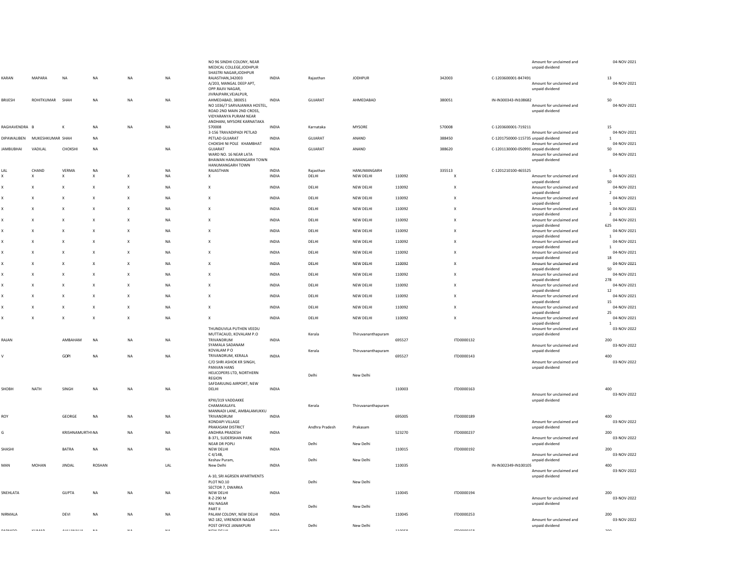| | | | | | | | | | | | | | | | |
|---|---|---|---|---|---|---|---|---|---|---|---|---|---|---|---|
| KARAN | MAPARA | NA | NA | NA | NA | NO 96 SINDHI COLONY, NEAR MEDICAL COLLEGE,JODHPUR SHASTRI NAGAR,JODHPUR RAJASTHAN,342003 | INDIA | Rajasthan | JODHPUR | | 342003 | C-1203600001-847491 | Amount for unclaimed and unpaid dividend | 13 | 04-NOV-2021 |
| BRIJESH | ROHITKUMAR | SHAH | NA | NA | NA | A/203, MANGAL DEEP APT, OPP. RAJIV NAGAR, JIVRAJPARK,VEJALPUR, AHMEDABAD, 380051 | INDIA | GUJARAT | AHMEDABAD | | 380051 | IN-IN300343-IN108682 | Amount for unclaimed and unpaid dividend | 50 | 04-NOV-2021 |
| RAGHAVENDRA | B | K | NA | NA | NA | NO 1036/7 SARVAJANIKA HOSTEL, ROAD 2ND MAIN 2ND CROSS, VIDYARANYA PURAM NEAR ANDHANI, MYSORE KARNATAKA 570008 | INDIA | Karnataka | MYSORE | | 570008 | C-1203600001-719211 | Amount for unclaimed and unpaid dividend | 15 | 04-NOV-2021 |
| DIPAWALIBEN | MUKESHKUMAR | SHAH | NA | | | 3-156 TRAVADIPADI PETLAD PETLAD GUJARAT | INDIA | GUJARAT | ANAND | | 388450 | C-1201750000-115735 | Amount for unclaimed and unpaid dividend | 1 | 04-NOV-2021 |
| JAMBUBHAI | VADILAL | CHOKSHI | NA | | NA | CHOKSHI NI POLE KHAMBHAT GUJARAT | INDIA | GUJARAT | ANAND | | 388620 | C-1201130000-050991 | Amount for unclaimed and unpaid dividend | 50 | 04-NOV-2021 |
| LAL | CHAND | VERMA | NA | | NA | WARD NO. 16 NEAR LATA BHAWAN HANUMANGARH TOWN HANUMANGARH TOWN RAJASTHAN | INDIA | Rajasthan | HANUMANGARH | | 335513 | C-1201210100-465525 | Amount for unclaimed and unpaid dividend | 5 | 04-NOV-2021 |
| X | X | X | X | X | NA | X | INDIA | DELHI | NEW DELHI | 110092 | X | | Amount for unclaimed and unpaid dividend | 50 | 04-NOV-2021 |
| X | X | X | X | X | NA | X | INDIA | DELHI | NEW DELHI | 110092 | X | | Amount for unclaimed and unpaid dividend | 2 | 04-NOV-2021 |
| X | X | X | X | X | NA | X | INDIA | DELHI | NEW DELHI | 110092 | X | | Amount for unclaimed and unpaid dividend | 1 | 04-NOV-2021 |
| X | X | X | X | X | NA | X | INDIA | DELHI | NEW DELHI | 110092 | X | | Amount for unclaimed and unpaid dividend | 2 | 04-NOV-2021 |
| X | X | X | X | X | NA | X | INDIA | DELHI | NEW DELHI | 110092 | X | | Amount for unclaimed and unpaid dividend | 625 | 04-NOV-2021 |
| X | X | X | X | X | NA | X | INDIA | DELHI | NEW DELHI | 110092 | X | | Amount for unclaimed and unpaid dividend | 1 | 04-NOV-2021 |
| X | X | X | X | X | NA | X | INDIA | DELHI | NEW DELHI | 110092 | X | | Amount for unclaimed and unpaid dividend | 1 | 04-NOV-2021 |
| X | X | X | X | X | NA | X | INDIA | DELHI | NEW DELHI | 110092 | X | | Amount for unclaimed and unpaid dividend | 18 | 04-NOV-2021 |
| X | X | X | X | X | NA | X | INDIA | DELHI | NEW DELHI | 110092 | X | | Amount for unclaimed and unpaid dividend | 50 | 04-NOV-2021 |
| X | X | X | X | X | NA | X | INDIA | DELHI | NEW DELHI | 110092 | X | | Amount for unclaimed and unpaid dividend | 278 | 04-NOV-2021 |
| X | X | X | X | X | NA | X | INDIA | DELHI | NEW DELHI | 110092 | X | | Amount for unclaimed and unpaid dividend | 12 | 04-NOV-2021 |
| X | X | X | X | X | NA | X | INDIA | DELHI | NEW DELHI | 110092 | X | | Amount for unclaimed and unpaid dividend | 15 | 04-NOV-2021 |
| X | X | X | X | X | NA | X | INDIA | DELHI | NEW DELHI | 110092 | X | | Amount for unclaimed and unpaid dividend | 25 | 04-NOV-2021 |
| X | X | X | X | X | NA | X | INDIA | DELHI | NEW DELHI | 110092 | X | | Amount for unclaimed and unpaid dividend | 1 | 04-NOV-2021 |
| RAJAN | | AMBAHAM | NA | NA | NA | THUNDUVILA PUTHEN VEEDU MUTTACAUD, KOVALAM P.O TRIVANDRUM | INDIA | Kerala | Thiruvananthapuram | 695527 | ITD0000132 | | Amount for unclaimed and unpaid dividend | 200 | 03-NOV-2022 |
| V | | GOPI | NA | NA | NA | SYAMALA SADANAM KOVALAM P O TRIVANDRUM, KERALA | INDIA | Kerala | Thiruvananthapuram | 695527 | ITD0000143 | | Amount for unclaimed and unpaid dividend | 400 | 03-NOV-2022 |
| SHOBH | NATH | SINGH | NA | NA | NA | C/O SHRI ASHOK KR SINGH, PANVAN HANS HELICOPERS LTD, NORTHERN REGION SAFDARJUNG AIRPORT, NEW DELHI | INDIA | Delhi | New Delhi | 110003 | ITD0000163 | | Amount for unclaimed and unpaid dividend | 400 | 03-NOV-2022 |
| ROY | | GEORGE | NA | NA | NA | KPXI/319 VADDAKKE CHAMAKALAYIL MANNADI LANE, AMBALAMUKKU TRIVANDRUM | INDIA | Kerala | Thiruvananthapuram | 695005 | ITD0000189 | | Amount for unclaimed and unpaid dividend | 400 | 03-NOV-2022 |
| G | | KRISHNAMURTHY | NA | NA | NA | KONDAPI VILLAGE PRAKASAM DISTRICT ANDHRA PRADESH | INDIA | Andhra Pradesh | Prakasam | 523270 | ITD0000237 | | Amount for unclaimed and unpaid dividend | 200 | 03-NOV-2022 |
| SHASHI | | BATRA | NA | NA | NA | B-371, SUDERSHAN PARK NEAR DR POPLI NEW DELHI | INDIA | Delhi | New Delhi | 110015 | ITD0000192 | | Amount for unclaimed and unpaid dividend | 200 | 03-NOV-2022 |
| MAN | MOHAN | JINDAL | ROSHAN | | LAL | C 4/14B, Keshav Puram, New Delhi | INDIA | Delhi | New Delhi | 110035 | | IN-IN302349-IN100105 | Amount for unclaimed and unpaid dividend | 400 | 03-NOV-2022 |
| SNEHLATA | | GUPTA | NA | NA | NA | A-10, SRI AGRSEN APARTMENTS PLOT NO.10 SECTOR 7, DWARKA NEW DELHI | INDIA | Delhi | New Delhi | 110045 | ITD0000194 | | Amount for unclaimed and unpaid dividend | 200 | 03-NOV-2022 |
| NIRMALA | | DEVI | NA | NA | NA | R-Z-290 M RAJ NAGAR PART II PALAM COLONY, NEW DELHI | INDIA | Delhi | New Delhi | 110045 | ITD0000253 | | Amount for unclaimed and unpaid dividend | 200 | 03-NOV-2022 |
| PARMOD | KUMAR | AHLUWALIA | NA | NA | NA | WZ-182, VIRENDER NAGAR POST OFFICE JANAKPURI NEW DELHI | INDIA | Delhi | New Delhi | 110058 | ITD0000158 | | Amount for unclaimed and unpaid dividend | 200 | 03-NOV-2022 |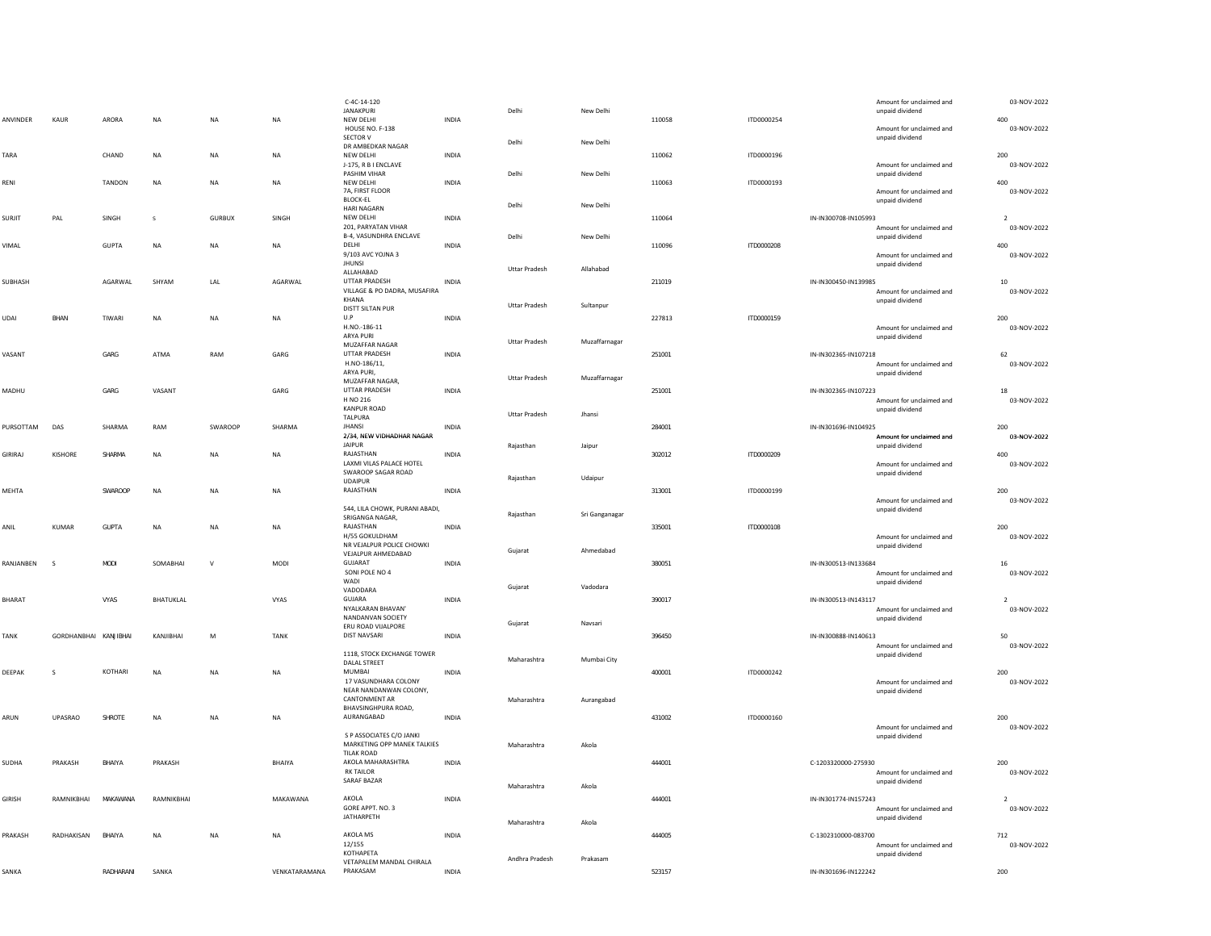| | | | | | | | | | | | | | | | |
|---|---|---|---|---|---|---|---|---|---|---|---|---|---|---|---|
| ANVINDER | KAUR | ARORA | NA | NA | NA | C-4C-14-120 JANAKPURI NEW DELHI | INDIA | Delhi | New Delhi | 110058 | ITD0000254 | | Amount for unclaimed and unpaid dividend | 400 | 03-NOV-2022 |
| TARA | | CHAND | NA | NA | NA | HOUSE NO. F-138 SECTOR V DR AMBEDKAR NAGAR NEW DELHI | INDIA | Delhi | New Delhi | 110062 | ITD0000196 | | Amount for unclaimed and unpaid dividend | 200 | 03-NOV-2022 |
| RENI | | TANDON | NA | NA | NA | J-175, R B I ENCLAVE PASHIM VIHAR NEW DELHI | INDIA | Delhi | New Delhi | 110063 | ITD0000193 | | Amount for unclaimed and unpaid dividend | 400 | 03-NOV-2022 |
| SURJIT | PAL | SINGH | S | GURBUX | SINGH | 7A, FIRST FLOOR BLOCK-EL HARI NAGARN NEW DELHI | INDIA | Delhi | New Delhi | 110064 | | IN-IN300708-IN105993 | Amount for unclaimed and unpaid dividend | 2 | 03-NOV-2022 |
| VIMAL | | GUPTA | NA | NA | NA | 201, PARYATAN VIHAR B-4, VASUNDHRA ENCLAVE DELHI | INDIA | Delhi | New Delhi | 110096 | ITD0000208 | | Amount for unclaimed and unpaid dividend | 400 | 03-NOV-2022 |
| SUBHASH | | AGARWAL | SHYAM | LAL | AGARWAL | 9/103 AVC YOJNA 3 JHUNSI ALLAHABAD UTTAR PRADESH | INDIA | Uttar Pradesh | Allahabad | 211019 | | IN-IN300450-IN139985 | Amount for unclaimed and unpaid dividend | 10 | 03-NOV-2022 |
| UDAI | BHAN | TIWARI | NA | NA | NA | VILLAGE & PO DADRA, MUSAFIRA KHANA DISTT SILTAN PUR U.P | INDIA | Uttar Pradesh | Sultanpur | 227813 | ITD0000159 | | Amount for unclaimed and unpaid dividend | 200 | 03-NOV-2022 |
| VASANT | | GARG | ATMA | RAM | GARG | H.NO.-186-11 ARYA PURI MUZAFFAR NAGAR UTTAR PRADESH | INDIA | Uttar Pradesh | Muzaffarnagar | 251001 | | IN-IN302365-IN107218 | Amount for unclaimed and unpaid dividend | 62 | 03-NOV-2022 |
| MADHU | | GARG | VASANT | | GARG | H.NO-186/11, ARYA PURI, MUZAFFAR NAGAR, UTTAR PRADESH | INDIA | Uttar Pradesh | Muzaffarnagar | 251001 | | IN-IN302365-IN107223 | Amount for unclaimed and unpaid dividend | 18 | 03-NOV-2022 |
| PURSOTTAM | DAS | SHARMA | RAM | SWAROOP | SHARMA | H NO 216 KANPUR ROAD TALPURA JHANSI | INDIA | Uttar Pradesh | Jhansi | 284001 | | IN-IN301696-IN104925 | Amount for unclaimed and unpaid dividend | 200 | 03-NOV-2022 |
| GIRIRAJ | KISHORE | SHARMA | NA | NA | NA | 2/34, NEW VIDHADHAR NAGAR JAIPUR RAJASTHAN | INDIA | Rajasthan | Jaipur | 302012 | ITD0000209 | | Amount for unclaimed and unpaid dividend | 400 | 03-NOV-2022 |
| MEHTA | | SWAROOP | NA | NA | NA | LAXMI VILAS PALACE HOTEL SWAROOP SAGAR ROAD UDAIPUR RAJASTHAN | INDIA | Rajasthan | Udaipur | 313001 | ITD0000199 | | Amount for unclaimed and unpaid dividend | 200 | 03-NOV-2022 |
| ANIL | KUMAR | GUPTA | NA | NA | NA | 544, LILA CHOWK, PURANI ABADI, SRIGANGA NAGAR, RAJASTHAN | INDIA | Rajasthan | Sri Ganganagar | 335001 | ITD0000108 | | Amount for unclaimed and unpaid dividend | 200 | 03-NOV-2022 |
| RANJANBEN | S | MODI | SOMABHAI | V | MODI | H/55 GOKULDHAM NR VEJALPUR POLICE CHOWKI VEJALPUR AHMEDABAD GUJARAT | INDIA | Gujarat | Ahmedabad | 380051 | | IN-IN300513-IN133684 | Amount for unclaimed and unpaid dividend | 16 | 03-NOV-2022 |
| BHARAT | | VYAS | BHATUKLAL | | VYAS | SONI POLE NO 4 WADI VADODARA GUJARA | INDIA | Gujarat | Vadodara | 390017 | | IN-IN300513-IN143117 | Amount for unclaimed and unpaid dividend | 2 | 03-NOV-2022 |
| TANK | GORDHANBHAI | KANJIBHAI | KANJIBHAI | M | TANK | NYALKARAN BHAVAN' NANDANVAN SOCIETY ERU ROAD VIJALPORE DIST NAVSARI | INDIA | Gujarat | Navsari | 396450 | | IN-IN300888-IN140613 | Amount for unclaimed and unpaid dividend | 50 | 03-NOV-2022 |
| DEEPAK | S | KOTHARI | NA | NA | NA | 1118, STOCK EXCHANGE TOWER DALAL STREET MUMBAI | INDIA | Maharashtra | Mumbai City | 400001 | ITD0000242 | | Amount for unclaimed and unpaid dividend | 200 | 03-NOV-2022 |
| ARUN | UPASRAO | SHROTE | NA | NA | NA | 17 VASUNDHARA COLONY NEAR NANDANWAN COLONY, CANTONMENT AR BHAVSINGHPURA ROAD, AURANGABAD | INDIA | Maharashtra | Aurangabad | 431002 | ITD0000160 | | Amount for unclaimed and unpaid dividend | 200 | 03-NOV-2022 |
| SUDHA | PRAKASH | BHAIYA | PRAKASH | | BHAIYA | S P ASSOCIATES C/O JANKI MARKETING OPP MANEK TALKIES TILAK ROAD AKOLA MAHARASHTRA | INDIA | Maharashtra | Akola | 444001 | | C-1203320000-275930 | Amount for unclaimed and unpaid dividend | 200 | 03-NOV-2022 |
| GIRISH | RAMNIKBHAI | MAKAWANA | RAMNIKBHAI | | MAKAWANA | RK TAILOR SARAF BAZAR AKOLA | INDIA | Maharashtra | Akola | 444001 | | IN-IN301774-IN157243 | Amount for unclaimed and unpaid dividend | 2 | 03-NOV-2022 |
| PRAKASH | RADHAKISAN | BHAIYA | NA | NA | NA | GORE APPT. NO. 3 JATHARPETH AKOLA MS | INDIA | Maharashtra | Akola | 444005 | | C-1302310000-083700 | Amount for unclaimed and unpaid dividend | 712 | 03-NOV-2022 |
| SANKA | | RADHARANI | SANKA | | VENKATARAMANA | 12/155 KOTHAPETA VETAPALEM MANDAL CHIRALA PRAKASAM | INDIA | Andhra Pradesh | Prakasam | 523157 | | IN-IN301696-IN122242 | | 200 | |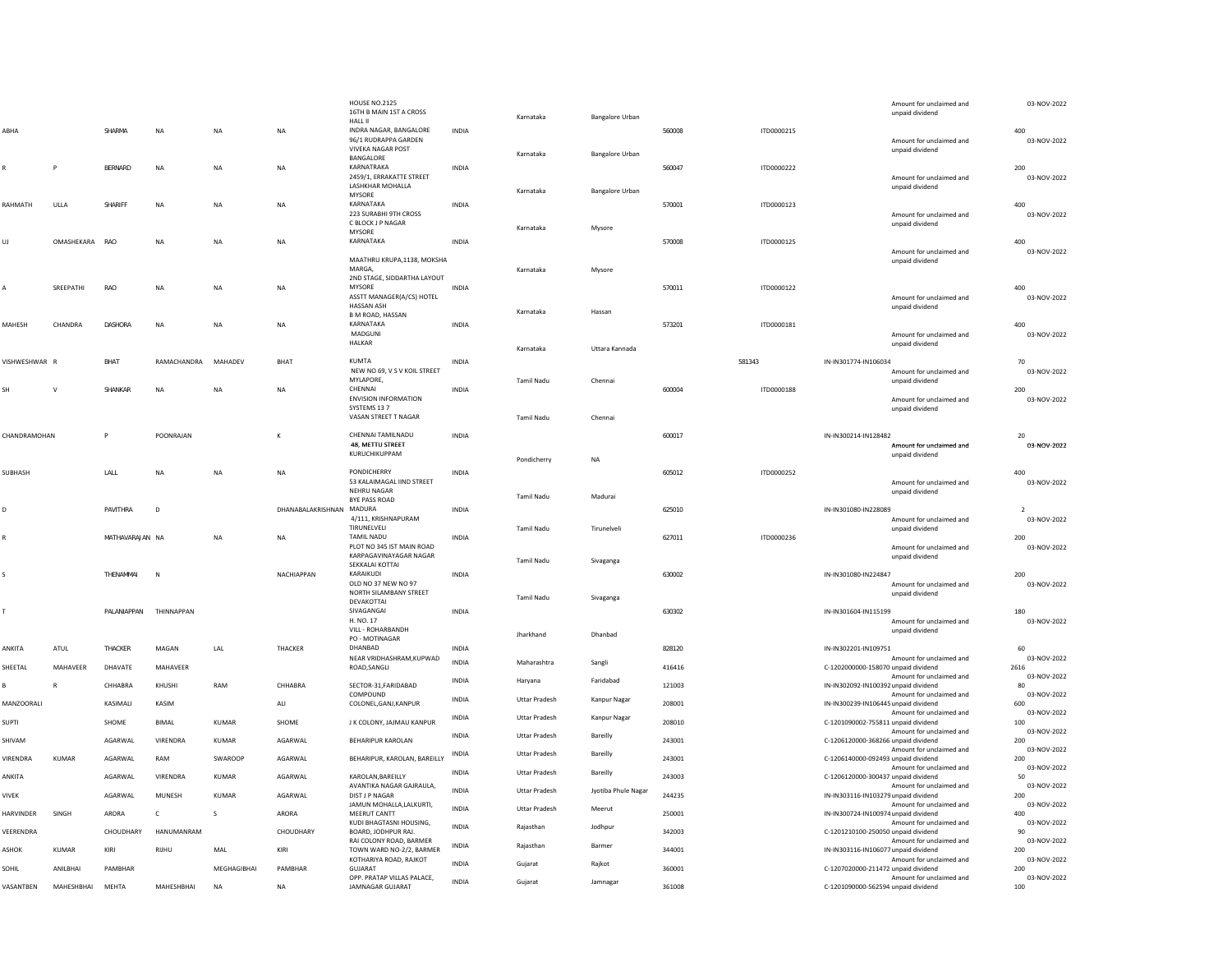| | | | | | | | | | | | | | | | |
|---|---|---|---|---|---|---|---|---|---|---|---|---|---|---|---|
| ABHA | | SHARMA | NA | NA | NA | HOUSE NO.2125 16TH B MAIN 1ST A CROSS HALL II INDRA NAGAR, BANGALORE | INDIA | Karnataka | Bangalore Urban | 560008 | ITD0000215 | | Amount for unclaimed and unpaid dividend | 400 | 03-NOV-2022 |
| R | P | BERNARD | NA | NA | NA | 96/1 RUDRAPPA GARDEN VIVEKA NAGAR POST BANGALORE KARNATRAKA | INDIA | Karnataka | Bangalore Urban | 560047 | ITD0000222 | | Amount for unclaimed and unpaid dividend | 200 | 03-NOV-2022 |
| RAHMATH | ULLA | SHARIFF | NA | NA | NA | 2459/1, ERRAKATTE STREET LASHKHAR MOHALLA MYSORE KARNATAKA | INDIA | Karnataka | Bangalore Urban | 570001 | ITD0000123 | | Amount for unclaimed and unpaid dividend | 400 | 03-NOV-2022 |
| UJ | OMASHEKARA | RAO | NA | NA | NA | 223 SURABHI 9TH CROSS C BLOCK J P NAGAR MYSORE KARNATAKA | INDIA | Karnataka | Mysore | 570008 | ITD0000125 | | Amount for unclaimed and unpaid dividend | 400 | 03-NOV-2022 |
| A | SREEPATHI | RAO | NA | NA | NA | MAATHRU KRUPA,1138, MOKSHA MARGA, 2ND STAGE, SIDDARTHA LAYOUT MYSORE | INDIA | Karnataka | Mysore | 570011 | ITD0000122 | | Amount for unclaimed and unpaid dividend | 400 | 03-NOV-2022 |
| MAHESH | CHANDRA | DASHORA | NA | NA | NA | ASSTT MANAGER(A/CS) HOTEL HASSAN ASH B M ROAD, HASSAN KARNATAKA | INDIA | Karnataka | Hassan | 573201 | ITD0000181 | | Amount for unclaimed and unpaid dividend | 400 | 03-NOV-2022 |
| VISHWESHWAR | R | BHAT | RAMACHANDRA | MAHADEV | BHAT | MADGUNI HALKAR KUMTA | INDIA | Karnataka | Uttara Kannada | 581343 | | IN-IN301774-IN106034 | Amount for unclaimed and unpaid dividend | 70 | 03-NOV-2022 |
| SH | V | SHANKAR | NA | NA | NA | NEW NO 69, V S V KOIL STREET MYLAPORE, CHENNAI | INDIA | Tamil Nadu | Chennai | 600004 | ITD0000188 | | Amount for unclaimed and unpaid dividend | 200 | 03-NOV-2022 |
| CHANDRAMOHAN | | P | POONRAJAN | | K | ENVISION INFORMATION SYSTEMS 13 7 VASAN STREET T NAGAR CHENNAI TAMILNADU | INDIA | Tamil Nadu | Chennai | 600017 | | IN-IN300214-IN128482 | Amount for unclaimed and unpaid dividend | 20 | 03-NOV-2022 |
| SUBHASH | | LALL | NA | NA | NA | 48, METTU STREET KURUCHIKUPPAM PONDICHERRY | INDIA | Pondicherry | NA | 605012 | ITD0000252 | | Amount for unclaimed and unpaid dividend | 400 | 03-NOV-2022 |
| D | | PAVITHRA | D | | DHANABALAKRISHNAN | 53 KALAIMAGAL IIND STREET NEHRU NAGAR BYE PASS ROAD MADURA | INDIA | Tamil Nadu | Madurai | 625010 | | IN-IN301080-IN228089 | Amount for unclaimed and unpaid dividend | 2 | 03-NOV-2022 |
| R | | MATHAVARAJAN | NA | NA | NA | 4/111, KRISHNAPURAM TIRUNELVELI TAMIL NADU | INDIA | Tamil Nadu | Tirunelveli | 627011 | ITD0000236 | | Amount for unclaimed and unpaid dividend | 200 | 03-NOV-2022 |
| S | | THENAMMAI | N | | NACHIAPPAN | PLOT NO 345 IST MAIN ROAD KARPAGAVINAYAGAR NAGAR SEKKALAI KOTTAI KARAIKUDI | INDIA | Tamil Nadu | Sivaganga | 630002 | | IN-IN301080-IN224847 | Amount for unclaimed and unpaid dividend | 200 | 03-NOV-2022 |
| T | | PALANIAPPAN | THINNAPPAN | | | OLD NO 37 NEW NO 97 NORTH SILAMBANY STREET DEVAKOTTAI SIVAGANGAI | INDIA | Tamil Nadu | Sivaganga | 630302 | | IN-IN301604-IN115199 | Amount for unclaimed and unpaid dividend | 180 | 03-NOV-2022 |
| ANKITA | ATUL | THACKER | MAGAN | LAL | THACKER | H. NO. 17 VILL - ROHARBANDH PO - MOTINAGAR DHANBAD | INDIA | Jharkhand | Dhanbad | 828120 | | IN-IN302201-IN109751 | Amount for unclaimed and unpaid dividend | 60 | 03-NOV-2022 |
| SHEETAL | MAHAVEER | DHAVATE | MAHAVEER | | | NEAR VRIDHASHRAM,KUPWAD ROAD,SANGLI | INDIA | Maharashtra | Sangli | 416416 | | C-1202000000-158070 | Amount for unclaimed and unpaid dividend | 2616 | 03-NOV-2022 |
| B | R | CHHABRA | KHUSHI | RAM | CHHABRA | SECTOR-31,FARIDABAD | INDIA | Haryana | Faridabad | 121003 | | IN-IN302092-IN100392 | Amount for unclaimed and unpaid dividend | 80 | 03-NOV-2022 |
| MANZOORALI | | KASIMALI | KASIM | | ALI | COMPOUND COLONEL,GANJ,KANPUR | INDIA | Uttar Pradesh | Kanpur Nagar | 208001 | | IN-IN300239-IN106445 | Amount for unclaimed and unpaid dividend | 600 | 03-NOV-2022 |
| SUPTI | | SHOME | BIMAL | KUMAR | SHOME | J K COLONY, JAJMAU KANPUR | INDIA | Uttar Pradesh | Kanpur Nagar | 208010 | | C-1201090002-755811 | Amount for unclaimed and unpaid dividend | 100 | 03-NOV-2022 |
| SHIVAM | | AGARWAL | VIRENDRA | KUMAR | AGARWAL | BEHARIPUR KAROLAN | INDIA | Uttar Pradesh | Bareilly | 243001 | | C-1206120000-368266 | Amount for unclaimed and unpaid dividend | 200 | 03-NOV-2022 |
| VIRENDRA | KUMAR | AGARWAL | RAM | SWAROOP | AGARWAL | BEHARIPUR, KAROLAN, BAREILLY | INDIA | Uttar Pradesh | Bareilly | 243001 | | C-1206140000-092493 | Amount for unclaimed and unpaid dividend | 200 | 03-NOV-2022 |
| ANKITA | | AGARWAL | VIRENDRA | KUMAR | AGARWAL | KAROLAN,BAREILLY | INDIA | Uttar Pradesh | Bareilly | 243003 | | C-1206120000-300437 | Amount for unclaimed and unpaid dividend | 50 | 03-NOV-2022 |
| VIVEK | | AGARWAL | MUNESH | KUMAR | AGARWAL | AVANTIKA NAGAR GAJRAULA, DIST J P NAGAR | INDIA | Uttar Pradesh | Jyotiba Phule Nagar | 244235 | | IN-IN303116-IN103279 | Amount for unclaimed and unpaid dividend | 200 | 03-NOV-2022 |
| HARVINDER | SINGH | ARORA | C | S | ARORA | JAMUN MOHALLA,LALKURTI, MEERUT CANTT | INDIA | Uttar Pradesh | Meerut | 250001 | | IN-IN300724-IN100974 | Amount for unclaimed and unpaid dividend | 400 | 03-NOV-2022 |
| VEERENDRA | | CHOUDHARY | HANUMANRAM | | CHOUDHARY | KUDI BHAGTASNI HOUSING, BOARD, JODHPUR RAJ. | INDIA | Rajasthan | Jodhpur | 342003 | | C-1201210100-250050 | Amount for unclaimed and unpaid dividend | 90 | 03-NOV-2022 |
| ASHOK | KUMAR | KIRI | RIJHU | MAL | KIRI | RAI COLONY ROAD, BARMER TOWN WARD NO-2/2, BARMER | INDIA | Rajasthan | Barmer | 344001 | | IN-IN303116-IN106077 | Amount for unclaimed and unpaid dividend | 200 | 03-NOV-2022 |
| SOHIL | ANILBHAI | PAMBHAR | | MEGHAGIBHAI | PAMBHAR | KOTHARIYA ROAD, RAJKOT GUJARAT | INDIA | Gujarat | Rajkot | 360001 | | C-1207020000-211472 | Amount for unclaimed and unpaid dividend | 200 | 03-NOV-2022 |
| VASANTBEN | MAHESHBHAI | MEHTA | MAHESHBHAI | NA | NA | OPP. PRATAP VILLAS PALACE, JAMNAGAR GUJARAT | INDIA | Gujarat | Jamnagar | 361008 | | C-1201090000-562594 | Amount for unclaimed and unpaid dividend | 100 | 03-NOV-2022 |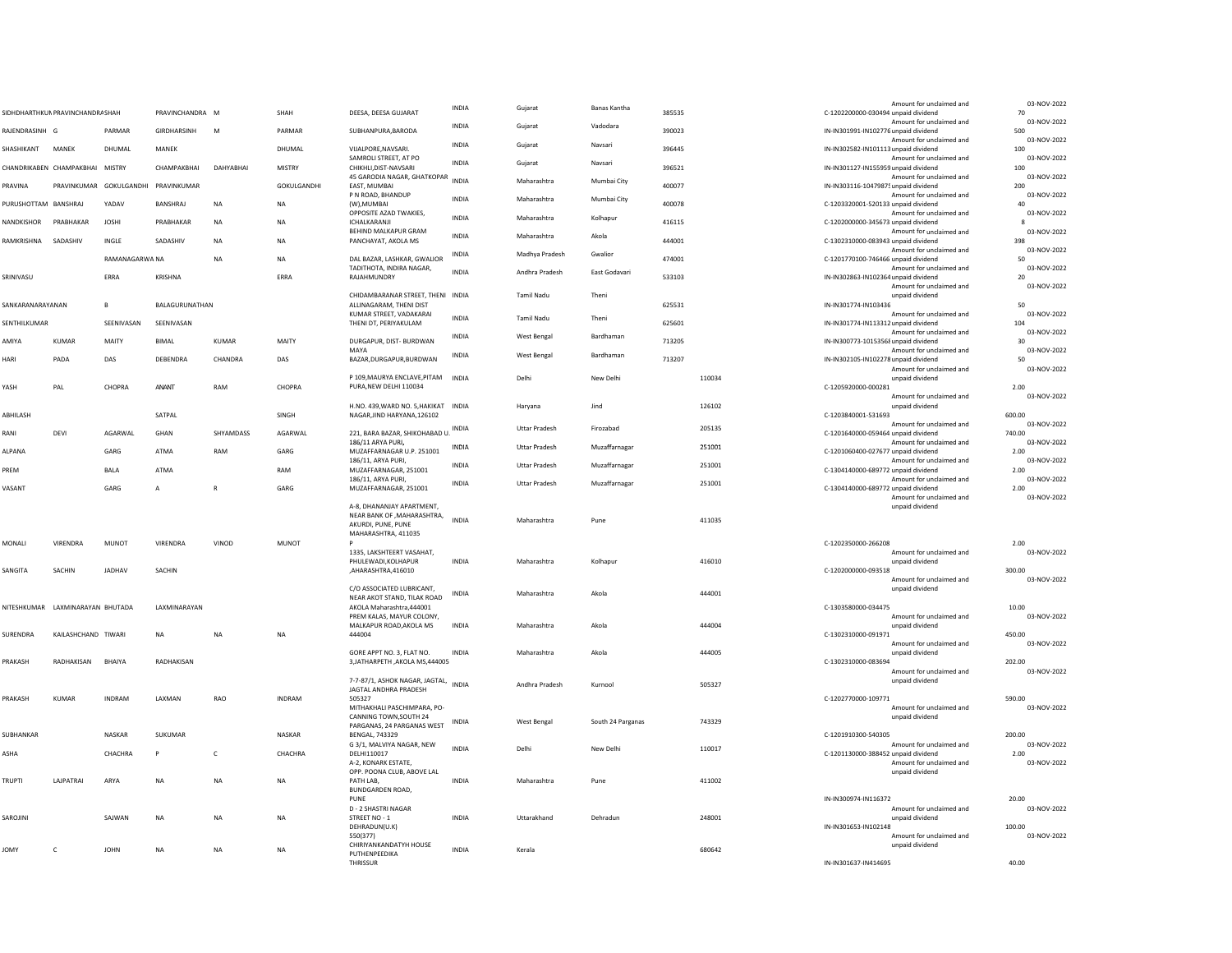| | | | | | | | | | | | | | | | |
|---|---|---|---|---|---|---|---|---|---|---|---|---|---|---|---|
| SIDHDHARTHKUM | PRAVINCHANDRA | SHAH | PRAVINCHANDRA | M | SHAH | DEESA, DEESA GUJARAT | INDIA | Gujarat | Banas Kantha | 385535 | | C-1202200000-030494 | Amount for unclaimed and unpaid dividend | 70 | 03-NOV-2022 |
| RAJENDRASINH | G | PARMAR | GIRDHARSINH | M | PARMAR | SUBHANPURA,BARODA | INDIA | Gujarat | Vadodara | 390023 | | IN-IN301991-IN102776 | Amount for unclaimed and unpaid dividend | 500 | 03-NOV-2022 |
| SHASHIKANT | MANEK | DHUMAL | MANEK | | DHUMAL | VIJALPORE,NAVSARI. | INDIA | Gujarat | Navsari | 396445 | | IN-IN302582-IN101113 | Amount for unclaimed and unpaid dividend | 100 | 03-NOV-2022 |
| CHANDRIKABEN | CHAMPAKBHAI | MISTRY | CHAMPAKBHAI | DAHYABHAI | MISTRY | SAMROLI STREET, AT PO CHIKHLI,DIST-NAVSARI | INDIA | Gujarat | Navsari | 396521 | | IN-IN301127-IN155959 | Amount for unclaimed and unpaid dividend | 100 | 03-NOV-2022 |
| PRAVINA | PRAVINKUMAR | GOKULGANDHI | PRAVINKUMAR | | GOKULGANDHI | 45 GARODIA NAGAR, GHATKOPAR EAST, MUMBAI | INDIA | Maharashtra | Mumbai City | 400077 | | IN-IN303116-10479875 | Amount for unclaimed and unpaid dividend | 200 | 03-NOV-2022 |
| PURUSHOTTAM | BANSHRAJ | YADAV | BANSHRAJ | NA | NA | P N ROAD, BHANDUP (W),MUMBAI | INDIA | Maharashtra | Mumbai City | 400078 | | C-1203320001-520133 | Amount for unclaimed and unpaid dividend | 40 | 03-NOV-2022 |
| NANDKISHOR | PRABHAKAR | JOSHI | PRABHAKAR | NA | NA | OPPOSITE AZAD TWAKIES, ICHALKARANJI | INDIA | Maharashtra | Kolhapur | 416115 | | C-1202000000-345673 | Amount for unclaimed and unpaid dividend | 8 | 03-NOV-2022 |
| RAMKRISHNA | SADASHIV | INGLE | SADASHIV | NA | NA | BEHIND MALKAPUR GRAM PANCHAYAT, AKOLA MS | INDIA | Maharashtra | Akola | 444001 | | C-1302310000-083943 | Amount for unclaimed and unpaid dividend | 398 | 03-NOV-2022 |
| | | RAMANAGARWA | NA | NA | NA | DAL BAZAR, LASHKAR, GWALIOR | INDIA | Madhya Pradesh | Gwalior | 474001 | | C-1201770100-746466 | Amount for unclaimed and unpaid dividend | 50 | 03-NOV-2022 |
| SRINIVASU | | ERRA | KRISHNA | | ERRA | TADITHOTA, INDIRA NAGAR, RAJAHMUNDRY | INDIA | Andhra Pradesh | East Godavari | 533103 | | IN-IN302863-IN102364 | Amount for unclaimed and unpaid dividend | 20 | 03-NOV-2022 |
| SANKARANARAYANAN | | B | BALAGURUNATHAN | | | CHIDAMBARANAR STREET, THENI ALLINAGARAM, THENI DIST | INDIA | Tamil Nadu | Theni | 625531 | | IN-IN301774-IN103436 | Amount for unclaimed and unpaid dividend | 50 | 03-NOV-2022 |
| SENTHILKUMAR | | SEENIVASAN | SEENIVASAN | | | KUMAR STREET, VADAKARAI THENI DT, PERIYAKULAM | INDIA | Tamil Nadu | Theni | 625601 | | IN-IN301774-IN113312 | Amount for unclaimed and unpaid dividend | 104 | 03-NOV-2022 |
| AMIYA | KUMAR | MAITY | BIMAL | KUMAR | MAITY | DURGAPUR, DIST- BURDWAN | INDIA | West Bengal | Bardhaman | 713205 | | IN-IN300773-10153568 | Amount for unclaimed and unpaid dividend | 30 | 03-NOV-2022 |
| HARI | PADA | DAS | DEBENDRA | CHANDRA | DAS | MAYA BAZAR,DURGAPUR,BURDWAN | INDIA | West Bengal | Bardhaman | 713207 | | IN-IN302105-IN102278 | Amount for unclaimed and unpaid dividend | 50 | 03-NOV-2022 |
| YASH | PAL | CHOPRA | ANANT | RAM | CHOPRA | P 109,MAURYA ENCLAVE,PITAM PURA,NEW DELHI 110034 | INDIA | Delhi | New Delhi | | 110034 | C-1205920000-000281 | Amount for unclaimed and unpaid dividend | 2.00 | 03-NOV-2022 |
| ABHILASH | | | SATPAL | | SINGH | H.NO. 439,WARD NO. 5,HAKIKAT NAGAR,JIND HARYANA,126102 | INDIA | Haryana | Jind | | 126102 | C-1203840001-531693 | Amount for unclaimed and unpaid dividend | 600.00 | 03-NOV-2022 |
| RANI | DEVI | AGARWAL | GHAN | SHYAMDASS | AGARWAL | 221, BARA BAZAR, SHIKOHABAD U. | INDIA | Uttar Pradesh | Firozabad | | 205135 | C-1201640000-059464 | Amount for unclaimed and unpaid dividend | 740.00 | 03-NOV-2022 |
| ALPANA | | GARG | ATMA | RAM | GARG | 186/11 ARYA PURI, MUZAFFARNAGAR U.P. 251001 | INDIA | Uttar Pradesh | Muzaffarnagar | | 251001 | C-1201060400-027677 | Amount for unclaimed and unpaid dividend | 2.00 | 03-NOV-2022 |
| PREM | | BALA | ATMA | | RAM | 186/11, ARYA PURI, MUZAFFARNAGAR, 251001 | INDIA | Uttar Pradesh | Muzaffarnagar | | 251001 | C-1304140000-689772 | Amount for unclaimed and unpaid dividend | 2.00 | 03-NOV-2022 |
| VASANT | | GARG | A | R | GARG | 186/11, ARYA PURI, MUZAFFARNAGAR, 251001 | INDIA | Uttar Pradesh | Muzaffarnagar | | 251001 | C-1304140000-689772 | Amount for unclaimed and unpaid dividend | 2.00 | 03-NOV-2022 |
| MONALI | VIRENDRA | MUNOT | VIRENDRA | VINOD | MUNOT | A-8, DHANANJAY APARTMENT, NEAR BANK OF ,MAHARASHTRA, AKURDI, PUNE, PUNE MAHARASHTRA, 411035 P | INDIA | Maharashtra | Pune | | 411035 | C-1202350000-266208 | Amount for unclaimed and unpaid dividend | 2.00 | 03-NOV-2022 |
| SANGITA | SACHIN | JADHAV | SACHIN | | | 1335, LAKSHTEERT VASAHAT, PHULEWADI,KOLHAPUR ,AHARASHTRA,416010 | INDIA | Maharashtra | Kolhapur | | 416010 | C-1202000000-093518 | Amount for unclaimed and unpaid dividend | 300.00 | 03-NOV-2022 |
| NITESHKUMAR | LAXMINARAYAN | BHUTADA | LAXMINARAYAN | | | C/O ASSOCIATED LUBRICANT, NEAR AKOT STAND, TILAK ROAD AKOLA Maharashtra,444001 | INDIA | Maharashtra | Akola | | 444001 | C-1303580000-034475 | Amount for unclaimed and unpaid dividend | 10.00 | 03-NOV-2022 |
| SURENDRA | KAILASHCHAND | TIWARI | NA | NA | NA | PREM KALAS, MAYUR COLONY, MALKAPUR ROAD,AKOLA MS 444004 | INDIA | Maharashtra | Akola | | 444004 | C-1302310000-091971 | Amount for unclaimed and unpaid dividend | 450.00 | 03-NOV-2022 |
| PRAKASH | RADHAKISAN | BHAIYA | RADHAKISAN | | | GORE APPT NO. 3, FLAT NO. 3,JATHARPETH ,AKOLA MS,444005 | INDIA | Maharashtra | Akola | | 444005 | C-1302310000-083694 | Amount for unclaimed and unpaid dividend | 202.00 | 03-NOV-2022 |
| PRAKASH | KUMAR | INDRAM | LAXMAN | RAO | INDRAM | 7-7-87/1, ASHOK NAGAR, JAGTAL, JAGTAL ANDHRA PRADESH 505327 | INDIA | Andhra Pradesh | Kurnool | | 505327 | C-1202770000-109771 | Amount for unclaimed and unpaid dividend | 590.00 | 03-NOV-2022 |
| SUBHANKAR | | NASKAR | SUKUMAR | | NASKAR | MITHAKHALI PASCHIMPARA, PO-CANNING TOWN,SOUTH 24 PARGANAS, 24 PARGANAS WEST BENGAL, 743329 | INDIA | West Bengal | South 24 Parganas | | 743329 | C-1201910300-540305 | Amount for unclaimed and unpaid dividend | 200.00 | 03-NOV-2022 |
| ASHA | | CHACHRA | P | C | CHACHRA | G 3/1, MALVIYA NAGAR, NEW DELHI110017 | INDIA | Delhi | New Delhi | | 110017 | C-1201130000-388452 | Amount for unclaimed and unpaid dividend | 2.00 | 03-NOV-2022 |
| TRUPTI | LAJPATRAI | ARYA | NA | NA | NA | A-2, KONARK ESTATE, OPP. POONA CLUB, ABOVE LAL PATH LAB, BUNDGARDEN ROAD, PUNE | INDIA | Maharashtra | Pune | | 411002 | IN-IN300974-IN116372 | Amount for unclaimed and unpaid dividend | 20.00 | 03-NOV-2022 |
| SAROJINI | | SAJWAN | NA | NA | NA | D - 2 SHASTRI NAGAR STREET NO - 1 DEHRADUN(U.K) | INDIA | Uttarakhand | Dehradun | | 248001 | IN-IN301653-IN102148 | Amount for unclaimed and unpaid dividend | 100.00 | 03-NOV-2022 |
| JOMY | C | JOHN | NA | NA | NA | 550(377) CHIRIYANKANDATYH HOUSE PUTHENPEEDIKA THRISSUR | INDIA | Kerala | | | 680642 | IN-IN301637-IN414695 | | 40.00 | |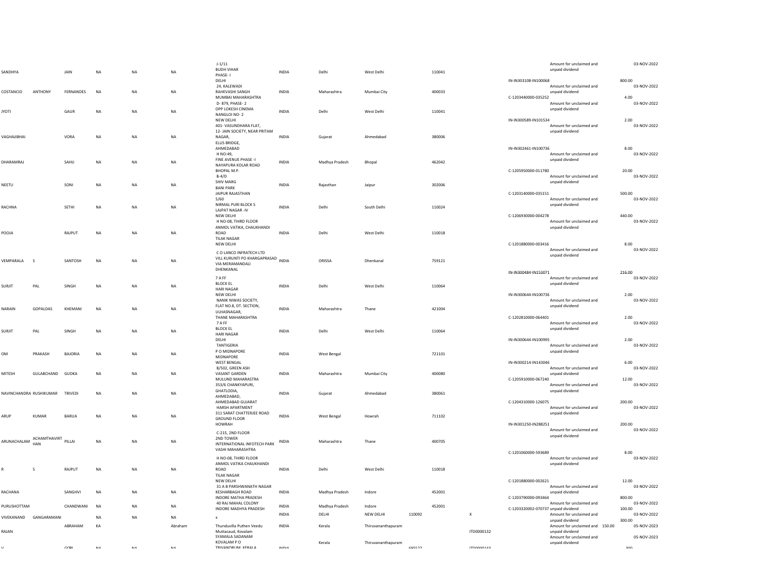| | | | | | | | | | | | | | | | |
|---|---|---|---|---|---|---|---|---|---|---|---|---|---|---|---|
| SANDHYA | | JAIN | NA | NA | NA | J-1/11 BUDH VIHAR PHASE- I DELHI | INDIA | Delhi | West Delhi | 110041 | | IN-IN303108-IN100068 | Amount for unclaimed and unpaid dividend | 800.00 | 03-NOV-2022 |
| COSTANCIO | ANTHONY | FERNANDES | NA | NA | NA | 24, KALEWADI RAHEVASHI SANGH MUMBAI MAHARASHTRA | INDIA | Maharashtra | Mumbai City | 400033 | | C-1203440000-035252 | Amount for unclaimed and unpaid dividend | 4.00 | 03-NOV-2022 |
| JYOTI | | GAUR | NA | NA | NA | D- 879, PHASE- 2 OPP LOKESH CINEMA NANGLOI NO- 2 NEW DELHI | INDIA | Delhi | West Delhi | 110041 | | IN-IN300589-IN101534 | Amount for unclaimed and unpaid dividend | 2.00 | 03-NOV-2022 |
| VAGHAJIBHAI | | VORA | NA | NA | NA | 401- VASUNDHARA FLAT, 12- JAIN SOCIETY, NEAR PRITAM NAGAR, ELLIS BRIDGE, AHMEDABAD | INDIA | Gujarat | Ahmedabad | 380006 | | IN-IN302461-IN100736 | Amount for unclaimed and unpaid dividend | 8.00 | 03-NOV-2022 |
| DHARAMRAJ | | SAHU | NA | NA | NA | H NO:49, FINE AVENUE PHASE -I NAYAPURA KOLAR ROAD BHOPAL M.P. | INDIA | Madhya Pradesh | Bhopal | 462042 | | C-1205950000-011780 | Amount for unclaimed and unpaid dividend | 20.00 | 03-NOV-2022 |
| NEETU | | SONI | NA | NA | NA | B-4/D SHIV MARG BANI PARK JAIPUR RAJASTHAN | INDIA | Rajasthan | Jaipur | 302006 | | C-1203140000-035151 | Amount for unclaimed and unpaid dividend | 500.00 | 03-NOV-2022 |
| RACHNA | | SETHI | NA | NA | NA | 5/60 NIRMAL PURI BLOCK 5 LAJPAT NAGAR -IV NEW DELHI | INDIA | Delhi | South Delhi | 110024 | | C-1206930000-004278 | Amount for unclaimed and unpaid dividend | 440.00 | 03-NOV-2022 |
| POOJA | | RAJPUT | NA | NA | NA | H NO-08, THIRD FLOOR ANMOL VATIKA, CHAUKHANDI ROAD TILAK NAGAR NEW DELHI | INDIA | Delhi | West Delhi | 110018 | | C-1201880000-003416 | Amount for unclaimed and unpaid dividend | 8.00 | 03-NOV-2022 |
| VEMPARALA | S | SANTOSH | NA | NA | NA | C O LANCO INFRATECH LTD VILL KURUNTI PO KHARGAPRASAD VIA MERAMANDALI DHENKANAL | INDIA | ORISSA | Dhenkanal | 759121 | | IN-IN300484-IN153071 | Amount for unclaimed and unpaid dividend | 216.00 | 03-NOV-2022 |
| SURJIT | PAL | SINGH | NA | NA | NA | 7 A FF BLOCK EL HARI NAGAR NEW DELHI | INDIA | Delhi | West Delhi | 110064 | | IN-IN300644-IN100736 | Amount for unclaimed and unpaid dividend | 2.00 | 03-NOV-2022 |
| NARAIN | GOPALDAS | KHEMANI | NA | NA | NA | NANIK NIWAS SOCIETY, FLAT NO.8, DT. SECTION, ULHASNAGAR, THANE MAHARASHTRA | INDIA | Maharashtra | Thane | 421004 | | C-1202810000-064401 | Amount for unclaimed and unpaid dividend | 2.00 | 03-NOV-2022 |
| SURJIT | PAL | SINGH | NA | NA | NA | 7 A FF BLOCK EL HARI NAGAR DELHI | INDIA | Delhi | West Delhi | 110064 | | IN-IN300644-IN100995 | Amount for unclaimed and unpaid dividend | 2.00 | 03-NOV-2022 |
| OM | PRAKASH | BAJORIA | NA | NA | NA | TANTIGERIA P O MIDNAPORE MIDNAPORE WEST BENGAL | INDIA | West Bengal | | 721101 | | IN-IN300214-IN143046 | Amount for unclaimed and unpaid dividend | 6.00 | 03-NOV-2022 |
| MITESH | GULABCHAND | GUDKA | NA | NA | NA | B/502, GREEN ASH VASANT GARDEN MULUND MAHARASTRA | INDIA | Maharashtra | Mumbai City | 400080 | | C-1205910000-067240 | Amount for unclaimed and unpaid dividend | 12.00 | 03-NOV-2022 |
| NAVINCHANDRA | RUSHIKUMAR | TRIVEDI | NA | NA | NA | 353/6 CHANKYAPURI, GHATLODIA, AHMEDABAD, AHMEDABAD GUJARAT | INDIA | Gujarat | Ahmedabad | 380061 | | C-1204310000-126075 | Amount for unclaimed and unpaid dividend | 200.00 | 03-NOV-2022 |
| ARUP | KUMAR | BARUA | NA | NA | NA | HARSH APARTMENT 311 SARAT CHATTERJEE ROAD GROUND FLOOR HOWRAH | INDIA | West Bengal | Howrah | 711102 | | IN-IN301250-IN288251 | Amount for unclaimed and unpaid dividend | 200.00 | 03-NOV-2022 |
| ARUNACHALAM | ACHAMTHAVIRT HAN | PILLAI | NA | NA | NA | C-215, 2ND FLOOR 2ND TOWER INTERNATIONAL INFOTECH PARK VASHI MAHARASHTRA | INDIA | Maharashtra | Thane | 400705 | | C-1201060000-593689 | Amount for unclaimed and unpaid dividend | 8.00 | 03-NOV-2022 |
| R | S | RAJPUT | NA | NA | NA | H NO-08, THIRD FLOOR ANMOL VATIKA CHAUKHANDI ROAD TILAK NAGAR NEW DELHI | INDIA | Delhi | West Delhi | 110018 | | C-1201880000-002621 | Amount for unclaimed and unpaid dividend | 12.00 | 03-NOV-2022 |
| RACHANA | | SANGHVI | NA | NA | NA | 31 A B PARSHWANATH NAGAR KESHARBAGH ROAD INDORE MATHA PRADESH | INDIA | Madhya Pradesh | Indore | 452001 | | C-1203790000-093464 | Amount for unclaimed and unpaid dividend | 800.00 | 03-NOV-2022 |
| PURUSHOTTAM | | CHANDWANI | NA | NA | NA | 40 RAJ MAHAL COLONY INDORE MADHYA PRADESH | INDIA | Madhya Pradesh | Indore | 452001 | | C-1203320002-070737 | Amount for unclaimed and unpaid dividend | 100.00 | 03-NOV-2022 |
| VIVEKANAND | GANGARAMANI | | NA | NA | NA | x | INDIA | DELHI | NEW DELHI | 110092 | X | | Amount for unclaimed and unpaid dividend | 300.00 | 03-NOV-2022 |
| RAJAN | | ABRAHAM | KA | | Abraham | Thunduvilla Puthen Veedu Muttacaud, Kovalam | INDIA | Kerala | Thiruvananthapuram | | ITD0000132 | | Amount for unclaimed and unpaid dividend | 150.00 | 05-NOV-2023 |
| V | | GOPI | NA | NA | NA | SYAMALA SADANAM KOVALAM P O TRIVANDRUM KERALA | INDIA | Kerala | Thiruvananthapuram | 695527 | ITD0000143 | | Amount for unclaimed and unpaid dividend | 300 | 05-NOV-2023 |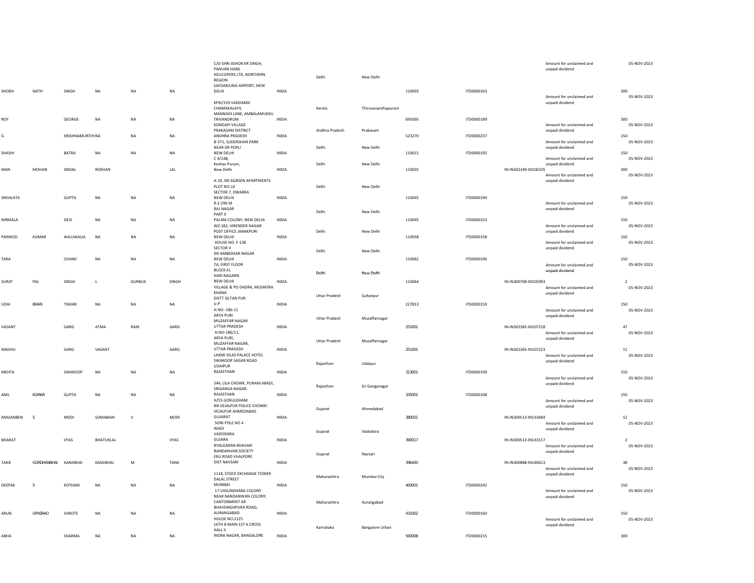| | | | | | | | | | | | | | | | |
|---|---|---|---|---|---|---|---|---|---|---|---|---|---|---|---|
| SHOBH | NATH | SINGH | NA | NA | NA | C/O SHRI ASHOK KR SINGH, PANVAN HANS HELICOPERS LTD, NORTHERN REGION SAFDARJUNG AIRPORT, NEW DELHI | INDIA | Delhi | New Delhi | 110003 | ITD0000163 | | Amount for unclaimed and unpaid dividend | 300 | 05-NOV-2023 |
| ROY | | GEORGE | NA | NA | NA | KPXI/319 VADDAKKE CHAMAKALAYIL MANNADI LANE, AMBALAMUKKU TRIVANDRUM | INDIA | Kerala | Thiruvananthapuram | 695005 | ITD0000189 | | Amount for unclaimed and unpaid dividend | 300 | 05-NOV-2023 |
| G | | KRISHNAMURTHY | NA | NA | NA | KONDAPI VILLAGE PRAKASAM DISTRICT ANDHRA PRADESH | INDIA | Andhra Pradesh | Prakasam | 523270 | ITD0000237 | | Amount for unclaimed and unpaid dividend | 150 | 05-NOV-2023 |
| SHASHI | | BATRA | NA | NA | NA | B-371, SUDERSHAN PARK NEAR DR POPLI NEW DELHI | INDIA | Delhi | New Delhi | 110015 | ITD0000192 | | Amount for unclaimed and unpaid dividend | 150 | 05-NOV-2023 |
| MAN | MOHAN | JINDAL | ROSHAN | | LAL | C 4/14B, Keshav Puram, New Delhi | INDIA | Delhi | New Delhi | 110035 | | IN-IN302349-IN100105 | Amount for unclaimed and unpaid dividend | 300 | 05-NOV-2023 |
| SNEHLATA | | GUPTA | NA | NA | NA | A-10, SRI AGRSEN APARTMENTS PLOT NO.10 SECTOR 7, DWARKA NEW DELHI | INDIA | Delhi | New Delhi | 110045 | ITD0000194 | | Amount for unclaimed and unpaid dividend | 150 | 05-NOV-2023 |
| NIRMALA | | DEVI | NA | NA | NA | R-Z-290 M RAJ NAGAR PART II PALAM COLONY, NEW DELHI | INDIA | Delhi | New Delhi | 110045 | ITD0000253 | | Amount for unclaimed and unpaid dividend | 150 | 05-NOV-2023 |
| PARMOD | KUMAR | AHLUWALIA | NA | NA | NA | WZ-182, VIRENDER NAGAR POST OFFICE JANAKPURI NEW DELHI | INDIA | Delhi | New Delhi | 110058 | ITD0000158 | | Amount for unclaimed and unpaid dividend | 150 | 05-NOV-2023 |
| TARA | | CHAND | NA | NA | NA | HOUSE NO. F-138 SECTOR V DR AMBEDKAR NAGAR NEW DELHI | INDIA | Delhi | New Delhi | 110062 | ITD0000196 | | Amount for unclaimed and unpaid dividend | 150 | 05-NOV-2023 |
| SURJIT | PAL | SINGH | S | GURBUX | SINGH | 7A, FIRST FLOOR BLOCK-EL HARI NAGARN NEW DELHI | INDIA | Delhi | New Delhi | 110064 | | IN-IN300708-IN105993 | Amount for unclaimed and unpaid dividend | 2 | 05-NOV-2023 |
| UDAI | BHAN | TIWARI | NA | NA | NA | VILLAGE & PO DADRA, MUSAFIRA KHANA DISTT SILTAN PUR U.P | INDIA | Uttar Pradesh | Sultanpur | 227813 | ITD0000159 | | Amount for unclaimed and unpaid dividend | 150 | 05-NOV-2023 |
| VASANT | | GARG | ATMA | RAM | GARG | H.NO.-186-11 ARYA PURI MUZAFFAR NAGAR UTTAR PRADESH | INDIA | Uttar Pradesh | Muzaffarnagar | 251001 | | IN-IN302365-IN107218 | Amount for unclaimed and unpaid dividend | 47 | 05-NOV-2023 |
| MADHU | | GARG | VASANT | | GARG | H.NO-186/11, ARYA PURI, MUZAFFAR NAGAR, UTTAR PRADESH | INDIA | Uttar Pradesh | Muzaffarnagar | 251001 | | IN-IN302365-IN107223 | Amount for unclaimed and unpaid dividend | 11 | 05-NOV-2023 |
| MEHTA | | SWAROOP | NA | NA | NA | LAXMI VILAS PALACE HOTEL SWAROOP SAGAR ROAD UDAIPUR RAJASTHAN | INDIA | Rajasthan | Udaipur | 313001 | ITD0000199 | | Amount for unclaimed and unpaid dividend | 150 | 05-NOV-2023 |
| ANIL | KUMAR | GUPTA | NA | NA | NA | 544, LILA CHOWK, PURANI ABADI, SRIGANGA NAGAR, RAJASTHAN | INDIA | Rajasthan | Sri Ganganagar | 335001 | ITD0000108 | | Amount for unclaimed and unpaid dividend | 150 | 05-NOV-2023 |
| RANJANBEN | S | MODI | SOMABHAI | V | MODI | H/55 GOKULDHAM NR VEJALPUR POLICE CHOWKI VEJALPUR AHMEDABAD GUJARAT | INDIA | Gujarat | Ahmedabad | 380051 | | IN-IN300513-IN133684 | Amount for unclaimed and unpaid dividend | 12 | 05-NOV-2023 |
| BHARAT | | VYAS | BHATUKLAL | | VYAS | SONI POLE NO 4 WADI VADODARA GUJARA | INDIA | Gujarat | Vadodara | 390017 | | IN-IN300513-IN143117 | Amount for unclaimed and unpaid dividend | 2 | 05-NOV-2023 |
| TANK | GORDHANBHAI | KANJIBHAI | KANJIBHAI | M | TANK | NYALKARAN BHAVAN' NANDANVAN SOCIETY ERU ROAD VIJALPORE DIST NAVSARI | INDIA | Gujarat | Navsari | 396450 | | IN-IN300888-IN140613 | Amount for unclaimed and unpaid dividend | 38 | 05-NOV-2023 |
| DEEPAK | S | KOTHARI | NA | NA | NA | 1118, STOCK EXCHANGE TOWER DALAL STREET MUMBAI | INDIA | Maharashtra | Mumbai City | 400001 | ITD0000242 | | Amount for unclaimed and unpaid dividend | 150 | 05-NOV-2023 |
| ARUN | UPASRAO | SHROTE | NA | NA | NA | 17 VASUNDHARA COLONY NEAR NANDANWAN COLONY, CANTONMENT AR BHAVSINGHPURA ROAD, AURANGABAD | INDIA | Maharashtra | Aurangabad | 431002 | ITD0000160 | | Amount for unclaimed and unpaid dividend | 150 | 05-NOV-2023 |
| ABHA | | SHARMA | NA | NA | NA | HOUSE NO.2125 16TH B MAIN 1ST A CROSS HALL II INDRA NAGAR, BANGALORE | INDIA | Karnataka | Bangalore Urban | 560008 | ITD0000215 | | Amount for unclaimed and unpaid dividend | 300 | 05-NOV-2023 |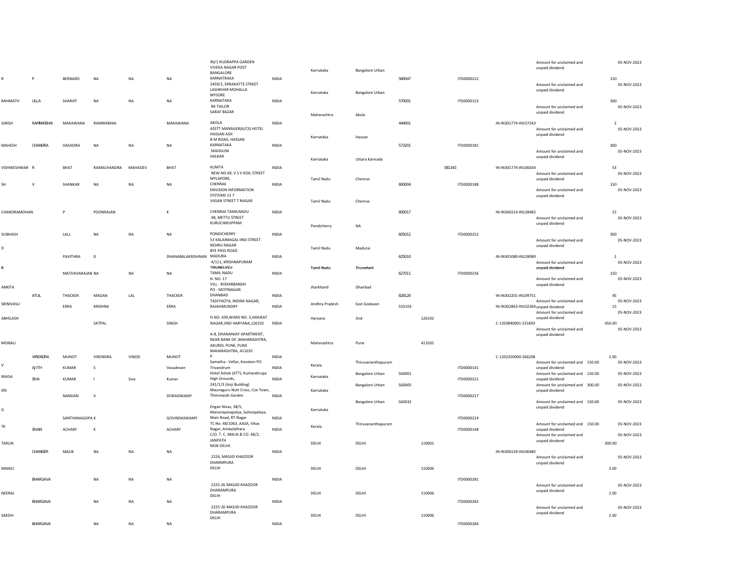| | | | | | | | | | | | | | | | |
|---|---|---|---|---|---|---|---|---|---|---|---|---|---|---|---|
| R | P | BERNARD | NA | NA | NA | 96/1 RUDRAPPA GARDEN VIVEKA NAGAR POST BANGALORE KARNATRAKA | INDIA | Karnataka | Bangalore Urban | 560047 | ITD0000222 | | Amount for unclaimed and unpaid dividend | 150 | 05-NOV-2023 |
| RAHMATH | ULLA | SHARIFF | NA | NA | NA | 2459/1, ERRAKATTE STREET LASHKHAR MOHALLA MYSORE KARNATAKA | INDIA | Karnataka | Bangalore Urban | 570001 | ITD0000123 | | Amount for unclaimed and unpaid dividend | 300 | 05-NOV-2023 |
| GIRISH | RAMNIKBHAI | MAKAWANA | RAMNIKBHAI | | MAKAWANA | RK TAILOR SARAF BAZAR AKOLA | INDIA | Maharashtra | Akola | 444001 | | IN-IN301774-IN157243 | Amount for unclaimed and unpaid dividend | 2 | 05-NOV-2023 |
| MAHESH | CHANDRA | DASHORA | NA | NA | NA | ASSTT MANAGER(A/CS) HOTEL HASSAN ASH B M ROAD, HASSAN KARNATAKA | INDIA | Karnataka | Hassan | 573201 | ITD0000181 | | Amount for unclaimed and unpaid dividend | 300 | 05-NOV-2023 |
| VISHWESHWAR | R | BHAT | RAMACHANDRA | MAHADEV | BHAT | MADGUNI HALKAR KUMTA | INDIA | Karnataka | Uttara Kannada | 581343 | | IN-IN301774-IN106034 | Amount for unclaimed and unpaid dividend | 53 | 05-NOV-2023 |
| SH | V | SHANKAR | NA | NA | NA | NEW NO 69, V S V KOIL STREET MYLAPORE, CHENNAI | INDIA | Tamil Nadu | Chennai | 600004 | ITD0000188 | | Amount for unclaimed and unpaid dividend | 150 | 05-NOV-2023 |
| CHANDRAMOHAN | | P | POONRAJAN | | K | ENVISION INFORMATION SYSTEMS 13 7 VASAN STREET T NAGAR CHENNAI TAMILNADU | INDIA | Tamil Nadu | Chennai | 600017 | | IN-IN300214-IN128482 | Amount for unclaimed and unpaid dividend | 15 | 05-NOV-2023 |
| SUBHASH | | LALL | NA | NA | NA | 48, METTU STREET KURUCHIKUPPAM PONDICHERRY | INDIA | Pondicherry | NA | 605012 | ITD0000252 | | Amount for unclaimed and unpaid dividend | 300 | 05-NOV-2023 |
| D | | PAVITHRA | D | | DHANABALAKRISHNAN | 53 KALAIMAGAL IIND STREET NEHRU NAGAR BYE PASS ROAD MADURA | INDIA | Tamil Nadu | Madurai | 625010 | | IN-IN301080-IN228089 | Amount for unclaimed and unpaid dividend | 2 | 05-NOV-2023 |
| R | | MATHAVARAJAN | NA | NA | NA | 4/111, KRISHNAPURAM TIRUNELVELI TAMIL NADU | INDIA | Tamil Nadu | Tirunelveli | 627011 | ITD0000236 | | Amount for unclaimed and unpaid dividend | 150 | 05-NOV-2023 |
| ANKITA | ATUL | THACKER | MAGAN | LAL | THACKER | H. NO. 17 VILL - ROHARBANDH PO - MOTINAGAR DHANBAD | INDIA | Jharkhand | Dhanbad | 828120 | | IN-IN302201-IN109751 | Amount for unclaimed and unpaid dividend | 45 | 05-NOV-2023 |
| SRINIVASU | | ERRA | KRISHNA | | ERRA | TADITHOTA, INDIRA NAGAR, RAJAHMUNDRY | INDIA | Andhra Pradesh | East Godavari | 533103 | | IN-IN302863-IN102364 | Amount for unclaimed and unpaid dividend | 15 | 05-NOV-2023 |
| ABHILASH | | | SATPAL | | SINGH | H.NO. 439,WARD NO. 5,HAKIKAT NAGAR,JIND HARYANA,126102 | INDIA | Haryana | Jind | 126102 | | C-1203840001-531693 | Amount for unclaimed and unpaid dividend | 450.00 | 05-NOV-2023 |
| MONALI | VIRENDRA | MUNOT | VIRENDRA | VINOD | MUNOT | A-8, DHANANJAY APARTMENT, NEAR BANK OF ,MAHARASHTRA, AKURDI, PUNE, PUNE MAHARASHTRA, 411035 P | INDIA | Maharashtra | Pune | 411035 | | C-1202350000-266208 | Amount for unclaimed and unpaid dividend | 2.00 | 05-NOV-2023 |
| V | AJITH | KUMAR | S | | Vasudevan | Samatha - Vellar, Kovalam PO Trivandrum | INDIA | Kerala | Thiruvananthapuram | | ITD0000141 | | Amount for unclaimed and unpaid dividend | 150.00 | 05-NOV-2023 |
| IRAISA | SIVA | KUMAR | I | Siva | Kumar | Hotel Ashok (ATT), Kumarakrupa High Grounds, | INDIA | Karnataka | Bangalore Urban | 560001 | ITD0000221 | | Amount for unclaimed and unpaid dividend | 150.00 | 05-NOV-2023 |
| DN | | NANDAN | V | | DORAISWAMY | 241/1/3 (Anji Building) Maunaguru Nutt Cross, Cox Town, Thimmaiah Garden | INDIA | Karnataka | Bangalore Urban | 560005 | ITD0000217 | | Amount for unclaimed and unpaid dividend | 300.00 | 05-NOV-2023 |
| G | | SANTHANAGOPA | K | | GOVINDASWAMY | Engan Nivas, 38/5, Manorayanapalya, Sultanpalaya, Main Road, RT Nagar | INDIA | Karnataka | Bangalore Urban | 560032 | ITD0000214 | | Amount for unclaimed and unpaid dividend | 150.00 | 05-NOV-2023 |
| TK | SIVAN | ACHARY | K | | ACHARY | TC No. 48/1063, AASA, Vikas Nagar, Ambalathara | INDIA | Kerala | Thiruvananthapuram | | ITD0000148 | | Amount for unclaimed and unpaid dividend | 150.00 | 05-NOV-2023 |
| TARUN | CHANDER | MALIK | NA | NA | NA | C/O. T. C. MALIK & CO. 68/2, JANPATH NEW DELHI. | INDIA | DELHI | DELHI | 110001 | | IN-IN300159-IN100480 | Amount for unclaimed and unpaid dividend | 300.00 | 05-NOV-2023 |
| MANJU | BHARGAVA | | NA | NA | NA | 2226, MASJID KHAZOOR DHARMPURA DELHI | INDIA | DELHI | DELHI | 110006 | ITD0000281 | | Amount for unclaimed and unpaid dividend | 3.00 | 05-NOV-2023 |
| NEERAJ | BHARGAVA | | NA | NA | NA | 2225-26 MASJID KHAZOOR DHARAMPURA DELHI | INDIA | DELHI | DELHI | 110006 | ITD0000282 | | Amount for unclaimed and unpaid dividend | 2.00 | 05-NOV-2023 |
| SAKSHI | BHARGAVA | | NA | NA | NA | 2225-26 MASJID KHAZOOR DHARAMPURA DELHI | INDIA | DELHI | DELHI | 110006 | ITD0000284 | | Amount for unclaimed and unpaid dividend | 2.00 | 05-NOV-2023 |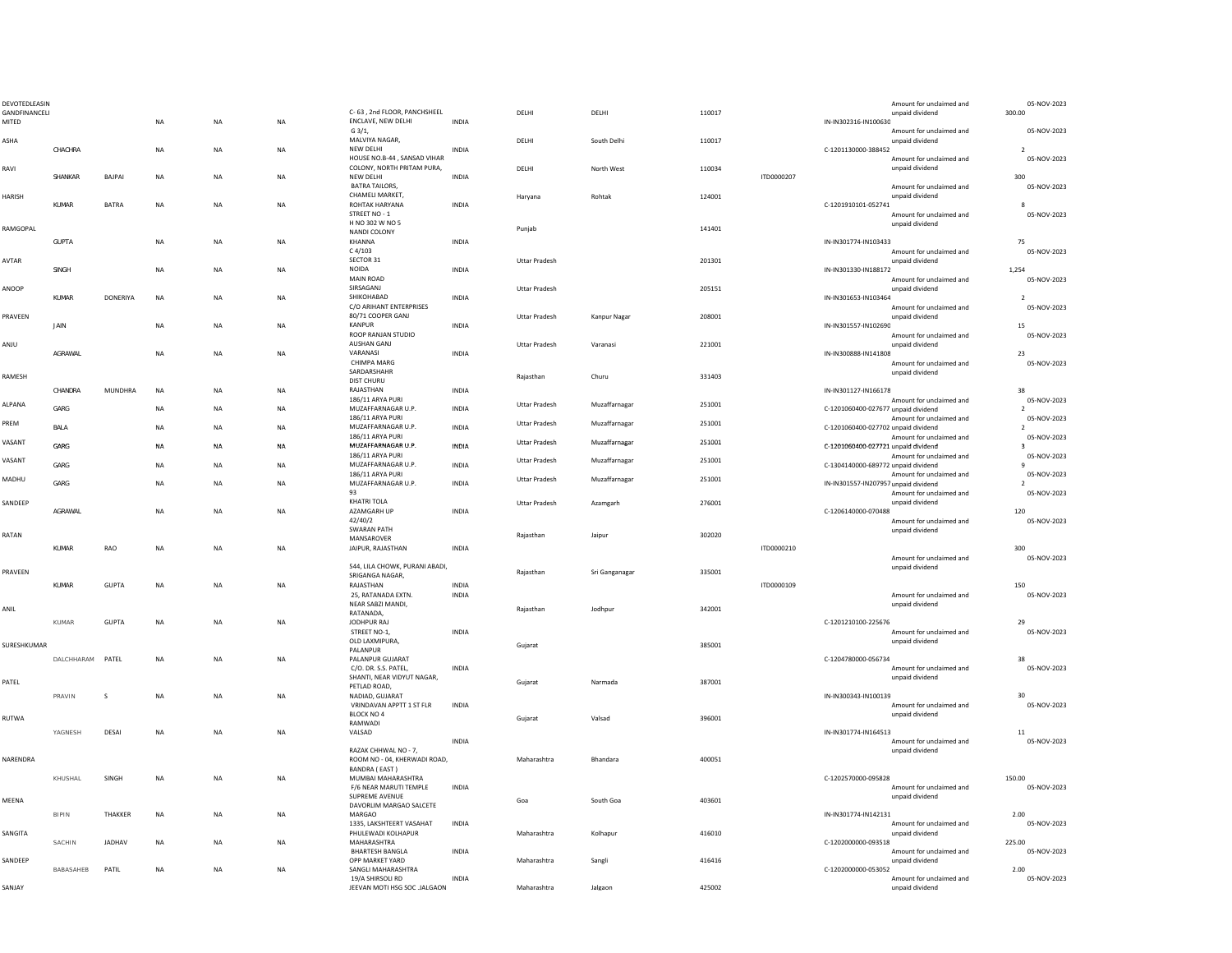| | | | | | | | | | | | | | | | |
|---|---|---|---|---|---|---|---|---|---|---|---|---|---|---|---|
| DEVOTEDLEASINGANDFINANCELIMITED | | | NA | NA | NA | C- 63 , 2nd FLOOR, PANCHSHEEL ENCLAVE, NEW DELHI | INDIA | DELHI | DELHI | 110017 | | IN-IN302316-IN100630 | Amount for unclaimed and unpaid dividend | 300.00 | 05-NOV-2023 |
| ASHA | CHACHRA | | NA | NA | NA | G 3/1, MALVIYA NAGAR, NEW DELHI | INDIA | DELHI | South Delhi | 110017 | | C-1201130000-388452 | Amount for unclaimed and unpaid dividend | 2 | 05-NOV-2023 |
| RAVI | SHANKAR | BAJPAI | NA | NA | NA | HOUSE NO.B-44 , SANSAD VIHAR COLONY, NORTH PRITAM PURA, NEW DELHI | INDIA | DELHI | North West | 110034 | ITD0000207 | | Amount for unclaimed and unpaid dividend | 300 | 05-NOV-2023 |
| HARISH | KUMAR | BATRA | NA | NA | NA | BATRA TAILORS, CHAMELI MARKET, ROHTAK HARYANA | INDIA | Haryana | Rohtak | 124001 | | C-1201910101-052741 | Amount for unclaimed and unpaid dividend | 8 | 05-NOV-2023 |
| RAMGOPAL | GUPTA | | NA | NA | NA | STREET NO - 1 H NO 302 W NO 5 NANDI COLONY KHANNA | INDIA | Punjab | | 141401 | | IN-IN301774-IN103433 | Amount for unclaimed and unpaid dividend | 75 | 05-NOV-2023 |
| AVTAR | SINGH | | NA | NA | NA | C 4/103 SECTOR 31 NOIDA | INDIA | Uttar Pradesh | | 201301 | | IN-IN301330-IN188172 | Amount for unclaimed and unpaid dividend | 1,254 | 05-NOV-2023 |
| ANOOP | KUMAR | DONERIYA | NA | NA | NA | MAIN ROAD SIRSAGANJ SHIKOHABAD | INDIA | Uttar Pradesh | | 205151 | | IN-IN301653-IN103464 | Amount for unclaimed and unpaid dividend | 2 | 05-NOV-2023 |
| PRAVEEN | JAIN | | NA | NA | NA | C/O ARIHANT ENTERPRISES 80/71 COOPER GANJ KANPUR | INDIA | Uttar Pradesh | Kanpur Nagar | 208001 | | IN-IN301557-IN102690 | Amount for unclaimed and unpaid dividend | 15 | 05-NOV-2023 |
| ANJU | AGRAWAL | | NA | NA | NA | ROOP RANJAN STUDIO AUSHAN GANJ VARANASI | INDIA | Uttar Pradesh | Varanasi | 221001 | | IN-IN300888-IN141808 | Amount for unclaimed and unpaid dividend | 23 | 05-NOV-2023 |
| RAMESH | CHANDRA | MUNDHRA | NA | NA | NA | CHIMPA MARG SARDARSHAHR DIST CHURU RAJASTHAN | INDIA | Rajasthan | Churu | 331403 | | IN-IN301127-IN166178 | Amount for unclaimed and unpaid dividend | 38 | 05-NOV-2023 |
| ALPANA | GARG | | NA | NA | NA | 186/11 ARYA PURI MUZAFFARNAGAR U.P. | INDIA | Uttar Pradesh | Muzaffarnagar | 251001 | | C-1201060400-027677 | Amount for unclaimed and unpaid dividend | 2 | 05-NOV-2023 |
| PREM | BALA | | NA | NA | NA | 186/11 ARYA PURI MUZAFFARNAGAR U.P. | INDIA | Uttar Pradesh | Muzaffarnagar | 251001 | | C-1201060400-027702 | Amount for unclaimed and unpaid dividend | 2 | 05-NOV-2023 |
| VASANT | GARG | | NA | NA | NA | 186/11 ARYA PURI MUZAFFARNAGAR U.P. | INDIA | Uttar Pradesh | Muzaffarnagar | 251001 | | C-1201060400-027721 | Amount for unclaimed and unpaid dividend | 3 | 05-NOV-2023 |
| VASANT | GARG | | NA | NA | NA | 186/11 ARYA PURI MUZAFFARNAGAR U.P. | INDIA | Uttar Pradesh | Muzaffarnagar | 251001 | | C-1304140000-689772 | Amount for unclaimed and unpaid dividend | 9 | 05-NOV-2023 |
| MADHU | GARG | | NA | NA | NA | 186/11 ARYA PURI MUZAFFARNAGAR U.P. | INDIA | Uttar Pradesh | Muzaffarnagar | 251001 | | IN-IN301557-IN207957 | Amount for unclaimed and unpaid dividend | 2 | 05-NOV-2023 |
| SANDEEP | AGRAWAL | | NA | NA | NA | 93 KHATRI TOLA AZAMGARH UP | INDIA | Uttar Pradesh | Azamgarh | 276001 | | C-1206140000-070488 | Amount for unclaimed and unpaid dividend | 120 | 05-NOV-2023 |
| RATAN | KUMAR | RAO | NA | NA | NA | 42/40/2 SWARAN PATH MANSAROVER JAIPUR, RAJASTHAN | INDIA | Rajasthan | Jaipur | 302020 | ITD0000210 | | Amount for unclaimed and unpaid dividend | 300 | 05-NOV-2023 |
| PRAVEEN | KUMAR | GUPTA | NA | NA | NA | 544, LILA CHOWK, PURANI ABADI, SRIGANGA NAGAR, RAJASTHAN | INDIA | Rajasthan | Sri Ganganagar | 335001 | ITD0000109 | | Amount for unclaimed and unpaid dividend | 150 | 05-NOV-2023 |
| ANIL | KUMAR | GUPTA | NA | NA | NA | 25, RATANADA EXTN. NEAR SABZI MANDI, RATANADA, JODHPUR RAJ | INDIA | Rajasthan | Jodhpur | 342001 | | C-1201210100-225676 | Amount for unclaimed and unpaid dividend | 29 | 05-NOV-2023 |
| SURESHKUMAR | DALCHHARAM | PATEL | NA | NA | NA | STREET NO-1, OLD LAXMIPURA, PALANPUR PALANPUR GUJARAT | INDIA | Gujarat | | 385001 | | C-1204780000-056734 | Amount for unclaimed and unpaid dividend | 38 | 05-NOV-2023 |
| PATEL | PRAVIN | S | NA | NA | NA | C/O. DR. S.S. PATEL, SHANTI, NEAR VIDYUT NAGAR, PETLAD ROAD, NADIAD, GUJARAT | INDIA | Gujarat | Narmada | 387001 | | IN-IN300343-IN100139 | Amount for unclaimed and unpaid dividend | 30 | 05-NOV-2023 |
| RUTWA | YAGNESH | DESAI | NA | NA | NA | VRINDAVAN APPTT 1 ST FLR BLOCK NO 4 RAMWADI VALSAD | INDIA | Gujarat | Valsad | 396001 | | IN-IN301774-IN164513 | Amount for unclaimed and unpaid dividend | 11 | 05-NOV-2023 |
| NARENDRA | KHUSHAL | SINGH | NA | NA | NA | RAZAK CHHWAL NO - 7, ROOM NO - 04, KHERWADI ROAD, BANDRA ( EAST ) MUMBAI MAHARASHTRA | INDIA | Maharashtra | Bhandara | 400051 | | C-1202570000-095828 | Amount for unclaimed and unpaid dividend | 150.00 | 05-NOV-2023 |
| MEENA | BIPIN | THAKKER | NA | NA | NA | F/6 NEAR MARUTI TEMPLE SUPREME AVENUE DAVORLIM MARGAO SALCETE MARGAO | INDIA | Goa | South Goa | 403601 | | IN-IN301774-IN142131 | Amount for unclaimed and unpaid dividend | 2.00 | 05-NOV-2023 |
| SANGITA | SACHIN | JADHAV | NA | NA | NA | 1335, LAKSHTEERT VASAHAT PHULEWADI KOLHAPUR MAHARASHTRA | INDIA | Maharashtra | Kolhapur | 416010 | | C-1202000000-093518 | Amount for unclaimed and unpaid dividend | 225.00 | 05-NOV-2023 |
| SANDEEP | BABASAHEB | PATIL | NA | NA | NA | BHARTESH BANGLA OPP MARKET YARD SANGLI MAHARASHTRA | INDIA | Maharashtra | Sangli | 416416 | | C-1202000000-053052 | Amount for unclaimed and unpaid dividend | 2.00 | 05-NOV-2023 |
| SANJAY | | | | | | 19/A SHIRSOLI RD JEEVAN MOTI HSG SOC .JALGAON | INDIA | Maharashtra | Jalgaon | 425002 | | | Amount for unclaimed and unpaid dividend | | 05-NOV-2023 |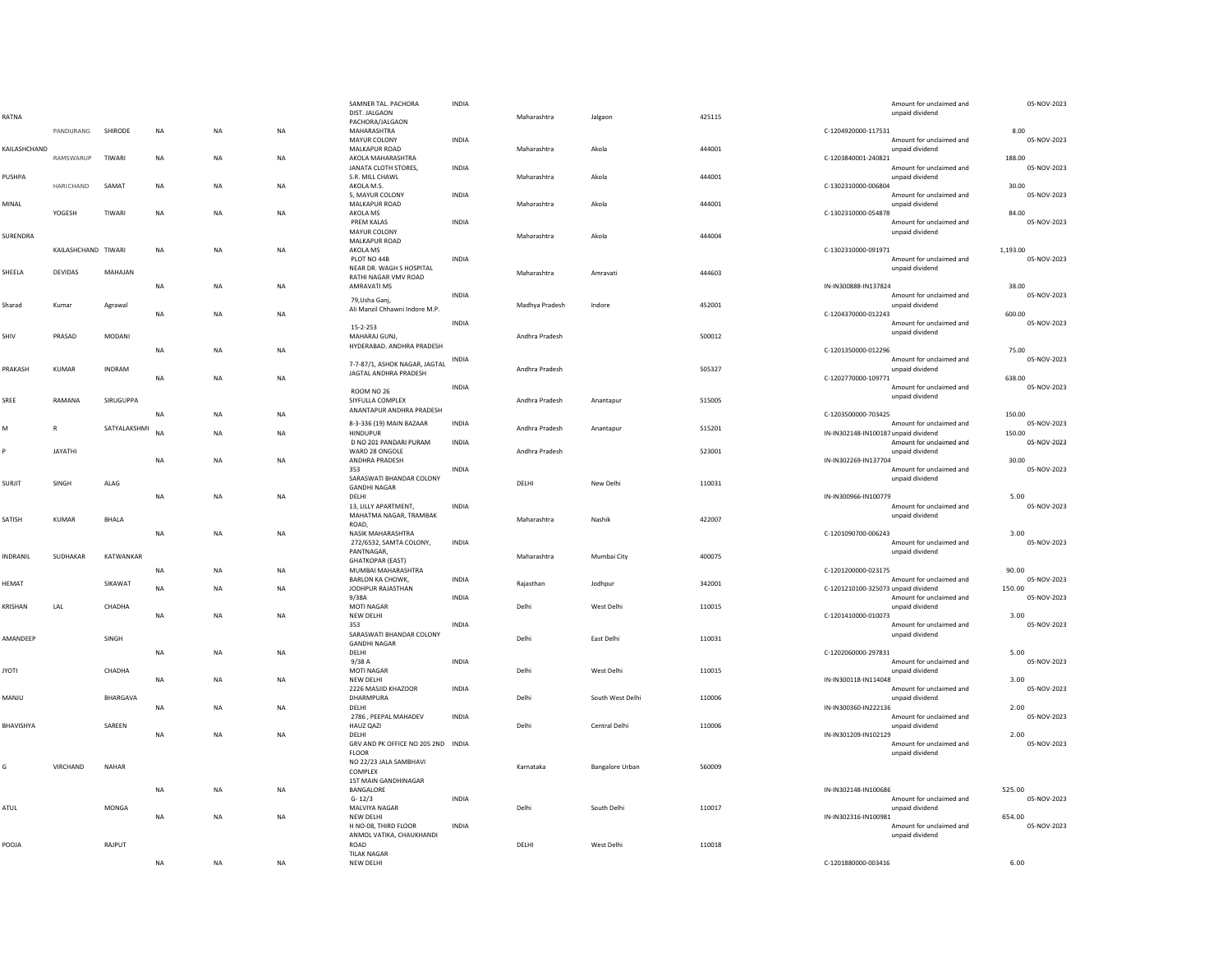| | | | | | | | | | | | | | | | |
|---|---|---|---|---|---|---|---|---|---|---|---|---|---|---|---|
| RATNA | PANDURANG | SHIRODE | NA | NA | NA | SAMNER TAL. PACHORA DIST. JALGAON PACHORA/JALGAON MAHARASHTRA | INDIA | Maharashtra | Jalgaon | 425115 | | C-1204920000-117531 | Amount for unclaimed and unpaid dividend | 8.00 | 05-NOV-2023 |
| KAILASHCHAND | RAMSWARUP | TIWARI | NA | NA | NA | MAYUR COLONY MALKAPUR ROAD AKOLA MAHARASHTRA | INDIA | Maharashtra | Akola | 444001 | | C-1203840001-240821 | Amount for unclaimed and unpaid dividend | 188.00 | 05-NOV-2023 |
| PUSHPA | HARICHAND | SAMAT | NA | NA | NA | JANATA CLOTH STORES, S.R. MILL CHAWL AKOLA M.S. | INDIA | Maharashtra | Akola | 444001 | | C-1302310000-006804 | Amount for unclaimed and unpaid dividend | 30.00 | 05-NOV-2023 |
| MINAL | YOGESH | TIWARI | NA | NA | NA | 5, MAYUR COLONY MALKAPUR ROAD AKOLA MS | INDIA | Maharashtra | Akola | 444001 | | C-1302310000-054878 | Amount for unclaimed and unpaid dividend | 84.00 | 05-NOV-2023 |
| SURENDRA | KAILASHCHAND | TIWARI | NA | NA | NA | PREM KALAS MAYUR COLONY MALKAPUR ROAD AKOLA MS | INDIA | Maharashtra | Akola | 444004 | | C-1302310000-091971 | Amount for unclaimed and unpaid dividend | 1,193.00 | 05-NOV-2023 |
| SHEELA | DEVIDAS | MAHAJAN | NA | NA | NA | PLOT NO 44B NEAR DR. WAGH S HOSPITAL RATHI NAGAR VMV ROAD AMRAVATI MS | INDIA | Maharashtra | Amravati | 444603 | | IN-IN300888-IN137824 | Amount for unclaimed and unpaid dividend | 38.00 | 05-NOV-2023 |
| Sharad | Kumar | Agrawal | NA | NA | NA | 79,Usha Ganj, Ali Manzil Chhawni Indore M.P. | INDIA | Madhya Pradesh | Indore | 452001 | | C-1204370000-012243 | Amount for unclaimed and unpaid dividend | 600.00 | 05-NOV-2023 |
| SHIV | PRASAD | MODANI | NA | NA | NA | 15-2-253 MAHARAJ GUNJ, HYDERABAD. ANDHRA PRADESH | INDIA | Andhra Pradesh | | 500012 | | C-1201350000-012296 | Amount for unclaimed and unpaid dividend | 75.00 | 05-NOV-2023 |
| PRAKASH | KUMAR | INDRAM | NA | NA | NA | 7-7-87/1, ASHOK NAGAR, JAGTAL JAGTAL ANDHRA PRADESH | INDIA | Andhra Pradesh | | 505327 | | C-1202770000-109771 | Amount for unclaimed and unpaid dividend | 638.00 | 05-NOV-2023 |
| SREE | RAMANA | SIRUGUPPA | NA | NA | NA | ROOM NO 26 SIYFULLA COMPLEX ANANTAPUR ANDHRA PRADESH | INDIA | Andhra Pradesh | Anantapur | 515005 | | C-1203500000-703425 | Amount for unclaimed and unpaid dividend | 150.00 | 05-NOV-2023 |
| M | R | SATYALAKSHMI | NA | NA | NA | 8-3-336 (19) MAIN BAZAAR HINDUPUR | INDIA | Andhra Pradesh | Anantapur | 515201 | | IN-IN302148-IN100187 | Amount for unclaimed and unpaid dividend | 150.00 | 05-NOV-2023 |
| P | JAYATHI | | NA | NA | NA | D NO 201 PANDARI PURAM WARD 28 ONGOLE ANDHRA PRADESH | INDIA | Andhra Pradesh | | 523001 | | IN-IN302269-IN137704 | Amount for unclaimed and unpaid dividend | 30.00 | 05-NOV-2023 |
| SURJIT | SINGH | ALAG | NA | NA | NA | 353 SARASWATI BHANDAR COLONY GANDHI NAGAR DELHI | INDIA | DELHI | New Delhi | 110031 | | IN-IN300966-IN100779 | Amount for unclaimed and unpaid dividend | 5.00 | 05-NOV-2023 |
| SATISH | KUMAR | BHALA | NA | NA | NA | 13, LILLY APARTMENT, MAHATMA NAGAR, TRAMBAK ROAD, NASIK MAHARASHTRA | INDIA | Maharashtra | Nashik | 422007 | | C-1201090700-006243 | Amount for unclaimed and unpaid dividend | 3.00 | 05-NOV-2023 |
| INDRANIL | SUDHAKAR | KATWANKAR | NA | NA | NA | 272/6532, SAMTA COLONY, PANTNAGAR, GHATKOPAR (EAST) MUMBAI MAHARASHTRA | INDIA | Maharashtra | Mumbai City | 400075 | | C-1201200000-023175 | Amount for unclaimed and unpaid dividend | 90.00 | 05-NOV-2023 |
| HEMAT | | SIKAWAT | NA | NA | NA | BARLON KA CHOWK, JODHPUR RAJASTHAN | INDIA | Rajasthan | Jodhpur | 342001 | | C-1201210100-325073 | Amount for unclaimed and unpaid dividend | 150.00 | 05-NOV-2023 |
| KRISHAN | LAL | CHADHA | NA | NA | NA | 9/38A MOTI NAGAR NEW DELHI | INDIA | Delhi | West Delhi | 110015 | | C-1201410000-010073 | Amount for unclaimed and unpaid dividend | 3.00 | 05-NOV-2023 |
| AMANDEEP | | SINGH | NA | NA | NA | 353 SARASWATI BHANDAR COLONY GANDHI NAGAR DELHI | INDIA | Delhi | East Delhi | 110031 | | C-1202060000-297831 | Amount for unclaimed and unpaid dividend | 5.00 | 05-NOV-2023 |
| JYOTI | | CHADHA | NA | NA | NA | 9/38 A MOTI NAGAR NEW DELHI | INDIA | Delhi | West Delhi | 110015 | | IN-IN300118-IN114048 | Amount for unclaimed and unpaid dividend | 3.00 | 05-NOV-2023 |
| MANJU | | BHARGAVA | NA | NA | NA | 2226 MASJID KHAZOOR DHARMPURA DELHI | INDIA | Delhi | South West Delhi | 110006 | | IN-IN300360-IN222136 | Amount for unclaimed and unpaid dividend | 2.00 | 05-NOV-2023 |
| BHAVISHYA | | SAREEN | NA | NA | NA | 2786 , PEEPAL MAHADEV HAUZ QAZI DELHI | INDIA | Delhi | Central Delhi | 110006 | | IN-IN301209-IN102129 | Amount for unclaimed and unpaid dividend | 2.00 | 05-NOV-2023 |
| G | VIRCHAND | NAHAR | NA | NA | NA | GRV AND PK OFFICE NO 205 2ND FLOOR NO 22/23 JALA SAMBHAVI COMPLEX 1ST MAIN GANDHINAGAR BANGALORE | INDIA | Karnataka | Bangalore Urban | 560009 | | IN-IN302148-IN100686 | Amount for unclaimed and unpaid dividend | 525.00 | 05-NOV-2023 |
| ATUL | | MONGA | NA | NA | NA | G- 12/3 MALVIYA NAGAR NEW DELHI | INDIA | Delhi | South Delhi | 110017 | | IN-IN302316-IN100981 | Amount for unclaimed and unpaid dividend | 654.00 | 05-NOV-2023 |
| POOJA | | RAJPUT | NA | NA | NA | H NO-08, THIRD FLOOR ANMOL VATIKA, CHAUKHANDI ROAD TILAK NAGAR NEW DELHI | INDIA | DELHI | West Delhi | 110018 | | C-1201880000-003416 | | 6.00 | |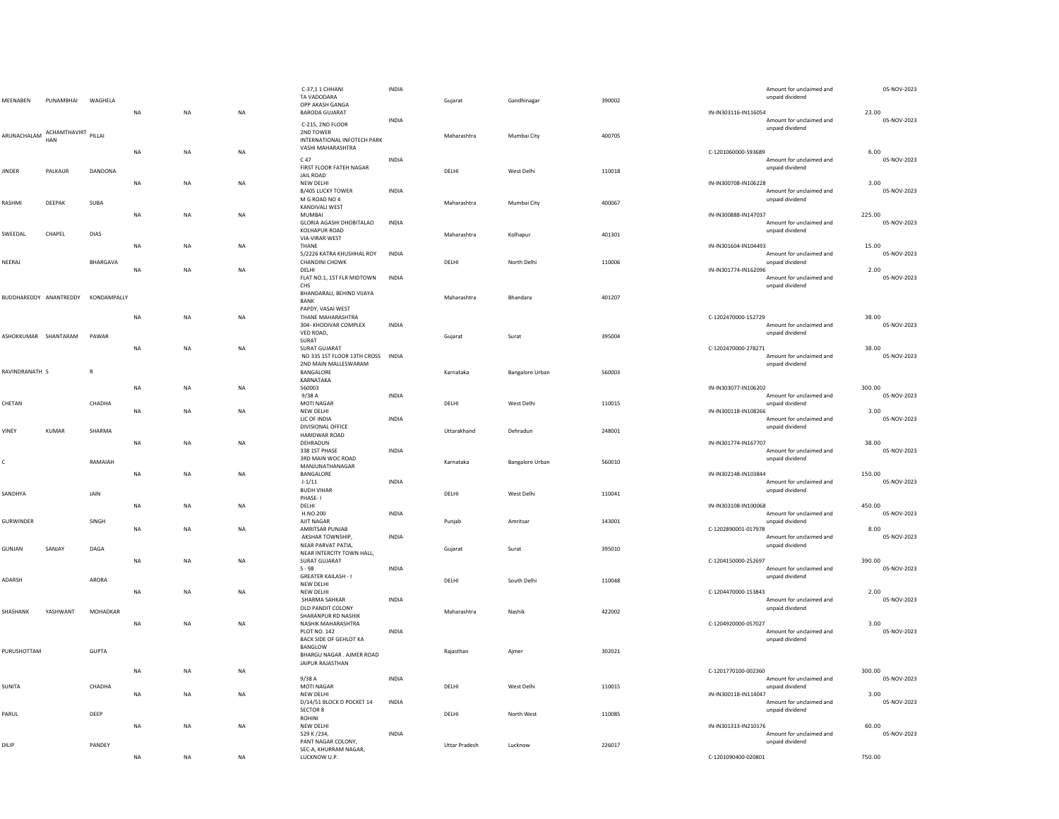| | | | | | | | | | | | | | | |
|---|---|---|---|---|---|---|---|---|---|---|---|---|---|---|
| MEENABEN | PUNAMBHAI | WAGHELA | NA | NA | NA | C-37,1 1 CHHANI TA VADODARA OPP AKASH GANGA BARODA GUJARAT | INDIA | Gujarat | Gandhinagar | 390002 | IN-IN303116-IN116054 | Amount for unclaimed and unpaid dividend | 23.00 | 05-NOV-2023 |
| ARUNACHALAM | ACHAMTHAVIRTHAN | PILLAI | NA | NA | NA | C-215, 2ND FLOOR 2ND TOWER INTERNATIONAL INFOTECH PARK VASHI MAHARASHTRA | INDIA | Maharashtra | Mumbai City | 400705 | C-1201060000-593689 | Amount for unclaimed and unpaid dividend | 6.00 | 05-NOV-2023 |
| JINDER | PALKAUR | DANDONA | NA | NA | NA | C 47 FIRST FLOOR FATEH NAGAR JAIL ROAD NEW DELHI | INDIA | DELHI | West Delhi | 110018 | IN-IN300708-IN106228 | Amount for unclaimed and unpaid dividend | 3.00 | 05-NOV-2023 |
| RASHMI | DEEPAK | SUBA | NA | NA | NA | B/405 LUCKY TOWER M G ROAD NO 4 KANDIVALI WEST MUMBAI | INDIA | Maharashtra | Mumbai City | 400067 | IN-IN300888-IN147037 | Amount for unclaimed and unpaid dividend | 225.00 | 05-NOV-2023 |
| SWEEDAL | CHAPEL | DIAS | NA | NA | NA | GLORIA AGASHI DHOBITALAO KOLHAPUR ROAD VIA-VIRAR WEST THANE | INDIA | Maharashtra | Kolhapur | 401301 | IN-IN301604-IN104493 | Amount for unclaimed and unpaid dividend | 15.00 | 05-NOV-2023 |
| NEERAJ | | BHARGAVA | NA | NA | NA | 5/2226 KATRA KHUSHHAL ROY CHANDINI CHOWK DELHI | INDIA | DELHI | North Delhi | 110006 | IN-IN301774-IN162096 | Amount for unclaimed and unpaid dividend | 2.00 | 05-NOV-2023 |
| BUDDHAREDDY | ANANTREDDY | KONDAMPALLY | NA | NA | NA | FLAT NO.1, 1ST FLR MIDTOWN CHS BHANDARALI, BEHIND VIJAYA BANK PAPDY, VASAI WEST THANE MAHARASHTRA | INDIA | Maharashtra | Bhandara | 401207 | C-1202470000-152729 | Amount for unclaimed and unpaid dividend | 38.00 | 05-NOV-2023 |
| ASHOKKUMAR | SHANTARAM | PAWAR | NA | NA | NA | 304- KHODIVAR COMPLEX VED ROAD, SURAT SURAT GUJARAT | INDIA | Gujarat | Surat | 395004 | C-1202470000-278271 | Amount for unclaimed and unpaid dividend | 38.00 | 05-NOV-2023 |
| RAVINDRANATH | S | R | NA | NA | NA | NO 335 1ST FLOOR 13TH CROSS 2ND MAIN MALLESWARAM BANGALORE KARNATAKA 560003 | INDIA | Karnataka | Bangalore Urban | 560003 | IN-IN303077-IN106202 | Amount for unclaimed and unpaid dividend | 300.00 | 05-NOV-2023 |
| CHETAN | | CHADHA | NA | NA | NA | 9/38 A MOTI NAGAR NEW DELHI | INDIA | DELHI | West Delhi | 110015 | IN-IN300118-IN108266 | Amount for unclaimed and unpaid dividend | 3.00 | 05-NOV-2023 |
| VINEY | KUMAR | SHARMA | NA | NA | NA | LIC OF INDIA DIVISIONAL OFFICE HARIDWAR ROAD DEHRADUN | INDIA | Uttarakhand | Dehradun | 248001 | IN-IN301774-IN167707 | Amount for unclaimed and unpaid dividend | 38.00 | 05-NOV-2023 |
| C | | RAMAIAH | NA | NA | NA | 338 1ST PHASE 3RD MAIN WOC ROAD MANJUNATHANAGAR BANGALORE | INDIA | Karnataka | Bangalore Urban | 560010 | IN-IN302148-IN103844 | Amount for unclaimed and unpaid dividend | 150.00 | 05-NOV-2023 |
| SANDHYA | | JAIN | NA | NA | NA | J-1/11 BUDH VIHAR PHASE- I DELHI | INDIA | DELHI | West Delhi | 110041 | IN-IN303108-IN100068 | Amount for unclaimed and unpaid dividend | 450.00 | 05-NOV-2023 |
| GURWINDER | | SINGH | NA | NA | NA | H.NO.200 AJIT NAGAR AMRITSAR PUNJAB | INDIA | Punjab | Amritsar | 143001 | C-1202890001-017978 | Amount for unclaimed and unpaid dividend | 8.00 | 05-NOV-2023 |
| GUNJAN | SANJAY | DAGA | NA | NA | NA | AKSHAR TOWNSHIP, NEAR PARVAT PATIA, NEAR INTERCITY TOWN HALL, SURAT GUJARAT | INDIA | Gujarat | Surat | 395010 | C-1204150000-252697 | Amount for unclaimed and unpaid dividend | 390.00 | 05-NOV-2023 |
| ADARSH | | ARORA | NA | NA | NA | S - 98 GREATER KAILASH - I NEW DELHI NEW DELHI | INDIA | DELHI | South Delhi | 110048 | C-1204470000-153843 | Amount for unclaimed and unpaid dividend | 2.00 | 05-NOV-2023 |
| SHASHANK | YASHWANT | MOHADKAR | NA | NA | NA | SHARMA SAHKAR OLD PANDIT COLONY SHARANPUR RD NASHIK NASHIK MAHARASHTRA | INDIA | Maharashtra | Nashik | 422002 | C-1204920000-057027 | Amount for unclaimed and unpaid dividend | 3.00 | 05-NOV-2023 |
| PURUSHOTTAM | | GUPTA | NA | NA | NA | PLOT NO. 142 BACK SIDE OF GEHLOT KA BANGLOW BHARGU NAGAR . AJMER ROAD JAIPUR RAJASTHAN | INDIA | Rajasthan | Ajmer | 302021 | C-1201770100-002360 | Amount for unclaimed and unpaid dividend | 300.00 | 05-NOV-2023 |
| SUNITA | | CHADHA | NA | NA | NA | 9/38 A MOTI NAGAR NEW DELHI | INDIA | DELHI | West Delhi | 110015 | IN-IN300118-IN114047 | Amount for unclaimed and unpaid dividend | 3.00 | 05-NOV-2023 |
| PARUL | | DEEP | NA | NA | NA | D/14/51 BLOCK D POCKET 14 SECTOR 8 ROHINI NEW DELHI | INDIA | DELHI | North West | 110085 | IN-IN301313-IN210176 | Amount for unclaimed and unpaid dividend | 60.00 | 05-NOV-2023 |
| DILIP | | PANDEY | NA | NA | NA | 529 K /234, PANT NAGAR COLONY, SEC-A, KHURRAM NAGAR, LUCKNOW U.P. | INDIA | Uttar Pradesh | Lucknow | 226017 | C-1201090400-020801 | Amount for unclaimed and unpaid dividend | 750.00 | 05-NOV-2023 |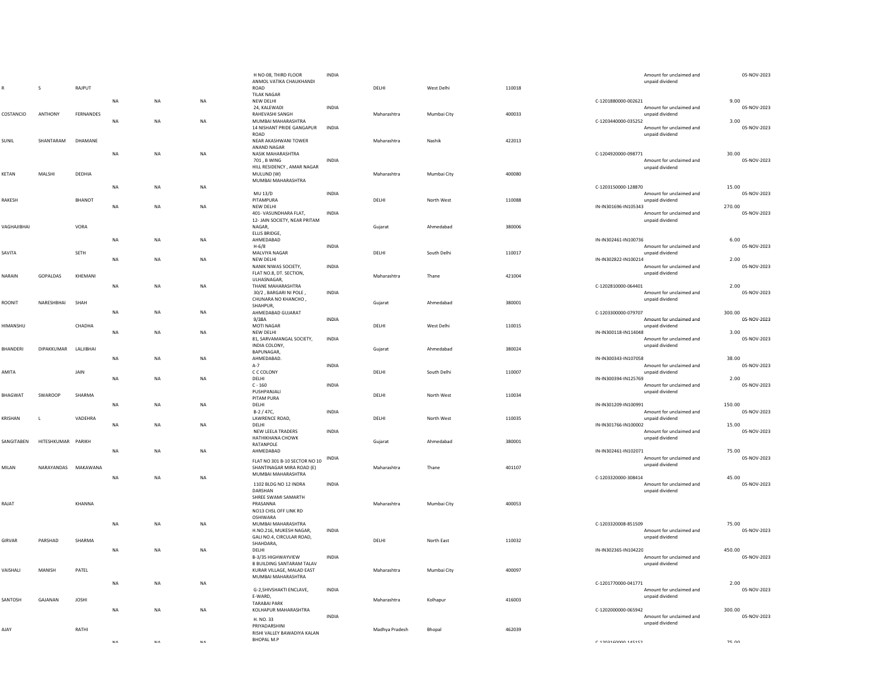| | | | | | | | | | | | | | | |
|---|---|---|---|---|---|---|---|---|---|---|---|---|---|---|
| R | S | RAJPUT | NA | NA | NA | H NO-08, THIRD FLOOR ANMOL VATIKA CHAUKHANDI ROAD TILAK NAGAR NEW DELHI | INDIA | DELHI | West Delhi | 110018 | C-1201880000-002621 | Amount for unclaimed and unpaid dividend | 9.00 | 05-NOV-2023 |
| COSTANCIO | ANTHONY | FERNANDES | NA | NA | NA | 24, KALEWADI RAHEVASHI SANGH MUMBAI MAHARASHTRA | INDIA | Maharashtra | Mumbai City | 400033 | C-1203440000-035252 | Amount for unclaimed and unpaid dividend | 3.00 | 05-NOV-2023 |
| SUNIL | SHANTARAM | DHAMANE | NA | NA | NA | 14 NISHANT PRIDE GANGAPUR ROAD NEAR AKASHWANI TOWER ANAND NAGAR NASIK MAHARASHTRA | INDIA | Maharashtra | Nashik | 422013 | C-1204920000-098771 | Amount for unclaimed and unpaid dividend | 30.00 | 05-NOV-2023 |
| KETAN | MALSHI | DEDHIA | NA | NA | NA | 701 , B WING HILL RESIDENCY , AMAR NAGAR MULUND (W) MUMBAI MAHARASHTRA | INDIA | Maharashtra | Mumbai City | 400080 | C-1203150000-128870 | Amount for unclaimed and unpaid dividend | 15.00 | 05-NOV-2023 |
| RAKESH | | BHANOT | NA | NA | NA | MU 13/D PITAMPURA NEW DELHI | INDIA | DELHI | North West | 110088 | IN-IN301696-IN105343 | Amount for unclaimed and unpaid dividend | 270.00 | 05-NOV-2023 |
| VAGHAJIBHAI | | VORA | NA | NA | NA | 401- VASUNDHARA FLAT, 12- JAIN SOCIETY, NEAR PRITAM NAGAR, ELLIS BRIDGE, AHMEDABAD | INDIA | Gujarat | Ahmedabad | 380006 | IN-IN302461-IN100736 | Amount for unclaimed and unpaid dividend | 6.00 | 05-NOV-2023 |
| SAVITA | | SETH | NA | NA | NA | H-6/8 MALVIYA NAGAR NEW DELHI | INDIA | DELHI | South Delhi | 110017 | IN-IN302822-IN100214 | Amount for unclaimed and unpaid dividend | 2.00 | 05-NOV-2023 |
| NARAIN | GOPALDAS | KHEMANI | NA | NA | NA | NANIK NIWAS SOCIETY, FLAT NO.8, DT. SECTION, ULHASNAGAR, THANE MAHARASHTRA | INDIA | Maharashtra | Thane | 421004 | C-1202810000-064401 | Amount for unclaimed and unpaid dividend | 2.00 | 05-NOV-2023 |
| ROONIT | NARESHBHAI | SHAH | NA | NA | NA | 30/2 , BARGARI NI POLE , CHUNARA NO KHANCHO , SHAHPUR, AHMEDABAD GUJARAT | INDIA | Gujarat | Ahmedabad | 380001 | C-1203300000-079707 | Amount for unclaimed and unpaid dividend | 300.00 | 05-NOV-2023 |
| HIMANSHU | | CHADHA | NA | NA | NA | 9/38A MOTI NAGAR NEW DELHI | INDIA | DELHI | West Delhi | 110015 | IN-IN300118-IN114048 | Amount for unclaimed and unpaid dividend | 3.00 | 05-NOV-2023 |
| BHANDERI | DIPAKKUMAR | LALJIBHAI | NA | NA | NA | 81, SARVAMANGAL SOCIETY, INDIA COLONY, BAPUNAGAR, AHMEDABAD. | INDIA | Gujarat | Ahmedabad | 380024 | IN-IN300343-IN107058 | Amount for unclaimed and unpaid dividend | 38.00 | 05-NOV-2023 |
| AMITA | | JAIN | NA | NA | NA | A-7 C C COLONY DELHI | INDIA | DELHI | South Delhi | 110007 | IN-IN300394-IN125769 | Amount for unclaimed and unpaid dividend | 2.00 | 05-NOV-2023 |
| BHAGWAT | SWAROOP | SHARMA | NA | NA | NA | C - 160 PUSHPANJALI PITAM PURA DELHI | INDIA | DELHI | North West | 110034 | IN-IN301209-IN100991 | Amount for unclaimed and unpaid dividend | 150.00 | 05-NOV-2023 |
| KRISHAN | L | VADEHRA | NA | NA | NA | B-2 / 47C, LAWRENCE ROAD, DELHI | INDIA | DELHI | North West | 110035 | IN-IN301766-IN100002 | Amount for unclaimed and unpaid dividend | 15.00 | 05-NOV-2023 |
| SANGITABEN | HITESHKUMAR | PARIKH | NA | NA | NA | NEW LEELA TRADERS HATHIKHANA CHOWK RATANPOLE AHMEDABAD | INDIA | Gujarat | Ahmedabad | 380001 | IN-IN302461-IN102071 | Amount for unclaimed and unpaid dividend | 75.00 | 05-NOV-2023 |
| MILAN | NARAYANDAS | MAKAWANA | NA | NA | NA | FLAT NO 301 B-10 SECTOR NO 10 SHANTINAGAR MIRA ROAD (E) MUMBAI MAHARASHTRA | INDIA | Maharashtra | Thane | 401107 | C-1203320000-308414 | Amount for unclaimed and unpaid dividend | 45.00 | 05-NOV-2023 |
| RAJAT | | KHANNA | NA | NA | NA | 1102 BLDG NO 12 INDRA DARSHAN SHREE SWAMI SAMARTH PRASANNA NO13 CHSL OFF LINK RD OSHIWARA MUMBAI MAHARASHTRA | INDIA | Maharashtra | Mumbai City | 400053 | C-1203320008-851509 | Amount for unclaimed and unpaid dividend | 75.00 | 05-NOV-2023 |
| GIRVAR | PARSHAD | SHARMA | NA | NA | NA | H.NO.216, MUKESH NAGAR, GALI NO.4, CIRCULAR ROAD, SHAHDARA, DELHI | INDIA | DELHI | North East | 110032 | IN-IN302365-IN104220 | Amount for unclaimed and unpaid dividend | 450.00 | 05-NOV-2023 |
| VAISHALI | MANISH | PATEL | NA | NA | NA | B-3/35 HIGHWAYVIEW B BUILDING SANTARAM TALAV KURAR VILLAGE, MALAD EAST MUMBAI MAHARASHTRA | INDIA | Maharashtra | Mumbai City | 400097 | C-1201770000-041771 | Amount for unclaimed and unpaid dividend | 2.00 | 05-NOV-2023 |
| SANTOSH | GAJANAN | JOSHI | NA | NA | NA | G-2,SHIVSHAKTI ENCLAVE, E-WARD, TARABAI PARK KOLHAPUR MAHARASHTRA | INDIA | Maharashtra | Kolhapur | 416003 | C-1202000000-065942 | Amount for unclaimed and unpaid dividend | 300.00 | 05-NOV-2023 |
| AJAY | | RATHI | NA | NA | NA | H. NO. 33 PRIYADARSHINI RISHI VALLEY BAWADIYA KALAN BHOPAL M.P | INDIA | Madhya Pradesh | Bhopal | 462039 | C-1203160000-145152 | | 75.00 | |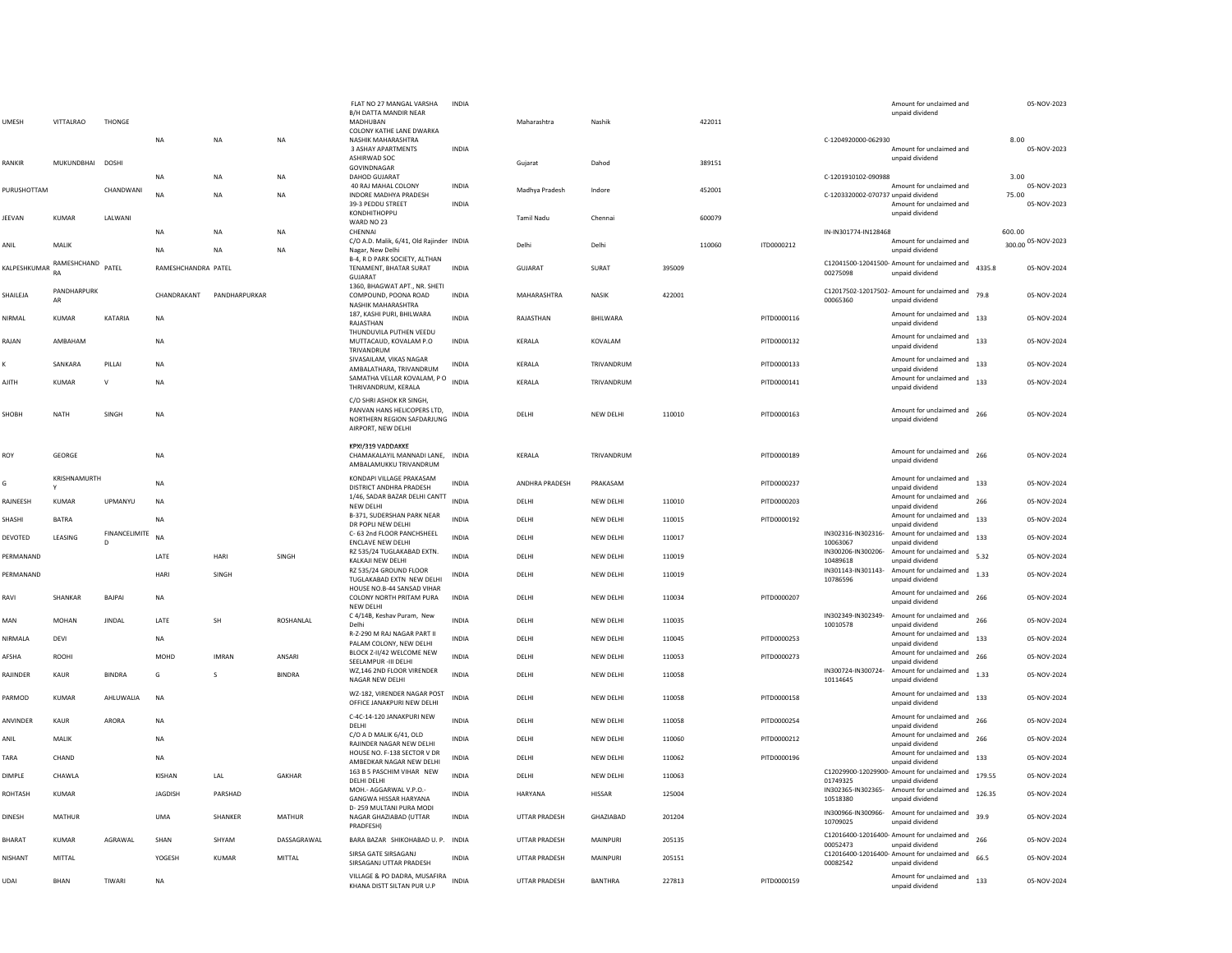| | | | | | | | | | | | | | | | |
|---|---|---|---|---|---|---|---|---|---|---|---|---|---|---|---|
| UMESH | VITTALRAO | THONGE | NA | NA | NA | FLAT NO 27 MANGAL VARSHA B/H DATTA MANDIR NEAR MADHUBAN COLONY KATHE LANE DWARKA NASHIK MAHARASHTRA | INDIA | Maharashtra | Nashik | 422011 | | C-1204920000-062930 | Amount for unclaimed and unpaid dividend | 8.00 | 05-NOV-2023 |
| RANKIR | MUKUNDBHAI | DOSHI | NA | NA | NA | 3 ASHAY APARTMENTS ASHIRWAD SOC GOVINDNAGAR DAHOD GUJARAT | INDIA | Gujarat | Dahod | 389151 | | C-1201910102-090988 | Amount for unclaimed and unpaid dividend | 3.00 | 05-NOV-2023 |
| PURUSHOTTAM | | CHANDWANI | NA | NA | NA | 40 RAJ MAHAL COLONY INDORE MADHYA PRADESH | INDIA | Madhya Pradesh | Indore | 452001 | | C-1203320002-070737 | Amount for unclaimed and unpaid dividend | 75.00 | 05-NOV-2023 |
| JEEVAN | KUMAR | LALWANI | NA | NA | NA | 39-3 PEDDU STREET KONDHITHOPPU WARD NO 23 CHENNAI | INDIA | Tamil Nadu | Chennai | 600079 | | IN-IN301774-IN128468 | Amount for unclaimed and unpaid dividend | 600.00 | 05-NOV-2023 |
| ANIL | MALIK | | NA | NA | NA | C/O A.D. Malik, 6/41, Old Rajinder Nagar, New Delhi | INDIA | Delhi | Delhi | 110060 | ITD0000212 | | Amount for unclaimed and unpaid dividend | 300.00 | 05-NOV-2023 |
| KALPESHKUMAR | RAMESHCHANDRA | PATEL | RAMESHCHANDRA | PATEL | | B-4, R D PARK SOCIETY, ALTHAN TENAMENT, BHATAR SURAT GUJARAT | INDIA | GUJARAT | SURAT | 395009 | | C12041500-12041500-00275098 | Amount for unclaimed and unpaid dividend | 4335.8 | 05-NOV-2024 |
| SHAILEJA | PANDHARPURKAR | | CHANDRAKANT | PANDHARPURKAR | | 1360, BHAGWAT APT., NR. SHETI COMPOUND, POONA ROAD NASHIK MAHARASHTRA | INDIA | MAHARASHTRA | NASIK | 422001 | | C12017502-12017502-00065360 | Amount for unclaimed and unpaid dividend | 79.8 | 05-NOV-2024 |
| NIRMAL | KUMAR | KATARIA | NA | | | 187, KASHI PURI, BHILWARA RAJASTHAN | INDIA | RAJASTHAN | BHILWARA | | PITD0000116 | | Amount for unclaimed and unpaid dividend | 133 | 05-NOV-2024 |
| RAJAN | AMBAHAM | | NA | | | THUNDUVILA PUTHEN VEEDU MUTTACAUD, KOVALAM P.O TRIVANDRUM | INDIA | KERALA | KOVALAM | | PITD0000132 | | Amount for unclaimed and unpaid dividend | 133 | 05-NOV-2024 |
| K | SANKARA | PILLAI | NA | | | SIVASAILAM, VIKAS NAGAR AMBALATHARA, TRIVANDRUM | INDIA | KERALA | TRIVANDRUM | | PITD0000133 | | Amount for unclaimed and unpaid dividend | 133 | 05-NOV-2024 |
| AJITH | KUMAR | V | NA | | | SAMATHA VELLAR KOVALAM, P O THRIVANDRUM, KERALA | INDIA | KERALA | TRIVANDRUM | | PITD0000141 | | Amount for unclaimed and unpaid dividend | 133 | 05-NOV-2024 |
| SHOBH | NATH | SINGH | NA | | | C/O SHRI ASHOK KR SINGH, PANVAN HANS HELICOPERS LTD, NORTHERN REGION SAFDARJUNG AIRPORT, NEW DELHI | INDIA | DELHI | NEW DELHI | 110010 | PITD0000163 | | Amount for unclaimed and unpaid dividend | 266 | 05-NOV-2024 |
| ROY | GEORGE | | NA | | | KPXI/319 VADDAKKE CHAMAKALAYIL MANNADI LANE, AMBALAMUKKU TRIVANDRUM | INDIA | KERALA | TRIVANDRUM | | PITD0000189 | | Amount for unclaimed and unpaid dividend | 266 | 05-NOV-2024 |
| G | KRISHNAMURTHY | | NA | | | KONDAPI VILLAGE PRAKASAM DISTRICT ANDHRA PRADESH | INDIA | ANDHRA PRADESH | PRAKASAM | | PITD0000237 | | Amount for unclaimed and unpaid dividend | 133 | 05-NOV-2024 |
| RAJNEESH | KUMAR | UPMANYU | NA | | | 1/46, SADAR BAZAR DELHI CANTT NEW DELHI | INDIA | DELHI | NEW DELHI | 110010 | PITD0000203 | | Amount for unclaimed and unpaid dividend | 266 | 05-NOV-2024 |
| SHASHI | BATRA | | NA | | | B-371, SUDERSHAN PARK NEAR DR POPLI NEW DELHI | INDIA | DELHI | NEW DELHI | 110015 | PITD0000192 | | Amount for unclaimed and unpaid dividend | 133 | 05-NOV-2024 |
| DEVOTED | LEASING | FINANCELIMITED | NA | | | C- 63 2nd FLOOR PANCHSHEEL ENCLAVE NEW DELHI | INDIA | DELHI | NEW DELHI | 110017 | | IN302316-IN302316-10063067 | Amount for unclaimed and unpaid dividend | 133 | 05-NOV-2024 |
| PERMANAND | | | LATE | HARI | SINGH | RZ 535/24 TUGLAKABAD EXTN. KALKAJI NEW DELHI | INDIA | DELHI | NEW DELHI | 110019 | | IN300206-IN300206-10489618 | Amount for unclaimed and unpaid dividend | 5.32 | 05-NOV-2024 |
| PERMANAND | | | HARI | SINGH | | RZ 535/24 GROUND FLOOR TUGLAKABAD EXTN NEW DELHI | INDIA | DELHI | NEW DELHI | 110019 | | IN301143-IN301143-10786596 | Amount for unclaimed and unpaid dividend | 1.33 | 05-NOV-2024 |
| RAVI | SHANKAR | BAJPAI | NA | | | HOUSE NO.B-44 SANSAD VIHAR COLONY NORTH PRITAM PURA NEW DELHI | INDIA | DELHI | NEW DELHI | 110034 | PITD0000207 | | Amount for unclaimed and unpaid dividend | 266 | 05-NOV-2024 |
| MAN | MOHAN | JINDAL | LATE | SH | ROSHANLAL | C 4/14B, Keshav Puram, New Delhi | INDIA | DELHI | NEW DELHI | 110035 | | IN302349-IN302349-10010578 | Amount for unclaimed and unpaid dividend | 266 | 05-NOV-2024 |
| NIRMALA | DEVI | | NA | | | R-Z-290 M RAJ NAGAR PART II PALAM COLONY, NEW DELHI | INDIA | DELHI | NEW DELHI | 110045 | PITD0000253 | | Amount for unclaimed and unpaid dividend | 133 | 05-NOV-2024 |
| AFSHA | ROOHI | | MOHD | IMRAN | ANSARI | BLOCK Z-II/42 WELCOME NEW SEELAMPUR -III DELHI | INDIA | DELHI | NEW DELHI | 110053 | PITD0000273 | | Amount for unclaimed and unpaid dividend | 266 | 05-NOV-2024 |
| RAJINDER | KAUR | BINDRA | G | S | BINDRA | WZ,146 2ND FLOOR VIRENDER NAGAR NEW DELHI | INDIA | DELHI | NEW DELHI | 110058 | | IN300724-IN300724-10114645 | Amount for unclaimed and unpaid dividend | 1.33 | 05-NOV-2024 |
| PARMOD | KUMAR | AHLUWALIA | NA | | | WZ-182, VIRENDER NAGAR POST OFFICE JANAKPURI NEW DELHI | INDIA | DELHI | NEW DELHI | 110058 | PITD0000158 | | Amount for unclaimed and unpaid dividend | 133 | 05-NOV-2024 |
| ANVINDER | KAUR | ARORA | NA | | | C-4C-14-120 JANAKPURI NEW DELHI | INDIA | DELHI | NEW DELHI | 110058 | PITD0000254 | | Amount for unclaimed and unpaid dividend | 266 | 05-NOV-2024 |
| ANIL | MALIK | | NA | | | C/O A D MALIK 6/41, OLD RAJINDER NAGAR NEW DELHI | INDIA | DELHI | NEW DELHI | 110060 | PITD0000212 | | Amount for unclaimed and unpaid dividend | 266 | 05-NOV-2024 |
| TARA | CHAND | | NA | | | HOUSE NO. F-138 SECTOR V DR AMBEDKAR NAGAR NEW DELHI | INDIA | DELHI | NEW DELHI | 110062 | PITD0000196 | | Amount for unclaimed and unpaid dividend | 133 | 05-NOV-2024 |
| DIMPLE | CHAWLA | | KISHAN | LAL | GAKHAR | 163 B 5 PASCHIM VIHAR NEW DELHI DELHI | INDIA | DELHI | NEW DELHI | 110063 | | C12029900-12029900-01749325 | Amount for unclaimed and unpaid dividend | 179.55 | 05-NOV-2024 |
| ROHTASH | KUMAR | | JAGDISH | PARSHAD | | MOH.- AGGARWAL V.P.O.- GANGWA HISSAR HARYANA | INDIA | HARYANA | HISSAR | 125004 | | IN302365-IN302365-10518380 | Amount for unclaimed and unpaid dividend | 126.35 | 05-NOV-2024 |
| DINESH | MATHUR | | UMA | SHANKER | MATHUR | D- 259 MULTANI PURA MODI NAGAR GHAZIABAD (UTTAR PRADFESH) | INDIA | UTTAR PRADESH | GHAZIABAD | 201204 | | IN300966-IN300966-10709025 | Amount for unclaimed and unpaid dividend | 39.9 | 05-NOV-2024 |
| BHARAT | KUMAR | AGRAWAL | SHAN | SHYAM | DASSAGRAWAL | BARA BAZAR SHIKOHABAD U. P. | INDIA | UTTAR PRADESH | MAINPURI | 205135 | | C12016400-12016400-00052473 | Amount for unclaimed and unpaid dividend | 266 | 05-NOV-2024 |
| NISHANT | MITTAL | | YOGESH | KUMAR | MITTAL | SIRSA GATE SIRSAGANJ SIRSAGANJ UTTAR PRADESH | INDIA | UTTAR PRADESH | MAINPURI | 205151 | | C12016400-12016400-00082542 | Amount for unclaimed and unpaid dividend | 66.5 | 05-NOV-2024 |
| UDAI | BHAN | TIWARI | NA | | | VILLAGE & PO DADRA, MUSAFIRA KHANA DISTT SILTAN PUR U.P | INDIA | UTTAR PRADESH | BANTHRA | 227813 | PITD0000159 | | Amount for unclaimed and unpaid dividend | 133 | 05-NOV-2024 |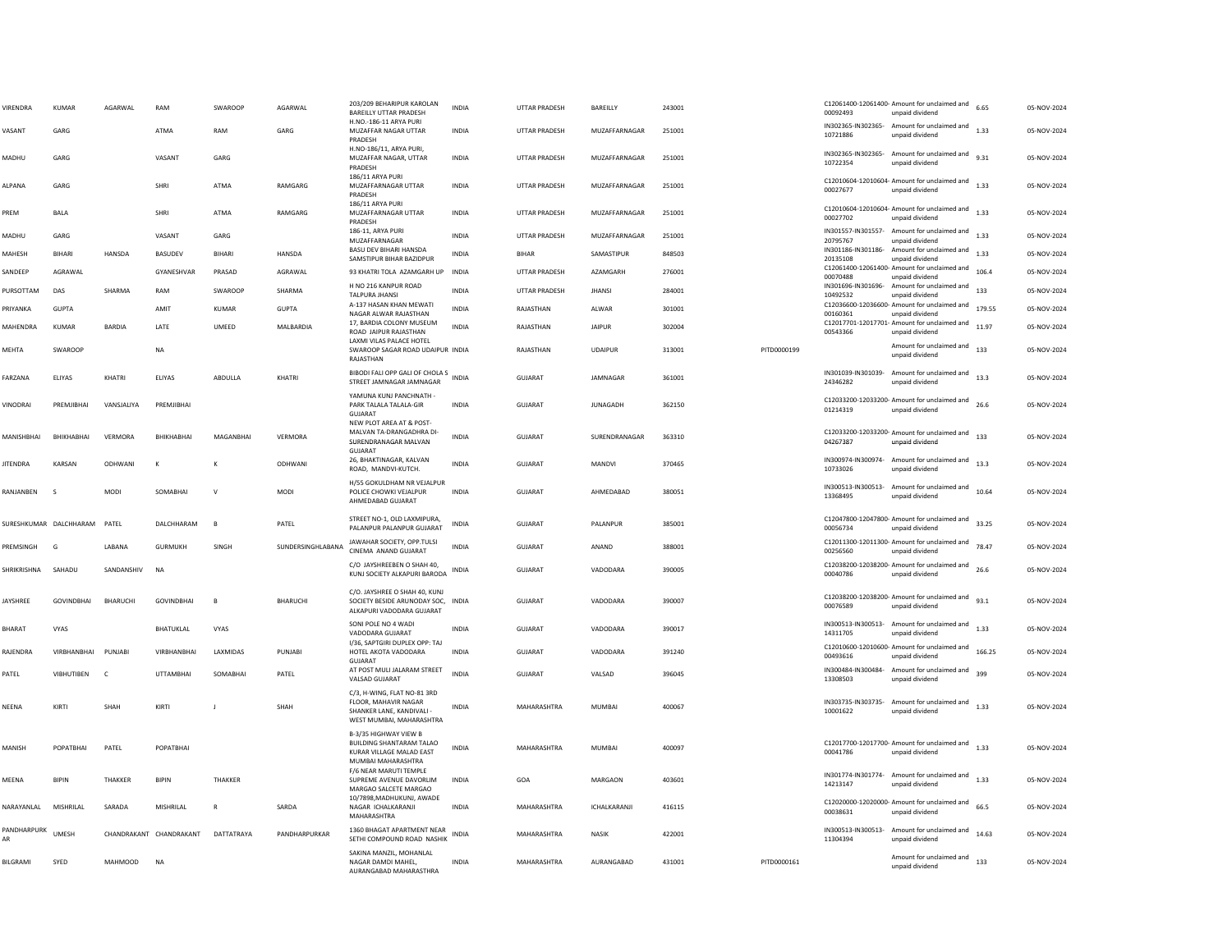| | | | | | | | | | | | | | | | | |
|---|---|---|---|---|---|---|---|---|---|---|---|---|---|---|---|---|
| VIRENDRA | KUMAR | AGARWAL | RAM | SWAROOP | AGARWAL | 203/209 BEHARIPUR KAROLAN BAREILLY UTTAR PRADESH | INDIA | UTTAR PRADESH | BAREILLY | 243001 | | | C12061400-12061400-00092493 | Amount for unclaimed and unpaid dividend | 6.65 | 05-NOV-2024 |
| VASANT | GARG | | ATMA | RAM | GARG | H.NO.-186-11 ARYA PURI MUZAFFAR NAGAR UTTAR PRADESH | INDIA | UTTAR PRADESH | MUZAFFARNAGAR | 251001 | | | IN302365-IN302365-10721886 | Amount for unclaimed and unpaid dividend | 1.33 | 05-NOV-2024 |
| MADHU | GARG | | VASANT | GARG | | H.NO-186/11, ARYA PURI, MUZAFFAR NAGAR, UTTAR PRADESH | INDIA | UTTAR PRADESH | MUZAFFARNAGAR | 251001 | | | IN302365-IN302365-10722354 | Amount for unclaimed and unpaid dividend | 9.31 | 05-NOV-2024 |
| ALPANA | GARG | | SHRI | ATMA | RAMGARG | 186/11 ARYA PURI MUZAFFARNAGAR UTTAR PRADESH | INDIA | UTTAR PRADESH | MUZAFFARNAGAR | 251001 | | | C12010604-12010604-00027677 | Amount for unclaimed and unpaid dividend | 1.33 | 05-NOV-2024 |
| PREM | BALA | | SHRI | ATMA | RAMGARG | 186/11 ARYA PURI MUZAFFARNAGAR UTTAR PRADESH | INDIA | UTTAR PRADESH | MUZAFFARNAGAR | 251001 | | | C12010604-12010604-00027702 | Amount for unclaimed and unpaid dividend | 1.33 | 05-NOV-2024 |
| MADHU | GARG | | VASANT | GARG | | 186-11, ARYA PURI MUZAFFARNAGAR | INDIA | UTTAR PRADESH | MUZAFFARNAGAR | 251001 | | | IN301557-IN301557-20795767 | Amount for unclaimed and unpaid dividend | 1.33 | 05-NOV-2024 |
| MAHESH | BIHARI | HANSDA | BASUDEV | BIHARI | HANSDA | BASU DEV BIHARI HANSDA SAMSTIPUR BIHAR BAZIDPUR | INDIA | BIHAR | SAMASTIPUR | 848503 | | | IN301186-IN301186-20135108 | Amount for unclaimed and unpaid dividend | 1.33 | 05-NOV-2024 |
| SANDEEP | AGRAWAL | | GYANESHVAR | PRASAD | AGRAWAL | 93 KHATRI TOLA AZAMGARH UP | INDIA | UTTAR PRADESH | AZAMGARH | 276001 | | | C12061400-12061400-00070488 | Amount for unclaimed and unpaid dividend | 106.4 | 05-NOV-2024 |
| PURSOTTAM | DAS | SHARMA | RAM | SWAROOP | SHARMA | H NO 216 KANPUR ROAD TALPURA JHANSI | INDIA | UTTAR PRADESH | JHANSI | 284001 | | | IN301696-IN301696-10492532 | Amount for unclaimed and unpaid dividend | 133 | 05-NOV-2024 |
| PRIYANKA | GUPTA | | AMIT | KUMAR | GUPTA | A-137 HASAN KHAN MEWATI NAGAR ALWAR RAJASTHAN | INDIA | RAJASTHAN | ALWAR | 301001 | | | C12036600-12036600-00160361 | Amount for unclaimed and unpaid dividend | 179.55 | 05-NOV-2024 |
| MAHENDRA | KUMAR | BARDIA | LATE | UMEED | MALBARDIA | 17, BARDIA COLONY MUSEUM ROAD JAIPUR RAJASTHAN | INDIA | RAJASTHAN | JAIPUR | 302004 | | | C12017701-12017701-00543366 | Amount for unclaimed and unpaid dividend | 11.97 | 05-NOV-2024 |
| MEHTA | SWAROOP | | NA | | | LAXMI VILAS PALACE HOTEL SWAROOP SAGAR ROAD UDAIPUR RAJASTHAN | INDIA | RAJASTHAN | UDAIPUR | 313001 | | PITD0000199 | | Amount for unclaimed and unpaid dividend | 133 | 05-NOV-2024 |
| FARZANA | ELIYAS | KHATRI | ELIYAS | ABDULLA | KHATRI | BIBODI FALI OPP GALI OF CHOLA S STREET JAMNAGAR JAMNAGAR | INDIA | GUJARAT | JAMNAGAR | 361001 | | | IN301039-IN301039-24346282 | Amount for unclaimed and unpaid dividend | 13.3 | 05-NOV-2024 |
| VINODRAI | PREMJIBHAI | VANSJALIYA | PREMJIBHAI | | | YAMUNA KUNJ PANCHNATH - PARK TALALA TALALA-GIR GUJARAT | INDIA | GUJARAT | JUNAGADH | 362150 | | | C12033200-12033200-01214319 | Amount for unclaimed and unpaid dividend | 26.6 | 05-NOV-2024 |
| MANISHBHAI | BHIKHABHAI | VERMORA | BHIKHABHAI | MAGANBHAI | VERMORA | NEW PLOT AREA AT & POST-MALVAN TA-DRANGADHRA DI-SURENDRANAGAR MALVAN GUJARAT | INDIA | GUJARAT | SURENDRANAGAR | 363310 | | | C12033200-12033200-04267387 | Amount for unclaimed and unpaid dividend | 133 | 05-NOV-2024 |
| JITENDRA | KARSAN | ODHWANI | K | K | ODHWANI | 26, BHAKTINAGAR, KALVAN ROAD, MANDVI-KUTCH. | INDIA | GUJARAT | MANDVI | 370465 | | | IN300974-IN300974-10733026 | Amount for unclaimed and unpaid dividend | 13.3 | 05-NOV-2024 |
| RANJANBEN | S | MODI | SOMABHAI | V | MODI | H/55 GOKULDHAM NR VEJALPUR POLICE CHOWKI VEJALPUR AHMEDABAD GUJARAT | INDIA | GUJARAT | AHMEDABAD | 380051 | | | IN300513-IN300513-13368495 | Amount for unclaimed and unpaid dividend | 10.64 | 05-NOV-2024 |
| SURESHKUMAR | DALCHHARAM | PATEL | DALCHHARAM | B | PATEL | STREET NO-1, OLD LAXMIPURA, PALANPUR PALANPUR GUJARAT | INDIA | GUJARAT | PALANPUR | 385001 | | | C12047800-12047800-00056734 | Amount for unclaimed and unpaid dividend | 33.25 | 05-NOV-2024 |
| PREMSINGH | G | LABANA | GURMUKH | SINGH | SUNDERSINGHLABANA | JAWAHAR SOCIETY, OPP.TULSI CINEMA ANAND GUJARAT | INDIA | GUJARAT | ANAND | 388001 | | | C12011300-12011300-00256560 | Amount for unclaimed and unpaid dividend | 78.47 | 05-NOV-2024 |
| SHRIKRISHNA | SAHADU | SANDANSHIV | NA | | | C/O JAYSHREEBEN O SHAH 40, KUNJ SOCIETY ALKAPURI BARODA | INDIA | GUJARAT | VADODARA | 390005 | | | C12038200-12038200-00040786 | Amount for unclaimed and unpaid dividend | 26.6 | 05-NOV-2024 |
| JAYSHREE | GOVINDBHAI | BHARUCHI | GOVINDBHAI | B | BHARUCHI | C/O. JAYSHREE O SHAH 40, KUNJ SOCIETY BESIDE ARUNODAY SOC, ALKAPURI VADODARA GUJARAT | INDIA | GUJARAT | VADODARA | 390007 | | | C12038200-12038200-00076589 | Amount for unclaimed and unpaid dividend | 93.1 | 05-NOV-2024 |
| BHARAT | VYAS | | BHATUKLAL | VYAS | | SONI POLE NO 4 WADI VADODARA GUJARAT | INDIA | GUJARAT | VADODARA | 390017 | | | IN300513-IN300513-14311705 | Amount for unclaimed and unpaid dividend | 1.33 | 05-NOV-2024 |
| RAJENDRA | VIRBHANBHAI | PUNJABI | VIRBHANBHAI | LAXMIDAS | PUNJABI | I/36, SAPTGIRI DUPLEX OPP: TAJ HOTEL AKOTA VADODARA GUJARAT | INDIA | GUJARAT | VADODARA | 391240 | | | C12010600-12010600-00493616 | Amount for unclaimed and unpaid dividend | 166.25 | 05-NOV-2024 |
| PATEL | VIBHUTIBEN | C | UTTAMBHAI | SOMABHAI | PATEL | AT POST MULI JALARAM STREET VALSAD GUJARAT | INDIA | GUJARAT | VALSAD | 396045 | | | IN300484-IN300484-13308503 | Amount for unclaimed and unpaid dividend | 399 | 05-NOV-2024 |
| NEENA | KIRTI | SHAH | KIRTI | J | SHAH | C/3, H-WING, FLAT NO-81 3RD FLOOR, MAHAVIR NAGAR SHANKER LANE, KANDIVALI - WEST MUMBAI, MAHARASHTRA | INDIA | MAHARASHTRA | MUMBAI | 400067 | | | IN303735-IN303735-10001622 | Amount for unclaimed and unpaid dividend | 1.33 | 05-NOV-2024 |
| MANISH | POPATBHAI | PATEL | POPATBHAI | | | B-3/35 HIGHWAY VIEW B BUILDING SHANTARAM TALAO KURAR VILLAGE MALAD EAST MUMBAI MAHARASHTRA | INDIA | MAHARASHTRA | MUMBAI | 400097 | | | C12017700-12017700-00041786 | Amount for unclaimed and unpaid dividend | 1.33 | 05-NOV-2024 |
| MEENA | BIPIN | THAKKER | BIPIN | THAKKER | | F/6 NEAR MARUTI TEMPLE SUPREME AVENUE DAVORLIM MARGAO SALCETE MARGAO | INDIA | GOA | MARGAON | 403601 | | | IN301774-IN301774-14213147 | Amount for unclaimed and unpaid dividend | 1.33 | 05-NOV-2024 |
| NARAYANLAL | MISHRILAL | SARADA | MISHRILAL | R | SARDA | 10/7898,MADHUKUNJ, AWADE NAGAR ICHALKARANJI MAHARASHTRA | INDIA | MAHARASHTRA | ICHALKARANJI | 416115 | | | C12020000-12020000-00038631 | Amount for unclaimed and unpaid dividend | 66.5 | 05-NOV-2024 |
| PANDHARPURKAR | UMESH | CHANDRAKANT | CHANDRAKANT | DATTATRAYA | PANDHARPURKAR | 1360 BHAGAT APARTMENT NEAR SETHI COMPOUND ROAD NASHIK | INDIA | MAHARASHTRA | NASIK | 422001 | | | IN300513-IN300513-11304394 | Amount for unclaimed and unpaid dividend | 14.63 | 05-NOV-2024 |
| BILGRAMI | SYED | MAHMOOD | NA | | | SAKINA MANZIL, MOHANLAL NAGAR DAMDI MAHEL, AURANGABAD MAHARASTHRA | INDIA | MAHARASHTRA | AURANGABAD | 431001 | | PITD0000161 | | Amount for unclaimed and unpaid dividend | 133 | 05-NOV-2024 |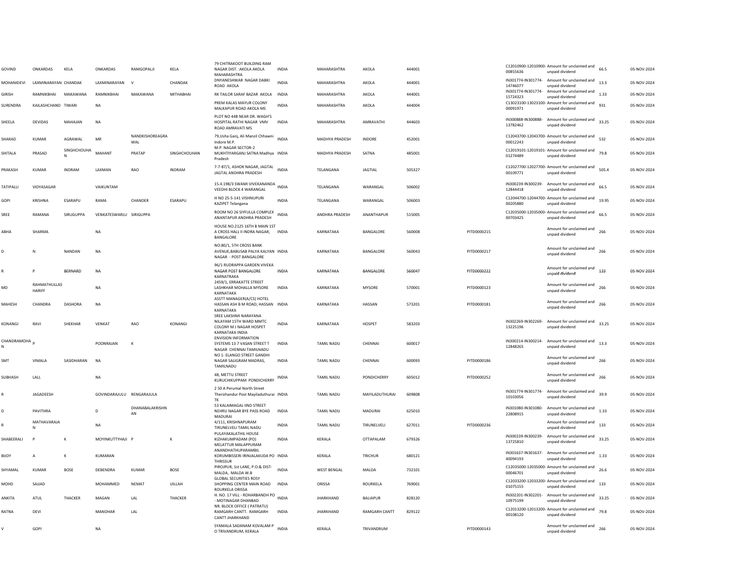| | | | | | | | | | | | | | | | | |
|---|---|---|---|---|---|---|---|---|---|---|---|---|---|---|---|---|
| GOVIND | ONKARDAS | KELA | ONKARDAS | RAMGOPALJI | KELA | 79 CHITRAKOOT BUILDING RAM NAGAR DIST. :AKOLA AKOLA MAHARASHTRA | INDIA | MAHARASHTRA | AKOLA | 444001 | | C12010900-12010900-00855636 | Amount for unclaimed and unpaid dividend | 66.5 | 05-NOV-2024 |
| MOHANIDEVI | LAXMINARAYAN | CHANDAK | LAXMINARAYAN | V | CHANDAK | DNYANESHWAR NAGAR DABKI ROAD AKOLA | INDIA | MAHARASHTRA | AKOLA | 444001 | | IN301774-IN301774-14746077 | Amount for unclaimed and unpaid dividend | 13.3 | 05-NOV-2024 |
| GIRISH | RAMNIKBHAI | MAKAWANA | RAMNIKBHAI | MAKAWANA | MITHABHAI | RK TAILOR SARAF BAZAR AKOLA | INDIA | MAHARASHTRA | AKOLA | 444001 | | IN301774-IN301774-15724323 | Amount for unclaimed and unpaid dividend | 1.33 | 05-NOV-2024 |
| SURENDRA | KAILASHCHAND | TIWARI | NA | | | PREM KALAS MAYUR COLONY MALKAPUR ROAD AKOLA MS | INDIA | MAHARASHTRA | AKOLA | 444004 | | C13023100-13023100-00091971 | Amount for unclaimed and unpaid dividend | 931 | 05-NOV-2024 |
| SHEELA | DEVIDAS | MAHAJAN | NA | | | PLOT NO 44B NEAR DR. WAGH'S HOSPITAL RATHI NAGAR VMV ROAD AMRAVATI MS | INDIA | MAHARASHTRA | AMRAVATHI | 444603 | | IN300888-IN300888-13782462 | Amount for unclaimed and unpaid dividend | 33.25 | 05-NOV-2024 |
| SHARAD | KUMAR | AGRAWAL | MR | NANDKISHOREAGRAWAL | | 79,Usha Ganj, Ali Manzil Chhawni Indore M.P. | INDIA | MADHYA PRADESH | INDORE | 452001 | | C12043700-12043700-00012243 | Amount for unclaimed and unpaid dividend | 532 | 05-NOV-2024 |
| SHITALA | PRASAD | SINGHCHOUHAN | MAHANT | PRATAP | SINGHCHOUHAN | M.P. NAGAR SECTOR-2 MUKHTIYARGANJ SATNA Madhya Pradesh | INDIA | MADHYA PRADESH | SATNA | 485001 | | C12019101-12019101-01274489 | Amount for unclaimed and unpaid dividend | 79.8 | 05-NOV-2024 |
| PRAKASH | KUMAR | INDRAM | LAXMAN | RAO | INDRAM | 7-7-87/1, ASHOK NAGAR, JAGTAL JAGTAL ANDHRA PRADESH | INDIA | TELANGANA | JAGTIAL | 505327 | | C12027700-12027700-00109771 | Amount for unclaimed and unpaid dividend | 505.4 | 05-NOV-2024 |
| TATIPALLI | VIDYASAGAR | | VAIKUNTAM | | | 15.4.198/3 SWAMI VIVEKANANDA VEEDHI BLOCK 4 WARANGAL | INDIA | TELANGANA | WARANGAL | 506002 | | IN300239-IN300239-12844418 | Amount for unclaimed and unpaid dividend | 66.5 | 05-NOV-2024 |
| GOPI | KRISHNA | ESARAPU | RAMA | CHANDER | ESARAPU | H NO 25-5-141 VISHNUPURI KAZIPET Telangana | INDIA | TELANGANA | WARANGAL | 506003 | | C12044700-12044700-00205880 | Amount for unclaimed and unpaid dividend | 19.95 | 05-NOV-2024 |
| SREE | RAMANA | SIRUGUPPA | VENKATESWARLU | SIRIGUPPA | | ROOM NO 26 SIYFULLA COMPLEX ANANTAPUR ANDHRA PRADESH | INDIA | ANDHRA PRADESH | ANANTHAPUR | 515005 | | C12035000-12035000-00703425 | Amount for unclaimed and unpaid dividend | 66.5 | 05-NOV-2024 |
| ABHA | SHARMA | | NA | | | HOUSE NO.2125 16TH B MAIN 1ST A CROSS HALL II INDRA NAGAR, BANGALORE | INDIA | KARNATAKA | BANGALORE | 560008 | PITD0000215 | | Amount for unclaimed and unpaid dividend | 266 | 05-NOV-2024 |
| D | N | NANDAN | NA | | | NO:80/1, 5TH CROSS BANK AVENUE,BABUSAB PALYA KALYAN NAGAR - POST BANGALORE | INDIA | KARNATAKA | BANGALORE | 560043 | PITD0000217 | | Amount for unclaimed and unpaid dividend | 266 | 05-NOV-2024 |
| R | P | BERNARD | NA | | | 96/1 RUDRAPPA GARDEN VIVEKA NAGAR POST BANGALORE KARNATRAKA | INDIA | KARNATAKA | BANGALORE | 560047 | PITD0000222 | | Amount for unclaimed and unpaid dividend | 133 | 05-NOV-2024 |
| MD | RAHMATHULLAS HARIFF | | NA | | | 2459/1, ERRAKATTE STREET LASHKHAR MOHALLA MYSORE KARNATAKA | INDIA | KARNATAKA | MYSORE | 570001 | PITD0000123 | | Amount for unclaimed and unpaid dividend | 266 | 05-NOV-2024 |
| MAHESH | CHANDRA | DASHORA | NA | | | ASSTT MANAGER(A/CS) HOTEL HASSAN ASH B M ROAD, HASSAN KARNATAKA | INDIA | KARNATAKA | HASSAN | 573201 | PITD0000181 | | Amount for unclaimed and unpaid dividend | 266 | 05-NOV-2024 |
| KONANGI | RAVI | SHEKHAR | VENKAT | RAO | KONANGI | SREE LAKSHMI NARAYANA NILAYAM 15TH WARD MMTC COLONY M J NAGAR HOSPET KARNATAKA INDIA | INDIA | KARNATAKA | HOSPET | 583203 | | IN302269-IN302269-13225196 | Amount for unclaimed and unpaid dividend | 33.25 | 05-NOV-2024 |
| CHANDRAMOHAN | P | | POONRAJAN | K | | ENVISION INFORMATION SYSTEMS 13 7 VASAN STREET T NAGAR CHENNAI TAMILNADU | INDIA | TAMIL NADU | CHENNAI | 600017 | | IN300214-IN300214-12848265 | Amount for unclaimed and unpaid dividend | 13.3 | 05-NOV-2024 |
| SMT | VIMALA | SASIDHARAN | NA | | | NO 1: ELANGO STREET GANDHI NAGAR SALIGRAM MADRAS, TAMILNADU | INDIA | TAMIL NADU | CHENNAI | 600093 | PITD0000186 | | Amount for unclaimed and unpaid dividend | 266 | 05-NOV-2024 |
| SUBHASH | LALL | | NA | | | 48, METTU STREET KURUCHIKUPPAM PONDICHERRY | INDIA | TAMIL NADU | PONDICHERRY | 605012 | PITD0000252 | | Amount for unclaimed and unpaid dividend | 266 | 05-NOV-2024 |
| R | JAGADEESH | | GOVINDARAJULU | RENGARAJULA | | 2 50 A Perumal North Street Therizhandur Post Mayiladuthurai TK | INDIA | TAMIL NADU | MAYILADUTHURAI | 609808 | | IN301774-IN301774-10103056 | Amount for unclaimed and unpaid dividend | 39.9 | 05-NOV-2024 |
| D | PAVITHRA | | D | DHANABALAKRISHNAN | | 53 KALAIMAGAL IIND STREET NEHRU NAGAR BYE PASS ROAD MADURAI | INDIA | TAMIL NADU | MADURAI | 625010 | | IN301080-IN301080-22808915 | Amount for unclaimed and unpaid dividend | 1.33 | 05-NOV-2024 |
| R | MATHAVARAJAN | | NA | | | 4/111, KRISHNAPURAM TIRUNELVELI TAMIL NADU | INDIA | TAMIL NADU | TIRUNELVELI | 627011 | PITD0000236 | | Amount for unclaimed and unpaid dividend | 133 | 05-NOV-2024 |
| SHABEERALI | P | K | MOYINKUTTYHAJI | P | K | PULAYAKALATHIL HOUSE KIZHAKUMPADAM (PO) MELATTUR MALAPPURAM | INDIA | KERALA | OTTAPALAM | 679326 | | IN300239-IN300239-13725810 | Amount for unclaimed and unpaid dividend | 33.25 | 05-NOV-2024 |
| BIJOY | A | K | KUMARAN | | | ANANDHATHUPARAMBIL KORUMBISSERI IRINJALAKUDA PO THRISSUR | INDIA | KERALA | TRICHUR | 680121 | | IN301637-IN301637-40094193 | Amount for unclaimed and unpaid dividend | 1.33 | 05-NOV-2024 |
| SHYAMAL | KUMAR | BOSE | DEBENDRA | KUMAR | BOSE | PIROJPUR, 1st LANE, P.O.& DIST-MALDA, MALDA W.B | INDIA | WEST BENGAL | MALDA | 732101 | | C12035000-12035000-00046701 | Amount for unclaimed and unpaid dividend | 26.6 | 05-NOV-2024 |
| MOHD | SAJJAD | | MOHAMMED | NEMAT | UILLAH | GLOBAL SECURITIES ROSY SHOPPING CENTER MAIN ROAD ROURKELA ORISSA | INDIA | ORISSA | ROURKELA | 769001 | | C12033200-12033200-01075155 | Amount for unclaimed and unpaid dividend | 133 | 05-NOV-2024 |
| ANKITA | ATUL | THACKER | MAGAN | LAL | THACKER | H. NO. 17 VILL - ROHARBANDH PO - MOTINAGAR DHANBAD | INDIA | JHARKHAND | BALIAPUR | 828120 | | IN302201-IN302201-10975199 | Amount for unclaimed and unpaid dividend | 33.25 | 05-NOV-2024 |
| RATNA | DEVI | | MANOHAR | LAL | | NR. BLOCK OFFICE ( PATRATU) RAMGARH CANTT. RAMGARH CANTT JHARKHAND | INDIA | JHARKHAND | RAMGARH CANTT | 829122 | | C12013200-12013200-00108120 | Amount for unclaimed and unpaid dividend | 79.8 | 05-NOV-2024 |
| V | GOPI | | NA | | | SYAMALA SADANAM KOVALAM P O TRIVANDRUM, KERALA | INDIA | KERALA | TRIVANDRUM | | PITD0000143 | | Amount for unclaimed and unpaid dividend | 266 | 05-NOV-2024 |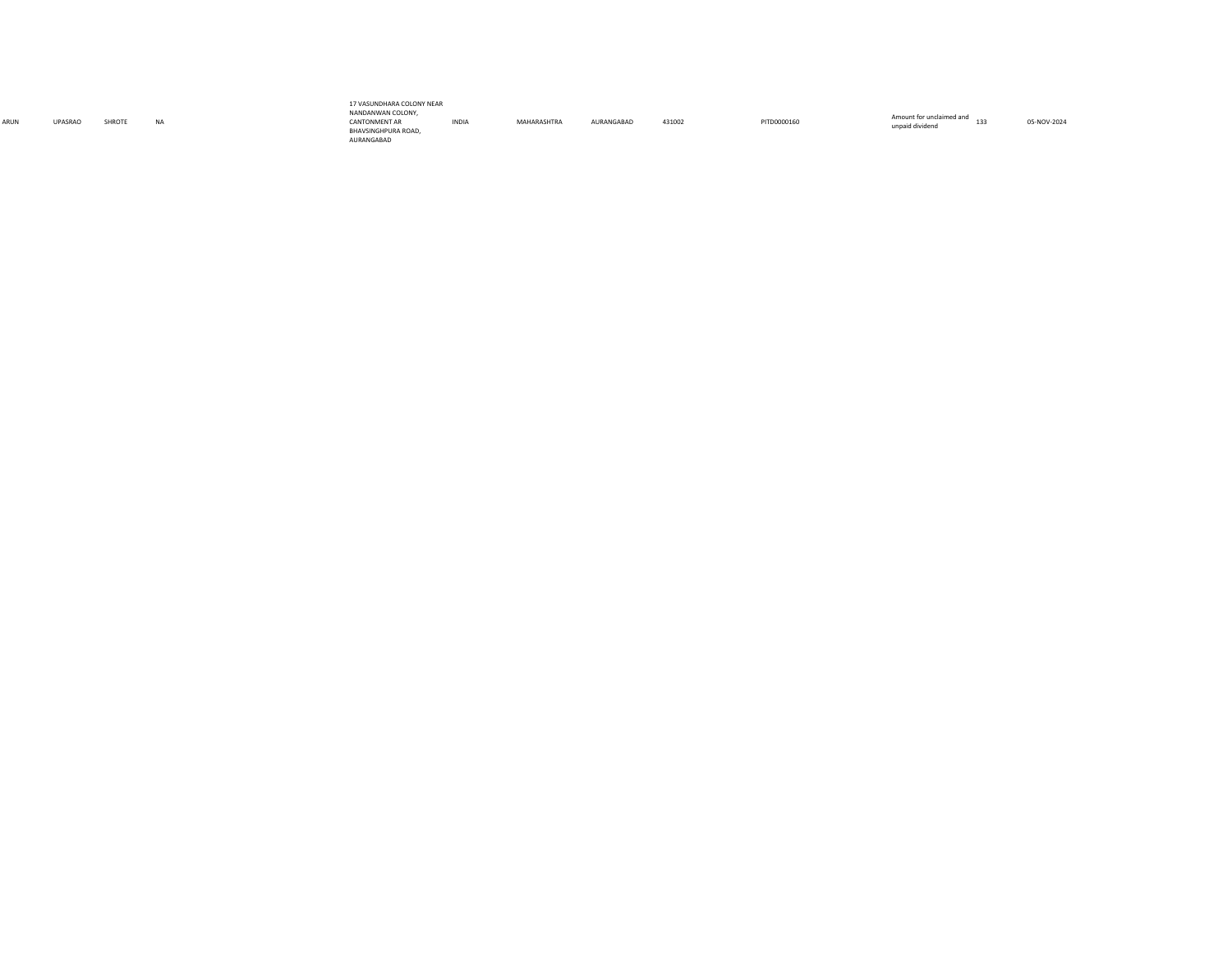| | | | | | | | | | | | | | |
|---|---|---|---|---|---|---|---|---|---|---|---|---|---|
| ARUN | UPASRAO | SHROTE | NA | | | 17 VASUNDHARA COLONY NEAR NANDANWAN COLONY, CANTONMENT AR BHAVSINGHPURA ROAD, AURANGABAD | INDIA | MAHARASHTRA | AURANGABAD | 431002 | PITD0000160 | Amount for unclaimed and unpaid dividend | 133 | 05-NOV-2024 |